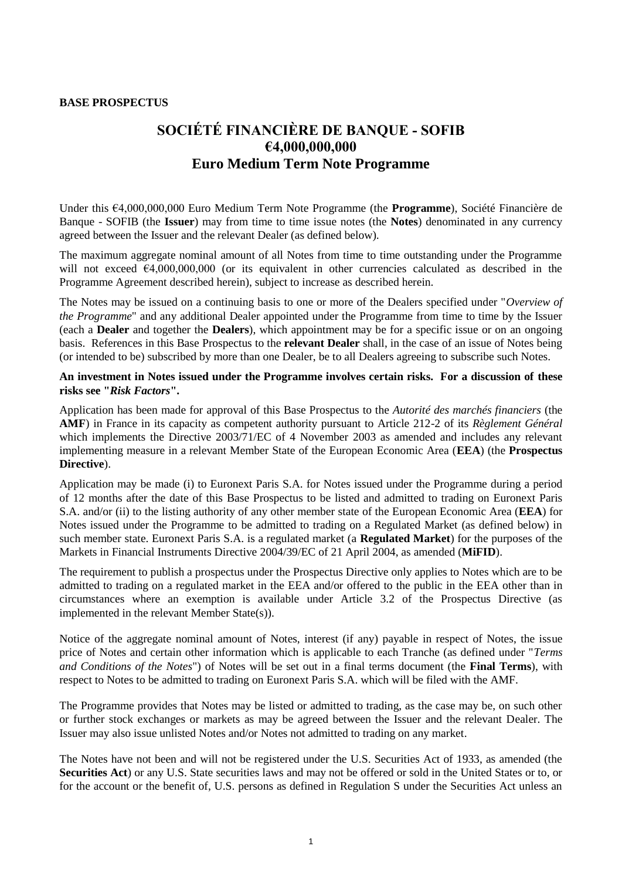**BASE PROSPECTUS**

# SOCIÉTÉ FINANCIÈRE DE BANQUE - SOFIB
# €4,000,000,000
# Euro Medium Term Note Programme

Under this €4,000,000,000 Euro Medium Term Note Programme (the **Programme**), Société Financière de Banque - SOFIB (the **Issuer**) may from time to time issue notes (the **Notes**) denominated in any currency agreed between the Issuer and the relevant Dealer (as defined below).

The maximum aggregate nominal amount of all Notes from time to time outstanding under the Programme will not exceed €4,000,000,000 (or its equivalent in other currencies calculated as described in the Programme Agreement described herein), subject to increase as described herein.

The Notes may be issued on a continuing basis to one or more of the Dealers specified under "*Overview of the Programme*" and any additional Dealer appointed under the Programme from time to time by the Issuer (each a **Dealer** and together the **Dealers**), which appointment may be for a specific issue or on an ongoing basis. References in this Base Prospectus to the **relevant Dealer** shall, in the case of an issue of Notes being (or intended to be) subscribed by more than one Dealer, be to all Dealers agreeing to subscribe such Notes.

**An investment in Notes issued under the Programme involves certain risks. For a discussion of these risks see "*Risk Factors*".**

Application has been made for approval of this Base Prospectus to the *Autorité des marchés financiers* (the **AMF**) in France in its capacity as competent authority pursuant to Article 212-2 of its *Règlement Général* which implements the Directive 2003/71/EC of 4 November 2003 as amended and includes any relevant implementing measure in a relevant Member State of the European Economic Area (**EEA**) (the **Prospectus Directive**).

Application may be made (i) to Euronext Paris S.A. for Notes issued under the Programme during a period of 12 months after the date of this Base Prospectus to be listed and admitted to trading on Euronext Paris S.A. and/or (ii) to the listing authority of any other member state of the European Economic Area (**EEA**) for Notes issued under the Programme to be admitted to trading on a Regulated Market (as defined below) in such member state. Euronext Paris S.A. is a regulated market (a **Regulated Market**) for the purposes of the Markets in Financial Instruments Directive 2004/39/EC of 21 April 2004, as amended (**MiFID**).

The requirement to publish a prospectus under the Prospectus Directive only applies to Notes which are to be admitted to trading on a regulated market in the EEA and/or offered to the public in the EEA other than in circumstances where an exemption is available under Article 3.2 of the Prospectus Directive (as implemented in the relevant Member State(s)).

Notice of the aggregate nominal amount of Notes, interest (if any) payable in respect of Notes, the issue price of Notes and certain other information which is applicable to each Tranche (as defined under "*Terms and Conditions of the Notes*") of Notes will be set out in a final terms document (the **Final Terms**), with respect to Notes to be admitted to trading on Euronext Paris S.A. which will be filed with the AMF.

The Programme provides that Notes may be listed or admitted to trading, as the case may be, on such other or further stock exchanges or markets as may be agreed between the Issuer and the relevant Dealer. The Issuer may also issue unlisted Notes and/or Notes not admitted to trading on any market.

The Notes have not been and will not be registered under the U.S. Securities Act of 1933, as amended (the **Securities Act**) or any U.S. State securities laws and may not be offered or sold in the United States or to, or for the account or the benefit of, U.S. persons as defined in Regulation S under the Securities Act unless an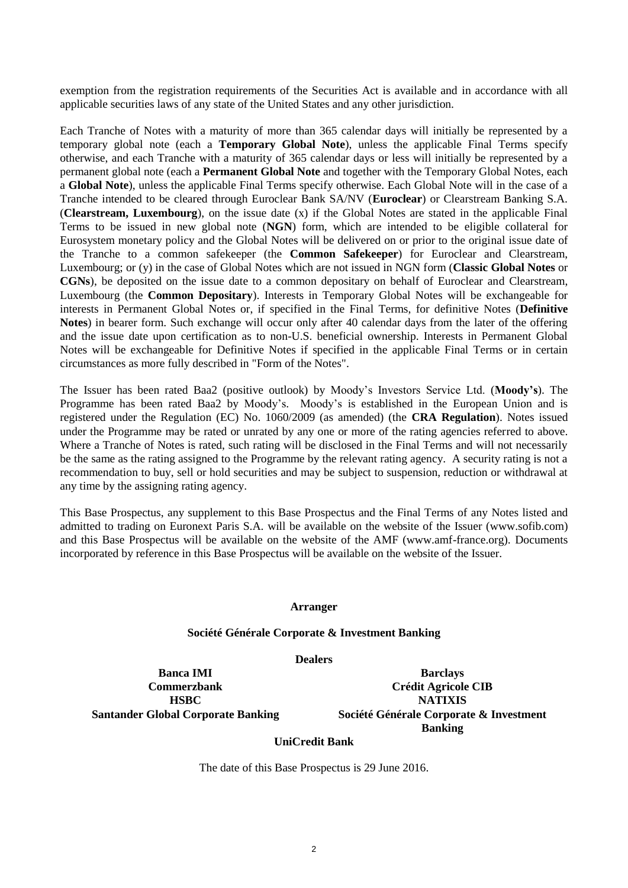exemption from the registration requirements of the Securities Act is available and in accordance with all applicable securities laws of any state of the United States and any other jurisdiction.

Each Tranche of Notes with a maturity of more than 365 calendar days will initially be represented by a temporary global note (each a **Temporary Global Note**), unless the applicable Final Terms specify otherwise, and each Tranche with a maturity of 365 calendar days or less will initially be represented by a permanent global note (each a **Permanent Global Note** and together with the Temporary Global Notes, each a **Global Note**), unless the applicable Final Terms specify otherwise. Each Global Note will in the case of a Tranche intended to be cleared through Euroclear Bank SA/NV (**Euroclear**) or Clearstream Banking S.A. (**Clearstream, Luxembourg**), on the issue date (x) if the Global Notes are stated in the applicable Final Terms to be issued in new global note (**NGN**) form, which are intended to be eligible collateral for Eurosystem monetary policy and the Global Notes will be delivered on or prior to the original issue date of the Tranche to a common safekeeper (the **Common Safekeeper**) for Euroclear and Clearstream, Luxembourg; or (y) in the case of Global Notes which are not issued in NGN form (**Classic Global Notes** or **CGNs**), be deposited on the issue date to a common depositary on behalf of Euroclear and Clearstream, Luxembourg (the **Common Depositary**). Interests in Temporary Global Notes will be exchangeable for interests in Permanent Global Notes or, if specified in the Final Terms, for definitive Notes (**Definitive Notes**) in bearer form. Such exchange will occur only after 40 calendar days from the later of the offering and the issue date upon certification as to non-U.S. beneficial ownership. Interests in Permanent Global Notes will be exchangeable for Definitive Notes if specified in the applicable Final Terms or in certain circumstances as more fully described in "Form of the Notes".

The Issuer has been rated Baa2 (positive outlook) by Moody's Investors Service Ltd. (**Moody's**). The Programme has been rated Baa2 by Moody's. Moody's is established in the European Union and is registered under the Regulation (EC) No. 1060/2009 (as amended) (the **CRA Regulation**). Notes issued under the Programme may be rated or unrated by any one or more of the rating agencies referred to above. Where a Tranche of Notes is rated, such rating will be disclosed in the Final Terms and will not necessarily be the same as the rating assigned to the Programme by the relevant rating agency. A security rating is not a recommendation to buy, sell or hold securities and may be subject to suspension, reduction or withdrawal at any time by the assigning rating agency.

This Base Prospectus, any supplement to this Base Prospectus and the Final Terms of any Notes listed and admitted to trading on Euronext Paris S.A. will be available on the website of the Issuer (www.sofib.com) and this Base Prospectus will be available on the website of the AMF (www.amf-france.org). Documents incorporated by reference in this Base Prospectus will be available on the website of the Issuer.

**Arranger**

**Société Générale Corporate & Investment Banking**

**Dealers**

**Banca IMI**

**Barclays**

**Commerzbank**

**Crédit Agricole CIB**

**HSBC**

**NATIXIS**

**Santander Global Corporate Banking**

**Société Générale Corporate & Investment Banking**

**UniCredit Bank**

The date of this Base Prospectus is 29 June 2016.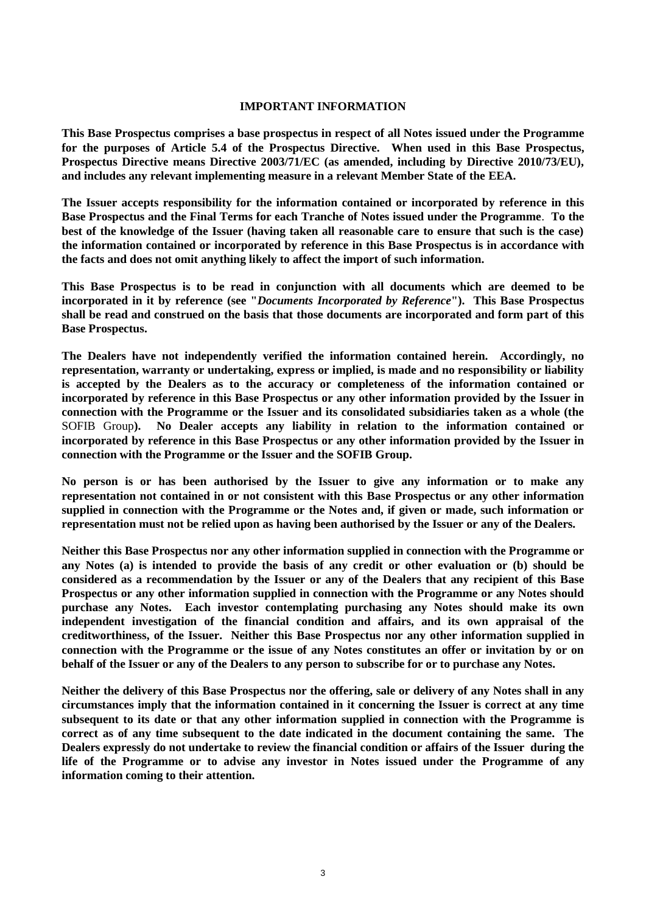## IMPORTANT INFORMATION

**This Base Prospectus comprises a base prospectus in respect of all Notes issued under the Programme for the purposes of Article 5.4 of the Prospectus Directive. When used in this Base Prospectus, Prospectus Directive means Directive 2003/71/EC (as amended, including by Directive 2010/73/EU), and includes any relevant implementing measure in a relevant Member State of the EEA.**

**The Issuer accepts responsibility for the information contained or incorporated by reference in this Base Prospectus and the Final Terms for each Tranche of Notes issued under the Programme. To the best of the knowledge of the Issuer (having taken all reasonable care to ensure that such is the case) the information contained or incorporated by reference in this Base Prospectus is in accordance with the facts and does not omit anything likely to affect the import of such information.**

**This Base Prospectus is to be read in conjunction with all documents which are deemed to be incorporated in it by reference (see "*Documents Incorporated by Reference*"). This Base Prospectus shall be read and construed on the basis that those documents are incorporated and form part of this Base Prospectus.**

**The Dealers have not independently verified the information contained herein. Accordingly, no representation, warranty or undertaking, express or implied, is made and no responsibility or liability is accepted by the Dealers as to the accuracy or completeness of the information contained or incorporated by reference in this Base Prospectus or any other information provided by the Issuer in connection with the Programme or the Issuer and its consolidated subsidiaries taken as a whole (the** SOFIB Group**). No Dealer accepts any liability in relation to the information contained or incorporated by reference in this Base Prospectus or any other information provided by the Issuer in connection with the Programme or the Issuer and the SOFIB Group.**

**No person is or has been authorised by the Issuer to give any information or to make any representation not contained in or not consistent with this Base Prospectus or any other information supplied in connection with the Programme or the Notes and, if given or made, such information or representation must not be relied upon as having been authorised by the Issuer or any of the Dealers.**

**Neither this Base Prospectus nor any other information supplied in connection with the Programme or any Notes (a) is intended to provide the basis of any credit or other evaluation or (b) should be considered as a recommendation by the Issuer or any of the Dealers that any recipient of this Base Prospectus or any other information supplied in connection with the Programme or any Notes should purchase any Notes. Each investor contemplating purchasing any Notes should make its own independent investigation of the financial condition and affairs, and its own appraisal of the creditworthiness, of the Issuer. Neither this Base Prospectus nor any other information supplied in connection with the Programme or the issue of any Notes constitutes an offer or invitation by or on behalf of the Issuer or any of the Dealers to any person to subscribe for or to purchase any Notes.**

**Neither the delivery of this Base Prospectus nor the offering, sale or delivery of any Notes shall in any circumstances imply that the information contained in it concerning the Issuer is correct at any time subsequent to its date or that any other information supplied in connection with the Programme is correct as of any time subsequent to the date indicated in the document containing the same. The Dealers expressly do not undertake to review the financial condition or affairs of the Issuer during the life of the Programme or to advise any investor in Notes issued under the Programme of any information coming to their attention.**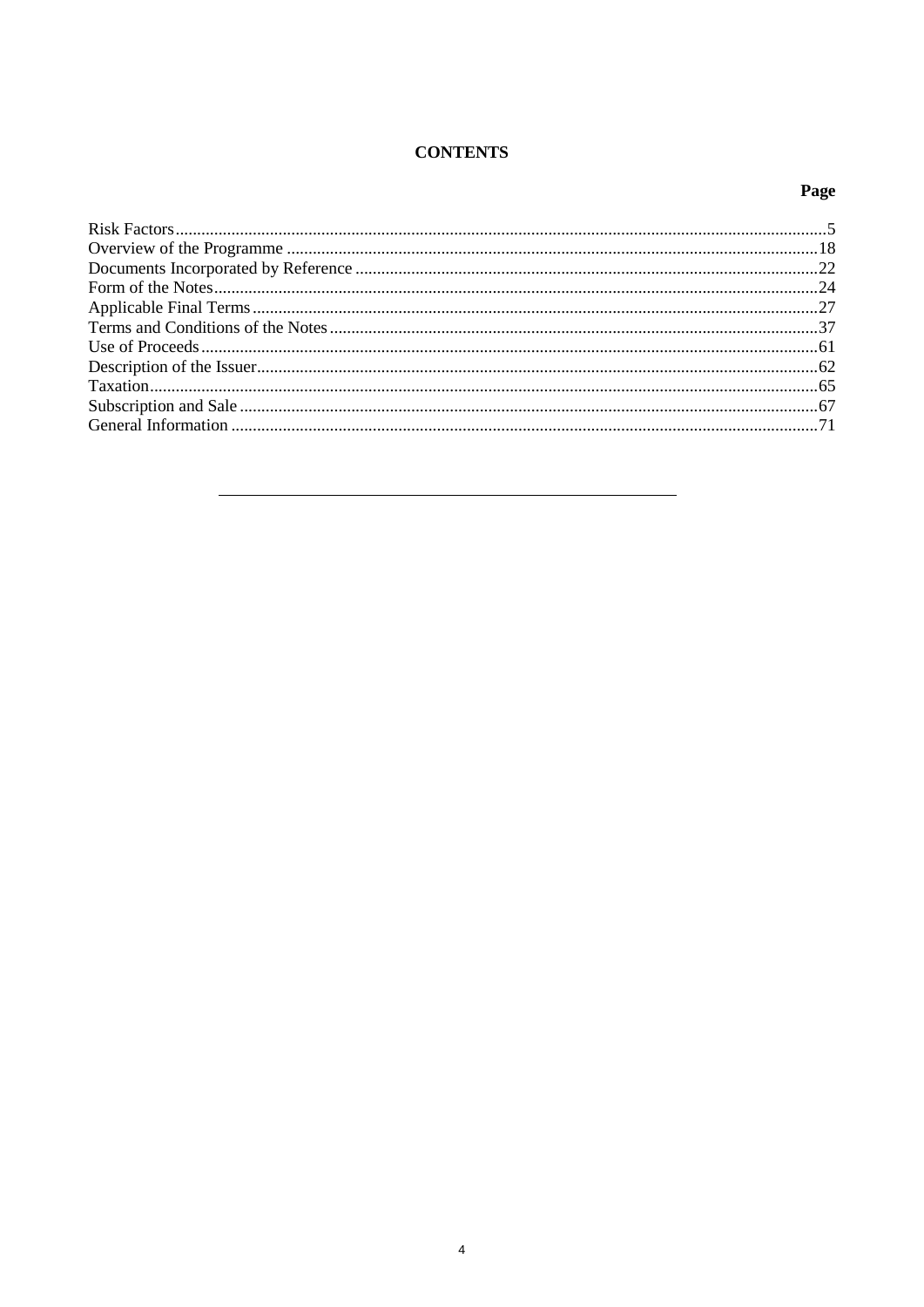# CONTENTS

| | Page |
|---|---|
| Risk Factors | 5 |
| Overview of the Programme | 18 |
| Documents Incorporated by Reference | 22 |
| Form of the Notes | 24 |
| Applicable Final Terms | 27 |
| Terms and Conditions of the Notes | 37 |
| Use of Proceeds | 61 |
| Description of the Issuer | 62 |
| Taxation | 65 |
| Subscription and Sale | 67 |
| General Information | 71 |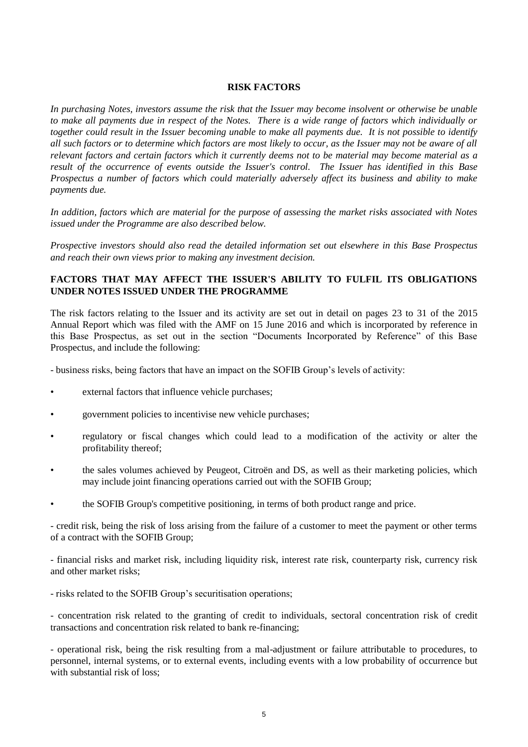# RISK FACTORS

*In purchasing Notes, investors assume the risk that the Issuer may become insolvent or otherwise be unable to make all payments due in respect of the Notes. There is a wide range of factors which individually or together could result in the Issuer becoming unable to make all payments due. It is not possible to identify all such factors or to determine which factors are most likely to occur, as the Issuer may not be aware of all relevant factors and certain factors which it currently deems not to be material may become material as a result of the occurrence of events outside the Issuer's control. The Issuer has identified in this Base Prospectus a number of factors which could materially adversely affect its business and ability to make payments due.*

*In addition, factors which are material for the purpose of assessing the market risks associated with Notes issued under the Programme are also described below.*

*Prospective investors should also read the detailed information set out elsewhere in this Base Prospectus and reach their own views prior to making any investment decision.*

## FACTORS THAT MAY AFFECT THE ISSUER'S ABILITY TO FULFIL ITS OBLIGATIONS UNDER NOTES ISSUED UNDER THE PROGRAMME

The risk factors relating to the Issuer and its activity are set out in detail on pages 23 to 31 of the 2015 Annual Report which was filed with the AMF on 15 June 2016 and which is incorporated by reference in this Base Prospectus, as set out in the section "Documents Incorporated by Reference" of this Base Prospectus, and include the following:

- business risks, being factors that have an impact on the SOFIB Group's levels of activity:
  - external factors that influence vehicle purchases;
  - government policies to incentivise new vehicle purchases;
  - regulatory or fiscal changes which could lead to a modification of the activity or alter the profitability thereof;
  - the sales volumes achieved by Peugeot, Citroën and DS, as well as their marketing policies, which may include joint financing operations carried out with the SOFIB Group;
  - the SOFIB Group's competitive positioning, in terms of both product range and price.
- credit risk, being the risk of loss arising from the failure of a customer to meet the payment or other terms of a contract with the SOFIB Group;
- financial risks and market risk, including liquidity risk, interest rate risk, counterparty risk, currency risk and other market risks;
- risks related to the SOFIB Group's securitisation operations;
- concentration risk related to the granting of credit to individuals, sectoral concentration risk of credit transactions and concentration risk related to bank re-financing;
- operational risk, being the risk resulting from a mal-adjustment or failure attributable to procedures, to personnel, internal systems, or to external events, including events with a low probability of occurrence but with substantial risk of loss;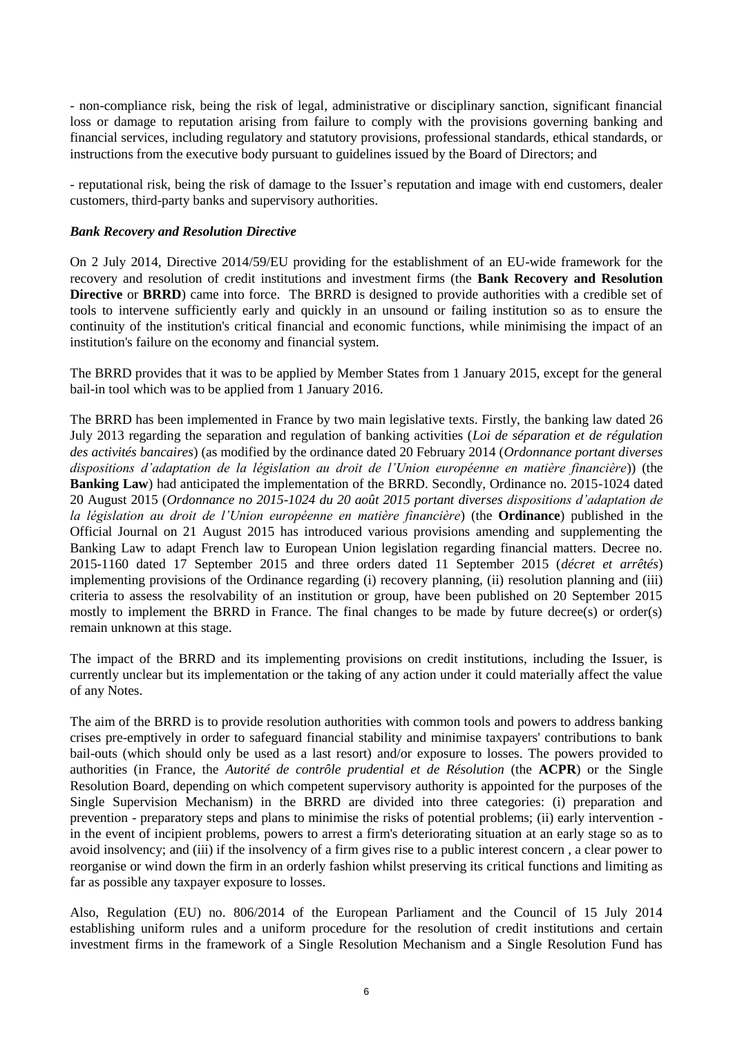- non-compliance risk, being the risk of legal, administrative or disciplinary sanction, significant financial loss or damage to reputation arising from failure to comply with the provisions governing banking and financial services, including regulatory and statutory provisions, professional standards, ethical standards, or instructions from the executive body pursuant to guidelines issued by the Board of Directors; and

- reputational risk, being the risk of damage to the Issuer's reputation and image with end customers, dealer customers, third-party banks and supervisory authorities.

***Bank Recovery and Resolution Directive***

On 2 July 2014, Directive 2014/59/EU providing for the establishment of an EU-wide framework for the recovery and resolution of credit institutions and investment firms (the **Bank Recovery and Resolution Directive** or **BRRD**) came into force. The BRRD is designed to provide authorities with a credible set of tools to intervene sufficiently early and quickly in an unsound or failing institution so as to ensure the continuity of the institution's critical financial and economic functions, while minimising the impact of an institution's failure on the economy and financial system.

The BRRD provides that it was to be applied by Member States from 1 January 2015, except for the general bail-in tool which was to be applied from 1 January 2016.

The BRRD has been implemented in France by two main legislative texts. Firstly, the banking law dated 26 July 2013 regarding the separation and regulation of banking activities (*Loi de séparation et de régulation des activités bancaires*) (as modified by the ordinance dated 20 February 2014 (*Ordonnance portant diverses dispositions d'adaptation de la législation au droit de l'Union européenne en matière financière*)) (the **Banking Law**) had anticipated the implementation of the BRRD. Secondly, Ordinance no. 2015-1024 dated 20 August 2015 (*Ordonnance no 2015-1024 du 20 août 2015 portant diverses dispositions d'adaptation de la législation au droit de l'Union européenne en matière financière*) (the **Ordinance**) published in the Official Journal on 21 August 2015 has introduced various provisions amending and supplementing the Banking Law to adapt French law to European Union legislation regarding financial matters. Decree no. 2015-1160 dated 17 September 2015 and three orders dated 11 September 2015 (*décret et arrêtés*) implementing provisions of the Ordinance regarding (i) recovery planning, (ii) resolution planning and (iii) criteria to assess the resolvability of an institution or group, have been published on 20 September 2015 mostly to implement the BRRD in France. The final changes to be made by future decree(s) or order(s) remain unknown at this stage.

The impact of the BRRD and its implementing provisions on credit institutions, including the Issuer, is currently unclear but its implementation or the taking of any action under it could materially affect the value of any Notes.

The aim of the BRRD is to provide resolution authorities with common tools and powers to address banking crises pre-emptively in order to safeguard financial stability and minimise taxpayers' contributions to bank bail-outs (which should only be used as a last resort) and/or exposure to losses. The powers provided to authorities (in France, the *Autorité de contrôle prudential et de Résolution* (the **ACPR**) or the Single Resolution Board, depending on which competent supervisory authority is appointed for the purposes of the Single Supervision Mechanism) in the BRRD are divided into three categories: (i) preparation and prevention - preparatory steps and plans to minimise the risks of potential problems; (ii) early intervention - in the event of incipient problems, powers to arrest a firm's deteriorating situation at an early stage so as to avoid insolvency; and (iii) if the insolvency of a firm gives rise to a public interest concern , a clear power to reorganise or wind down the firm in an orderly fashion whilst preserving its critical functions and limiting as far as possible any taxpayer exposure to losses.

Also, Regulation (EU) no. 806/2014 of the European Parliament and the Council of 15 July 2014 establishing uniform rules and a uniform procedure for the resolution of credit institutions and certain investment firms in the framework of a Single Resolution Mechanism and a Single Resolution Fund has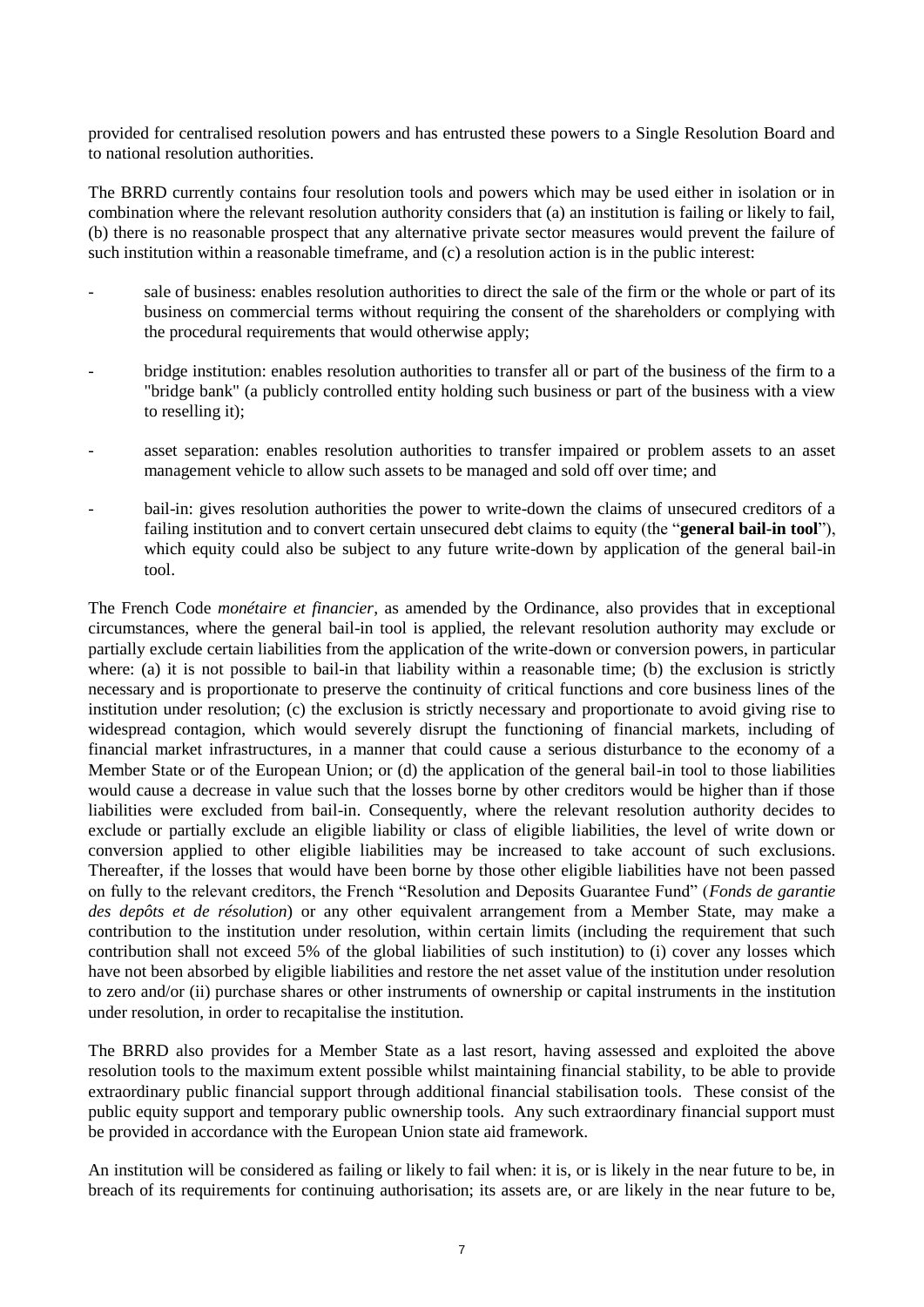provided for centralised resolution powers and has entrusted these powers to a Single Resolution Board and to national resolution authorities.

The BRRD currently contains four resolution tools and powers which may be used either in isolation or in combination where the relevant resolution authority considers that (a) an institution is failing or likely to fail, (b) there is no reasonable prospect that any alternative private sector measures would prevent the failure of such institution within a reasonable timeframe, and (c) a resolution action is in the public interest:

- sale of business: enables resolution authorities to direct the sale of the firm or the whole or part of its business on commercial terms without requiring the consent of the shareholders or complying with the procedural requirements that would otherwise apply;
- bridge institution: enables resolution authorities to transfer all or part of the business of the firm to a "bridge bank" (a publicly controlled entity holding such business or part of the business with a view to reselling it);
- asset separation: enables resolution authorities to transfer impaired or problem assets to an asset management vehicle to allow such assets to be managed and sold off over time; and
- bail-in: gives resolution authorities the power to write-down the claims of unsecured creditors of a failing institution and to convert certain unsecured debt claims to equity (the "**general bail-in tool**"), which equity could also be subject to any future write-down by application of the general bail-in tool.

The French Code *monétaire et financier*, as amended by the Ordinance, also provides that in exceptional circumstances, where the general bail-in tool is applied, the relevant resolution authority may exclude or partially exclude certain liabilities from the application of the write-down or conversion powers, in particular where: (a) it is not possible to bail-in that liability within a reasonable time; (b) the exclusion is strictly necessary and is proportionate to preserve the continuity of critical functions and core business lines of the institution under resolution; (c) the exclusion is strictly necessary and proportionate to avoid giving rise to widespread contagion, which would severely disrupt the functioning of financial markets, including of financial market infrastructures, in a manner that could cause a serious disturbance to the economy of a Member State or of the European Union; or (d) the application of the general bail-in tool to those liabilities would cause a decrease in value such that the losses borne by other creditors would be higher than if those liabilities were excluded from bail-in. Consequently, where the relevant resolution authority decides to exclude or partially exclude an eligible liability or class of eligible liabilities, the level of write down or conversion applied to other eligible liabilities may be increased to take account of such exclusions. Thereafter, if the losses that would have been borne by those other eligible liabilities have not been passed on fully to the relevant creditors, the French "Resolution and Deposits Guarantee Fund" (*Fonds de garantie des depôts et de résolution*) or any other equivalent arrangement from a Member State, may make a contribution to the institution under resolution, within certain limits (including the requirement that such contribution shall not exceed 5% of the global liabilities of such institution) to (i) cover any losses which have not been absorbed by eligible liabilities and restore the net asset value of the institution under resolution to zero and/or (ii) purchase shares or other instruments of ownership or capital instruments in the institution under resolution, in order to recapitalise the institution.

The BRRD also provides for a Member State as a last resort, having assessed and exploited the above resolution tools to the maximum extent possible whilst maintaining financial stability, to be able to provide extraordinary public financial support through additional financial stabilisation tools. These consist of the public equity support and temporary public ownership tools. Any such extraordinary financial support must be provided in accordance with the European Union state aid framework.

An institution will be considered as failing or likely to fail when: it is, or is likely in the near future to be, in breach of its requirements for continuing authorisation; its assets are, or are likely in the near future to be,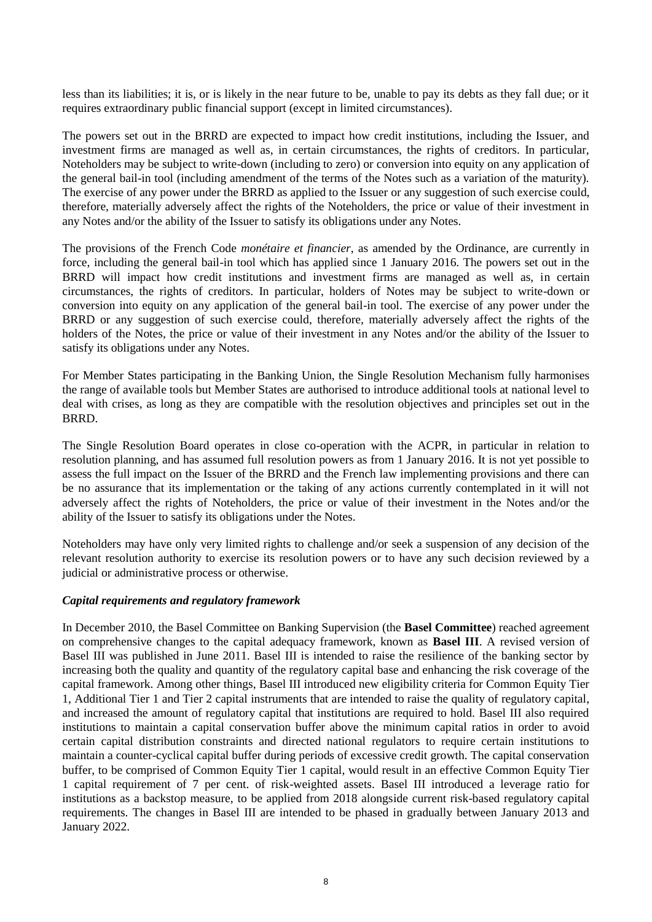less than its liabilities; it is, or is likely in the near future to be, unable to pay its debts as they fall due; or it requires extraordinary public financial support (except in limited circumstances).

The powers set out in the BRRD are expected to impact how credit institutions, including the Issuer, and investment firms are managed as well as, in certain circumstances, the rights of creditors. In particular, Noteholders may be subject to write-down (including to zero) or conversion into equity on any application of the general bail-in tool (including amendment of the terms of the Notes such as a variation of the maturity). The exercise of any power under the BRRD as applied to the Issuer or any suggestion of such exercise could, therefore, materially adversely affect the rights of the Noteholders, the price or value of their investment in any Notes and/or the ability of the Issuer to satisfy its obligations under any Notes.

The provisions of the French Code *monétaire et financier*, as amended by the Ordinance, are currently in force, including the general bail-in tool which has applied since 1 January 2016. The powers set out in the BRRD will impact how credit institutions and investment firms are managed as well as, in certain circumstances, the rights of creditors. In particular, holders of Notes may be subject to write-down or conversion into equity on any application of the general bail-in tool. The exercise of any power under the BRRD or any suggestion of such exercise could, therefore, materially adversely affect the rights of the holders of the Notes, the price or value of their investment in any Notes and/or the ability of the Issuer to satisfy its obligations under any Notes.

For Member States participating in the Banking Union, the Single Resolution Mechanism fully harmonises the range of available tools but Member States are authorised to introduce additional tools at national level to deal with crises, as long as they are compatible with the resolution objectives and principles set out in the BRRD.

The Single Resolution Board operates in close co-operation with the ACPR, in particular in relation to resolution planning, and has assumed full resolution powers as from 1 January 2016. It is not yet possible to assess the full impact on the Issuer of the BRRD and the French law implementing provisions and there can be no assurance that its implementation or the taking of any actions currently contemplated in it will not adversely affect the rights of Noteholders, the price or value of their investment in the Notes and/or the ability of the Issuer to satisfy its obligations under the Notes.

Noteholders may have only very limited rights to challenge and/or seek a suspension of any decision of the relevant resolution authority to exercise its resolution powers or to have any such decision reviewed by a judicial or administrative process or otherwise.

***Capital requirements and regulatory framework***

In December 2010, the Basel Committee on Banking Supervision (the **Basel Committee**) reached agreement on comprehensive changes to the capital adequacy framework, known as **Basel III**. A revised version of Basel III was published in June 2011. Basel III is intended to raise the resilience of the banking sector by increasing both the quality and quantity of the regulatory capital base and enhancing the risk coverage of the capital framework. Among other things, Basel III introduced new eligibility criteria for Common Equity Tier 1, Additional Tier 1 and Tier 2 capital instruments that are intended to raise the quality of regulatory capital, and increased the amount of regulatory capital that institutions are required to hold. Basel III also required institutions to maintain a capital conservation buffer above the minimum capital ratios in order to avoid certain capital distribution constraints and directed national regulators to require certain institutions to maintain a counter-cyclical capital buffer during periods of excessive credit growth. The capital conservation buffer, to be comprised of Common Equity Tier 1 capital, would result in an effective Common Equity Tier 1 capital requirement of 7 per cent. of risk-weighted assets. Basel III introduced a leverage ratio for institutions as a backstop measure, to be applied from 2018 alongside current risk-based regulatory capital requirements. The changes in Basel III are intended to be phased in gradually between January 2013 and January 2022.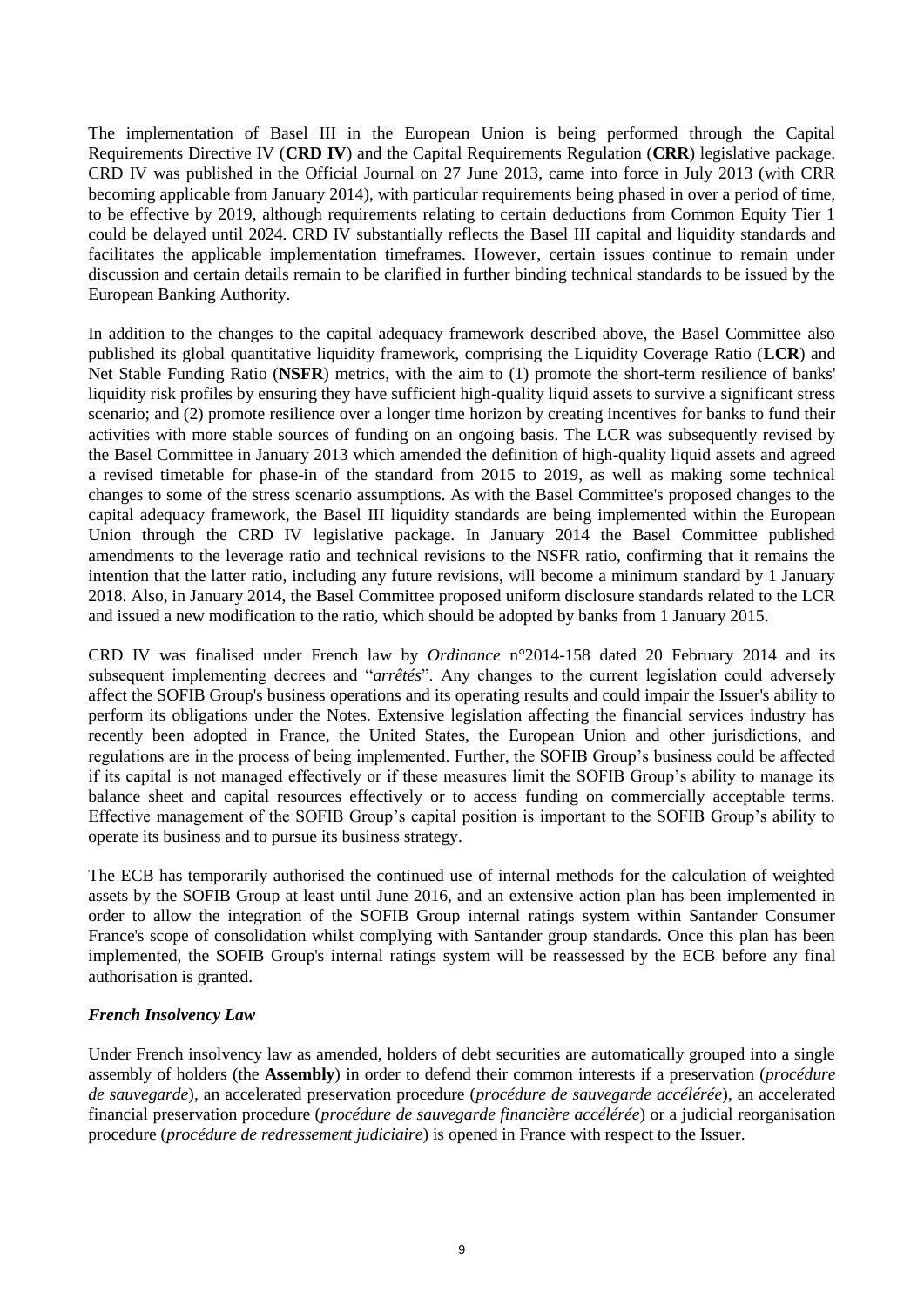The implementation of Basel III in the European Union is being performed through the Capital Requirements Directive IV (**CRD IV**) and the Capital Requirements Regulation (**CRR**) legislative package. CRD IV was published in the Official Journal on 27 June 2013, came into force in July 2013 (with CRR becoming applicable from January 2014), with particular requirements being phased in over a period of time, to be effective by 2019, although requirements relating to certain deductions from Common Equity Tier 1 could be delayed until 2024. CRD IV substantially reflects the Basel III capital and liquidity standards and facilitates the applicable implementation timeframes. However, certain issues continue to remain under discussion and certain details remain to be clarified in further binding technical standards to be issued by the European Banking Authority.

In addition to the changes to the capital adequacy framework described above, the Basel Committee also published its global quantitative liquidity framework, comprising the Liquidity Coverage Ratio (**LCR**) and Net Stable Funding Ratio (**NSFR**) metrics, with the aim to (1) promote the short-term resilience of banks' liquidity risk profiles by ensuring they have sufficient high-quality liquid assets to survive a significant stress scenario; and (2) promote resilience over a longer time horizon by creating incentives for banks to fund their activities with more stable sources of funding on an ongoing basis. The LCR was subsequently revised by the Basel Committee in January 2013 which amended the definition of high-quality liquid assets and agreed a revised timetable for phase-in of the standard from 2015 to 2019, as well as making some technical changes to some of the stress scenario assumptions. As with the Basel Committee's proposed changes to the capital adequacy framework, the Basel III liquidity standards are being implemented within the European Union through the CRD IV legislative package. In January 2014 the Basel Committee published amendments to the leverage ratio and technical revisions to the NSFR ratio, confirming that it remains the intention that the latter ratio, including any future revisions, will become a minimum standard by 1 January 2018. Also, in January 2014, the Basel Committee proposed uniform disclosure standards related to the LCR and issued a new modification to the ratio, which should be adopted by banks from 1 January 2015.

CRD IV was finalised under French law by *Ordinance* n°2014-158 dated 20 February 2014 and its subsequent implementing decrees and "*arrêtés*". Any changes to the current legislation could adversely affect the SOFIB Group's business operations and its operating results and could impair the Issuer's ability to perform its obligations under the Notes. Extensive legislation affecting the financial services industry has recently been adopted in France, the United States, the European Union and other jurisdictions, and regulations are in the process of being implemented. Further, the SOFIB Group's business could be affected if its capital is not managed effectively or if these measures limit the SOFIB Group's ability to manage its balance sheet and capital resources effectively or to access funding on commercially acceptable terms. Effective management of the SOFIB Group's capital position is important to the SOFIB Group's ability to operate its business and to pursue its business strategy.

The ECB has temporarily authorised the continued use of internal methods for the calculation of weighted assets by the SOFIB Group at least until June 2016, and an extensive action plan has been implemented in order to allow the integration of the SOFIB Group internal ratings system within Santander Consumer France's scope of consolidation whilst complying with Santander group standards. Once this plan has been implemented, the SOFIB Group's internal ratings system will be reassessed by the ECB before any final authorisation is granted.

***French Insolvency Law***

Under French insolvency law as amended, holders of debt securities are automatically grouped into a single assembly of holders (the **Assembly**) in order to defend their common interests if a preservation (*procédure de sauvegarde*), an accelerated preservation procedure (*procédure de sauvegarde accélérée*), an accelerated financial preservation procedure (*procédure de sauvegarde financière accélérée*) or a judicial reorganisation procedure (*procédure de redressement judiciaire*) is opened in France with respect to the Issuer.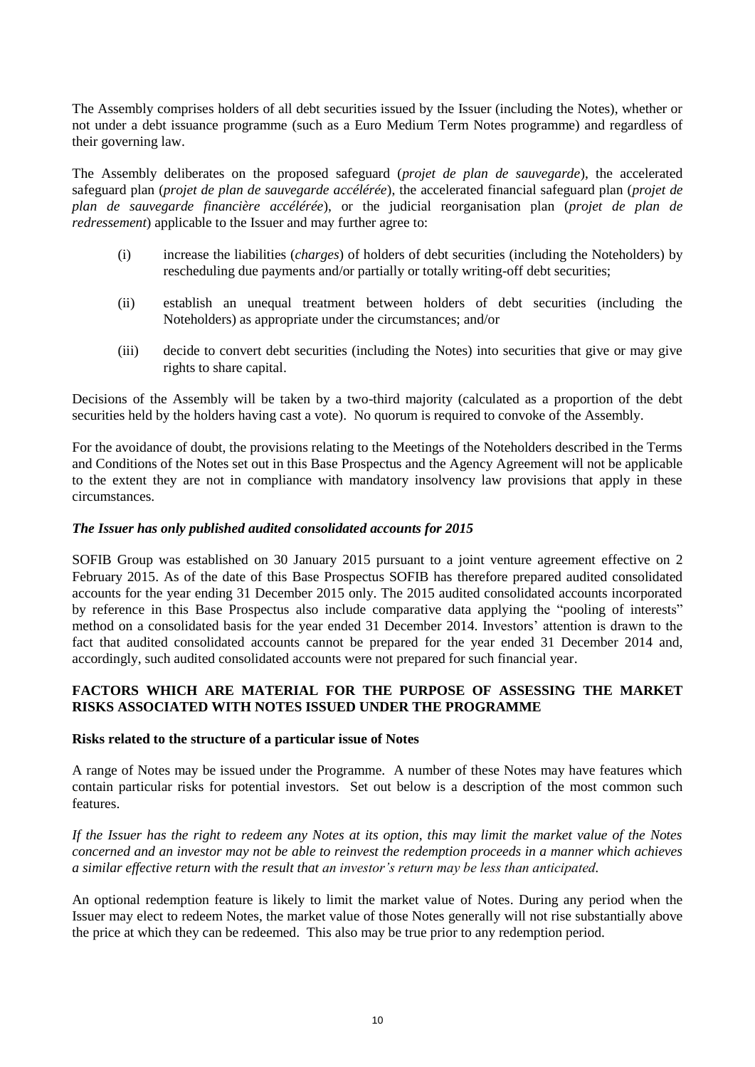The Assembly comprises holders of all debt securities issued by the Issuer (including the Notes), whether or not under a debt issuance programme (such as a Euro Medium Term Notes programme) and regardless of their governing law.

The Assembly deliberates on the proposed safeguard (*projet de plan de sauvegarde*), the accelerated safeguard plan (*projet de plan de sauvegarde accélérée*), the accelerated financial safeguard plan (*projet de plan de sauvegarde financière accélérée*), or the judicial reorganisation plan (*projet de plan de redressement*) applicable to the Issuer and may further agree to:

(i) increase the liabilities (*charges*) of holders of debt securities (including the Noteholders) by rescheduling due payments and/or partially or totally writing-off debt securities;

(ii) establish an unequal treatment between holders of debt securities (including the Noteholders) as appropriate under the circumstances; and/or

(iii) decide to convert debt securities (including the Notes) into securities that give or may give rights to share capital.

Decisions of the Assembly will be taken by a two-third majority (calculated as a proportion of the debt securities held by the holders having cast a vote). No quorum is required to convoke of the Assembly.

For the avoidance of doubt, the provisions relating to the Meetings of the Noteholders described in the Terms and Conditions of the Notes set out in this Base Prospectus and the Agency Agreement will not be applicable to the extent they are not in compliance with mandatory insolvency law provisions that apply in these circumstances.

***The Issuer has only published audited consolidated accounts for 2015***

SOFIB Group was established on 30 January 2015 pursuant to a joint venture agreement effective on 2 February 2015. As of the date of this Base Prospectus SOFIB has therefore prepared audited consolidated accounts for the year ending 31 December 2015 only. The 2015 audited consolidated accounts incorporated by reference in this Base Prospectus also include comparative data applying the "pooling of interests" method on a consolidated basis for the year ended 31 December 2014. Investors' attention is drawn to the fact that audited consolidated accounts cannot be prepared for the year ended 31 December 2014 and, accordingly, such audited consolidated accounts were not prepared for such financial year.

## FACTORS WHICH ARE MATERIAL FOR THE PURPOSE OF ASSESSING THE MARKET RISKS ASSOCIATED WITH NOTES ISSUED UNDER THE PROGRAMME

### Risks related to the structure of a particular issue of Notes

A range of Notes may be issued under the Programme. A number of these Notes may have features which contain particular risks for potential investors. Set out below is a description of the most common such features.

*If the Issuer has the right to redeem any Notes at its option, this may limit the market value of the Notes concerned and an investor may not be able to reinvest the redemption proceeds in a manner which achieves a similar effective return with the result that an investor's return may be less than anticipated.*

An optional redemption feature is likely to limit the market value of Notes. During any period when the Issuer may elect to redeem Notes, the market value of those Notes generally will not rise substantially above the price at which they can be redeemed. This also may be true prior to any redemption period.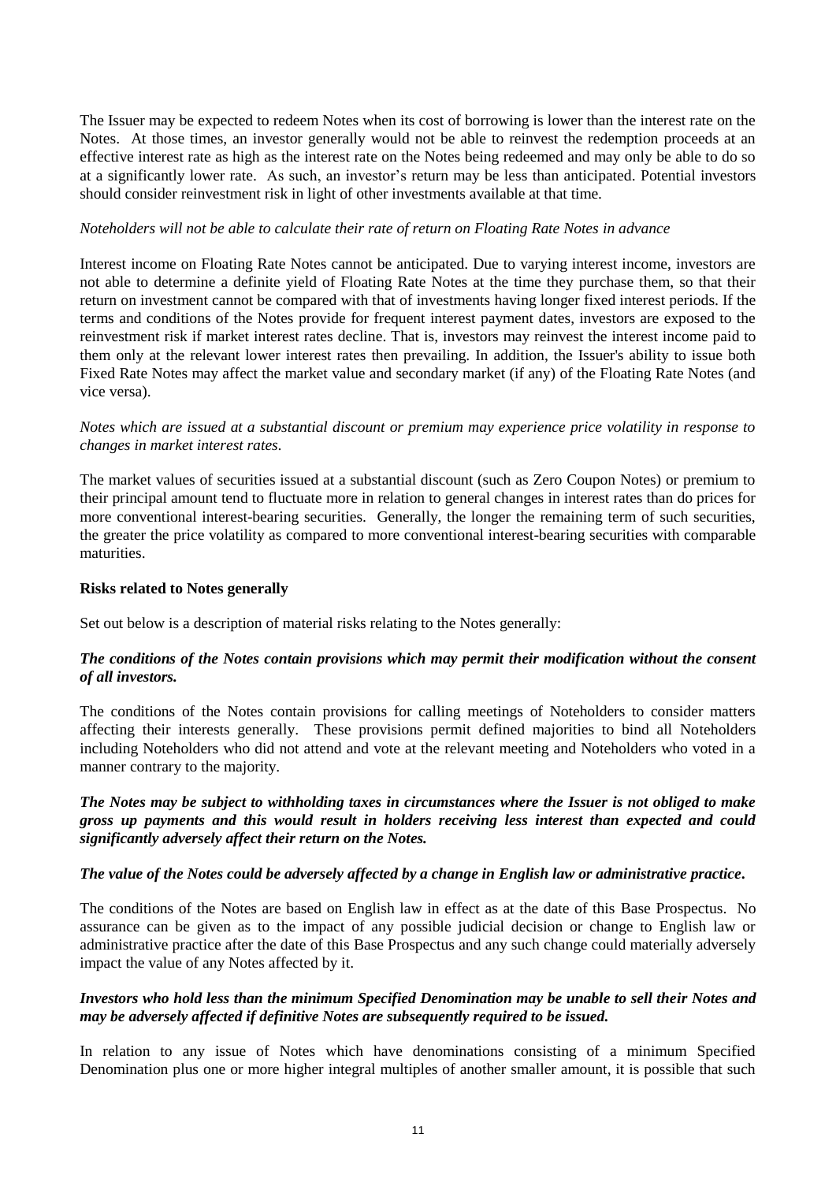The Issuer may be expected to redeem Notes when its cost of borrowing is lower than the interest rate on the Notes. At those times, an investor generally would not be able to reinvest the redemption proceeds at an effective interest rate as high as the interest rate on the Notes being redeemed and may only be able to do so at a significantly lower rate. As such, an investor's return may be less than anticipated. Potential investors should consider reinvestment risk in light of other investments available at that time.

*Noteholders will not be able to calculate their rate of return on Floating Rate Notes in advance*

Interest income on Floating Rate Notes cannot be anticipated. Due to varying interest income, investors are not able to determine a definite yield of Floating Rate Notes at the time they purchase them, so that their return on investment cannot be compared with that of investments having longer fixed interest periods. If the terms and conditions of the Notes provide for frequent interest payment dates, investors are exposed to the reinvestment risk if market interest rates decline. That is, investors may reinvest the interest income paid to them only at the relevant lower interest rates then prevailing. In addition, the Issuer's ability to issue both Fixed Rate Notes may affect the market value and secondary market (if any) of the Floating Rate Notes (and vice versa).

*Notes which are issued at a substantial discount or premium may experience price volatility in response to changes in market interest rates.*

The market values of securities issued at a substantial discount (such as Zero Coupon Notes) or premium to their principal amount tend to fluctuate more in relation to general changes in interest rates than do prices for more conventional interest-bearing securities. Generally, the longer the remaining term of such securities, the greater the price volatility as compared to more conventional interest-bearing securities with comparable maturities.

**Risks related to Notes generally**

Set out below is a description of material risks relating to the Notes generally:

***The conditions of the Notes contain provisions which may permit their modification without the consent of all investors.***

The conditions of the Notes contain provisions for calling meetings of Noteholders to consider matters affecting their interests generally. These provisions permit defined majorities to bind all Noteholders including Noteholders who did not attend and vote at the relevant meeting and Noteholders who voted in a manner contrary to the majority.

***The Notes may be subject to withholding taxes in circumstances where the Issuer is not obliged to make gross up payments and this would result in holders receiving less interest than expected and could significantly adversely affect their return on the Notes.***

***The value of the Notes could be adversely affected by a change in English law or administrative practice.***

The conditions of the Notes are based on English law in effect as at the date of this Base Prospectus. No assurance can be given as to the impact of any possible judicial decision or change to English law or administrative practice after the date of this Base Prospectus and any such change could materially adversely impact the value of any Notes affected by it.

***Investors who hold less than the minimum Specified Denomination may be unable to sell their Notes and may be adversely affected if definitive Notes are subsequently required to be issued.***

In relation to any issue of Notes which have denominations consisting of a minimum Specified Denomination plus one or more higher integral multiples of another smaller amount, it is possible that such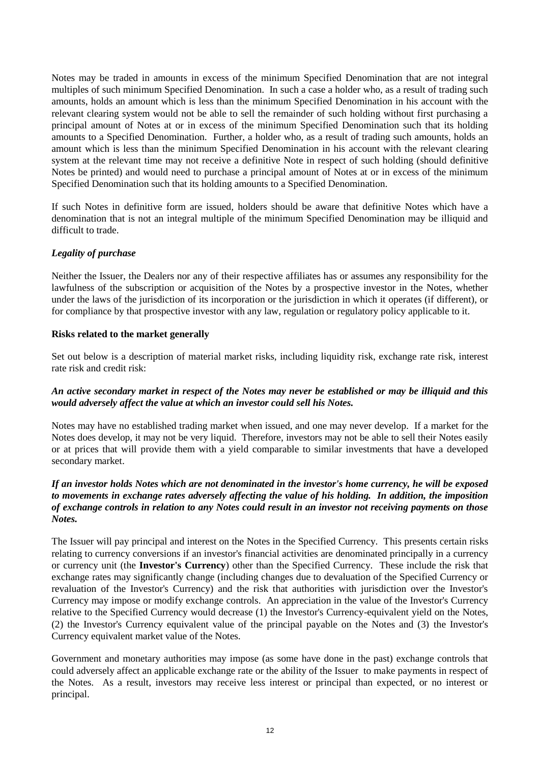Notes may be traded in amounts in excess of the minimum Specified Denomination that are not integral multiples of such minimum Specified Denomination. In such a case a holder who, as a result of trading such amounts, holds an amount which is less than the minimum Specified Denomination in his account with the relevant clearing system would not be able to sell the remainder of such holding without first purchasing a principal amount of Notes at or in excess of the minimum Specified Denomination such that its holding amounts to a Specified Denomination. Further, a holder who, as a result of trading such amounts, holds an amount which is less than the minimum Specified Denomination in his account with the relevant clearing system at the relevant time may not receive a definitive Note in respect of such holding (should definitive Notes be printed) and would need to purchase a principal amount of Notes at or in excess of the minimum Specified Denomination such that its holding amounts to a Specified Denomination.

If such Notes in definitive form are issued, holders should be aware that definitive Notes which have a denomination that is not an integral multiple of the minimum Specified Denomination may be illiquid and difficult to trade.

***Legality of purchase***

Neither the Issuer, the Dealers nor any of their respective affiliates has or assumes any responsibility for the lawfulness of the subscription or acquisition of the Notes by a prospective investor in the Notes, whether under the laws of the jurisdiction of its incorporation or the jurisdiction in which it operates (if different), or for compliance by that prospective investor with any law, regulation or regulatory policy applicable to it.

**Risks related to the market generally**

Set out below is a description of material market risks, including liquidity risk, exchange rate risk, interest rate risk and credit risk:

***An active secondary market in respect of the Notes may never be established or may be illiquid and this would adversely affect the value at which an investor could sell his Notes.***

Notes may have no established trading market when issued, and one may never develop. If a market for the Notes does develop, it may not be very liquid. Therefore, investors may not be able to sell their Notes easily or at prices that will provide them with a yield comparable to similar investments that have a developed secondary market.

***If an investor holds Notes which are not denominated in the investor's home currency, he will be exposed to movements in exchange rates adversely affecting the value of his holding. In addition, the imposition of exchange controls in relation to any Notes could result in an investor not receiving payments on those Notes.***

The Issuer will pay principal and interest on the Notes in the Specified Currency. This presents certain risks relating to currency conversions if an investor's financial activities are denominated principally in a currency or currency unit (the **Investor's Currency**) other than the Specified Currency. These include the risk that exchange rates may significantly change (including changes due to devaluation of the Specified Currency or revaluation of the Investor's Currency) and the risk that authorities with jurisdiction over the Investor's Currency may impose or modify exchange controls. An appreciation in the value of the Investor's Currency relative to the Specified Currency would decrease (1) the Investor's Currency-equivalent yield on the Notes, (2) the Investor's Currency equivalent value of the principal payable on the Notes and (3) the Investor's Currency equivalent market value of the Notes.

Government and monetary authorities may impose (as some have done in the past) exchange controls that could adversely affect an applicable exchange rate or the ability of the Issuer to make payments in respect of the Notes. As a result, investors may receive less interest or principal than expected, or no interest or principal.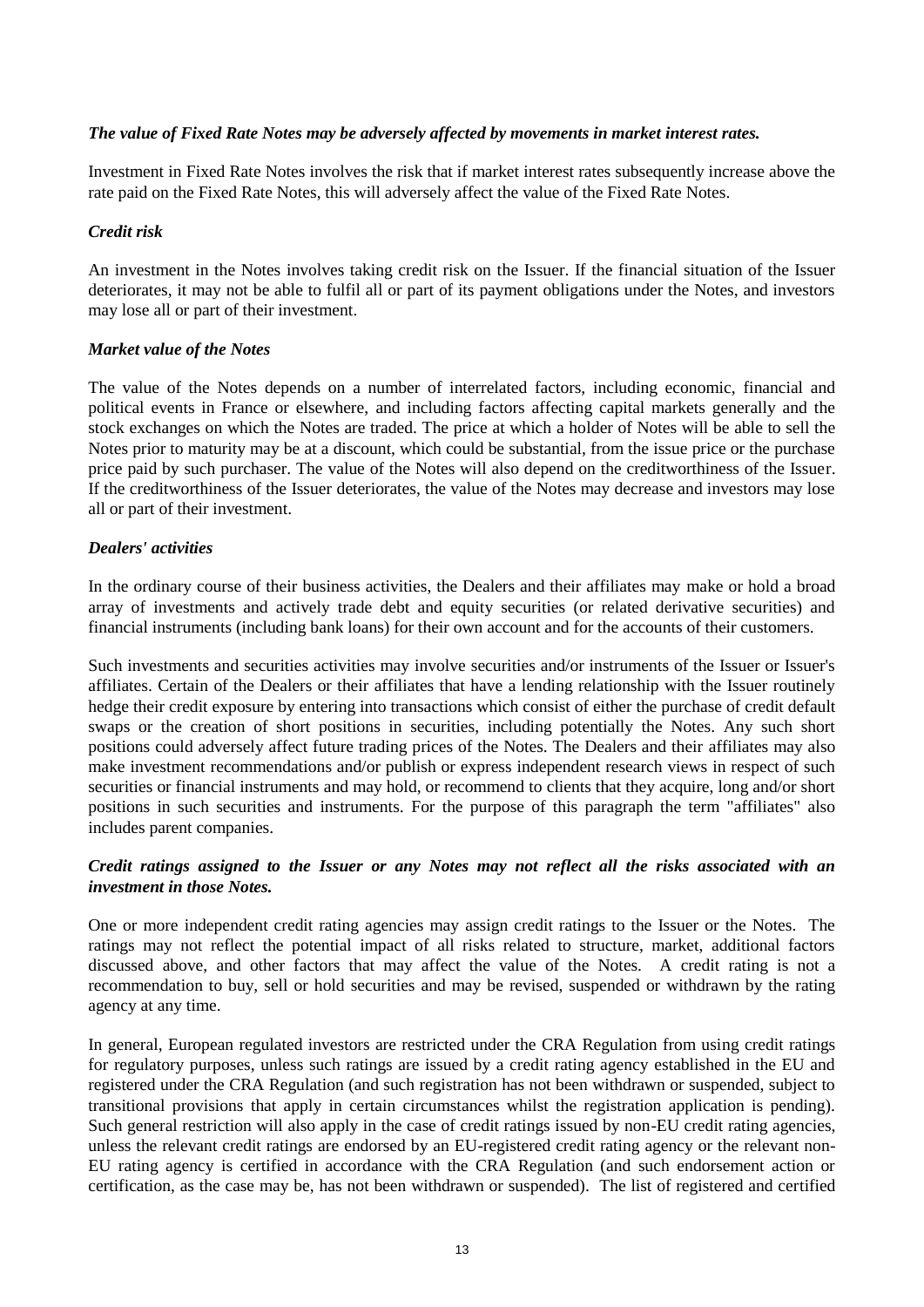***The value of Fixed Rate Notes may be adversely affected by movements in market interest rates.***

Investment in Fixed Rate Notes involves the risk that if market interest rates subsequently increase above the rate paid on the Fixed Rate Notes, this will adversely affect the value of the Fixed Rate Notes.

***Credit risk***

An investment in the Notes involves taking credit risk on the Issuer. If the financial situation of the Issuer deteriorates, it may not be able to fulfil all or part of its payment obligations under the Notes, and investors may lose all or part of their investment.

***Market value of the Notes***

The value of the Notes depends on a number of interrelated factors, including economic, financial and political events in France or elsewhere, and including factors affecting capital markets generally and the stock exchanges on which the Notes are traded. The price at which a holder of Notes will be able to sell the Notes prior to maturity may be at a discount, which could be substantial, from the issue price or the purchase price paid by such purchaser. The value of the Notes will also depend on the creditworthiness of the Issuer. If the creditworthiness of the Issuer deteriorates, the value of the Notes may decrease and investors may lose all or part of their investment.

***Dealers' activities***

In the ordinary course of their business activities, the Dealers and their affiliates may make or hold a broad array of investments and actively trade debt and equity securities (or related derivative securities) and financial instruments (including bank loans) for their own account and for the accounts of their customers.

Such investments and securities activities may involve securities and/or instruments of the Issuer or Issuer's affiliates. Certain of the Dealers or their affiliates that have a lending relationship with the Issuer routinely hedge their credit exposure by entering into transactions which consist of either the purchase of credit default swaps or the creation of short positions in securities, including potentially the Notes. Any such short positions could adversely affect future trading prices of the Notes. The Dealers and their affiliates may also make investment recommendations and/or publish or express independent research views in respect of such securities or financial instruments and may hold, or recommend to clients that they acquire, long and/or short positions in such securities and instruments. For the purpose of this paragraph the term "affiliates" also includes parent companies.

***Credit ratings assigned to the Issuer or any Notes may not reflect all the risks associated with an investment in those Notes.***

One or more independent credit rating agencies may assign credit ratings to the Issuer or the Notes. The ratings may not reflect the potential impact of all risks related to structure, market, additional factors discussed above, and other factors that may affect the value of the Notes. A credit rating is not a recommendation to buy, sell or hold securities and may be revised, suspended or withdrawn by the rating agency at any time.

In general, European regulated investors are restricted under the CRA Regulation from using credit ratings for regulatory purposes, unless such ratings are issued by a credit rating agency established in the EU and registered under the CRA Regulation (and such registration has not been withdrawn or suspended, subject to transitional provisions that apply in certain circumstances whilst the registration application is pending). Such general restriction will also apply in the case of credit ratings issued by non-EU credit rating agencies, unless the relevant credit ratings are endorsed by an EU-registered credit rating agency or the relevant non-EU rating agency is certified in accordance with the CRA Regulation (and such endorsement action or certification, as the case may be, has not been withdrawn or suspended). The list of registered and certified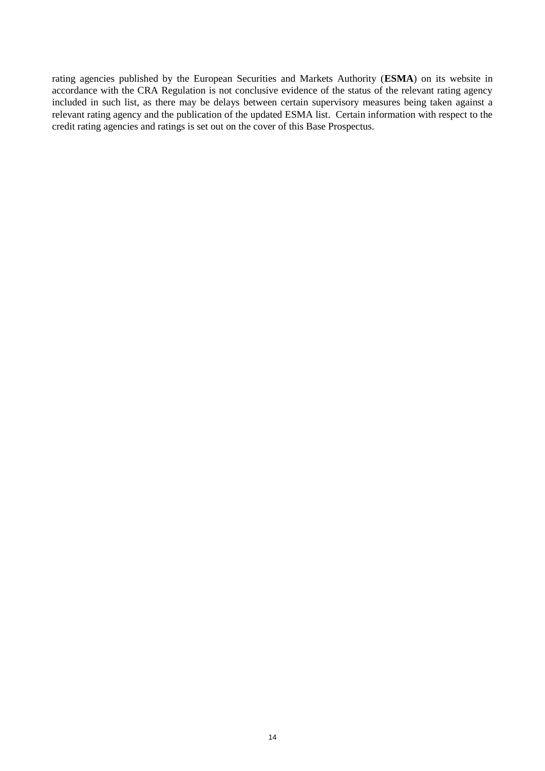rating agencies published by the European Securities and Markets Authority (**ESMA**) on its website in accordance with the CRA Regulation is not conclusive evidence of the status of the relevant rating agency included in such list, as there may be delays between certain supervisory measures being taken against a relevant rating agency and the publication of the updated ESMA list. Certain information with respect to the credit rating agencies and ratings is set out on the cover of this Base Prospectus.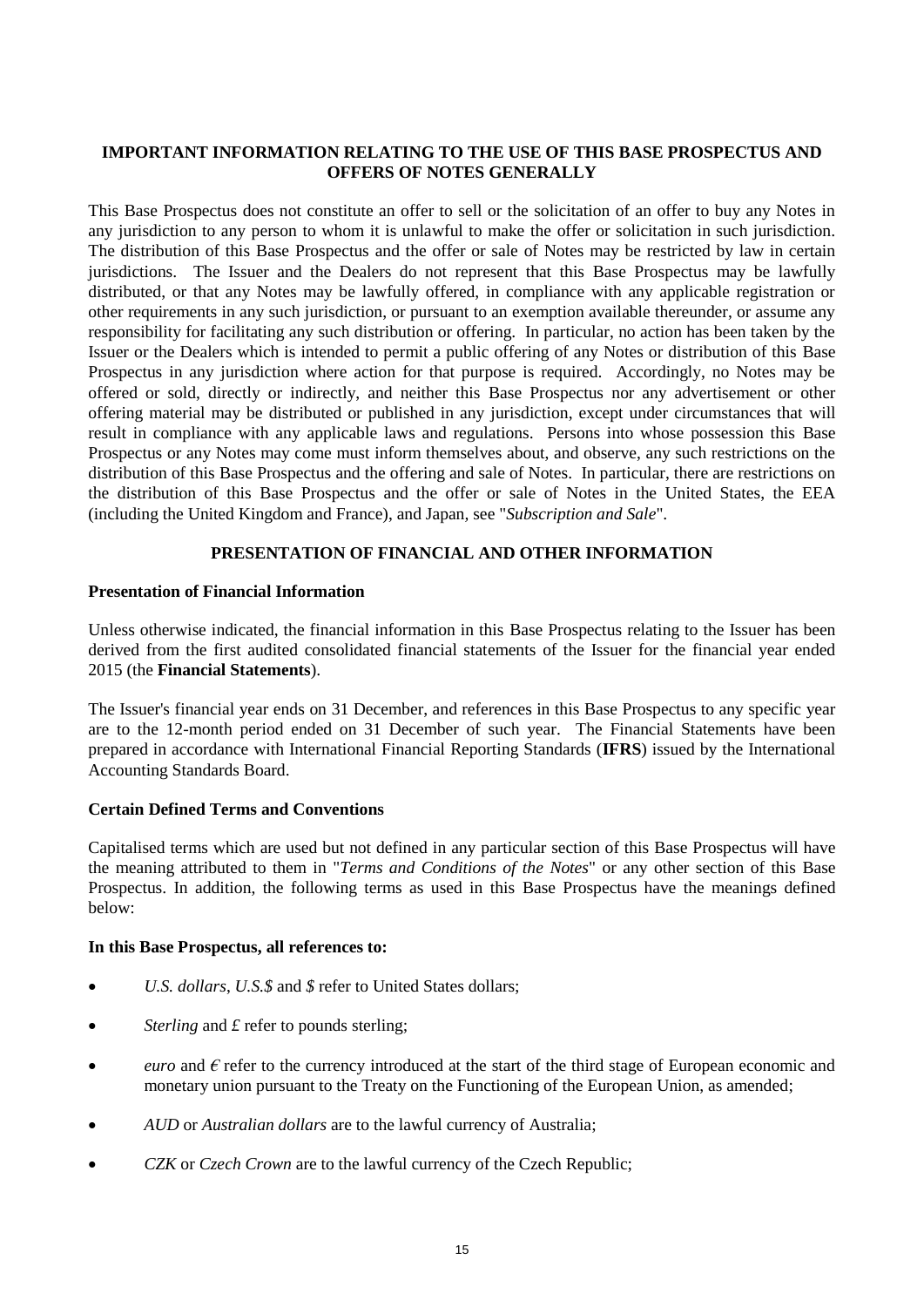## IMPORTANT INFORMATION RELATING TO THE USE OF THIS BASE PROSPECTUS AND OFFERS OF NOTES GENERALLY

This Base Prospectus does not constitute an offer to sell or the solicitation of an offer to buy any Notes in any jurisdiction to any person to whom it is unlawful to make the offer or solicitation in such jurisdiction. The distribution of this Base Prospectus and the offer or sale of Notes may be restricted by law in certain jurisdictions. The Issuer and the Dealers do not represent that this Base Prospectus may be lawfully distributed, or that any Notes may be lawfully offered, in compliance with any applicable registration or other requirements in any such jurisdiction, or pursuant to an exemption available thereunder, or assume any responsibility for facilitating any such distribution or offering. In particular, no action has been taken by the Issuer or the Dealers which is intended to permit a public offering of any Notes or distribution of this Base Prospectus in any jurisdiction where action for that purpose is required. Accordingly, no Notes may be offered or sold, directly or indirectly, and neither this Base Prospectus nor any advertisement or other offering material may be distributed or published in any jurisdiction, except under circumstances that will result in compliance with any applicable laws and regulations. Persons into whose possession this Base Prospectus or any Notes may come must inform themselves about, and observe, any such restrictions on the distribution of this Base Prospectus and the offering and sale of Notes. In particular, there are restrictions on the distribution of this Base Prospectus and the offer or sale of Notes in the United States, the EEA (including the United Kingdom and France), and Japan, see "*Subscription and Sale*".

## PRESENTATION OF FINANCIAL AND OTHER INFORMATION

### Presentation of Financial Information

Unless otherwise indicated, the financial information in this Base Prospectus relating to the Issuer has been derived from the first audited consolidated financial statements of the Issuer for the financial year ended 2015 (the **Financial Statements**).

The Issuer's financial year ends on 31 December, and references in this Base Prospectus to any specific year are to the 12-month period ended on 31 December of such year. The Financial Statements have been prepared in accordance with International Financial Reporting Standards (**IFRS**) issued by the International Accounting Standards Board.

### Certain Defined Terms and Conventions

Capitalised terms which are used but not defined in any particular section of this Base Prospectus will have the meaning attributed to them in "*Terms and Conditions of the Notes*" or any other section of this Base Prospectus. In addition, the following terms as used in this Base Prospectus have the meanings defined below:

**In this Base Prospectus, all references to:**

- *U.S. dollars*, *U.S.$* and *$* refer to United States dollars;
- *Sterling* and *£* refer to pounds sterling;
- *euro* and *€* refer to the currency introduced at the start of the third stage of European economic and monetary union pursuant to the Treaty on the Functioning of the European Union, as amended;
- *AUD* or *Australian dollars* are to the lawful currency of Australia;
- *CZK* or *Czech Crown* are to the lawful currency of the Czech Republic;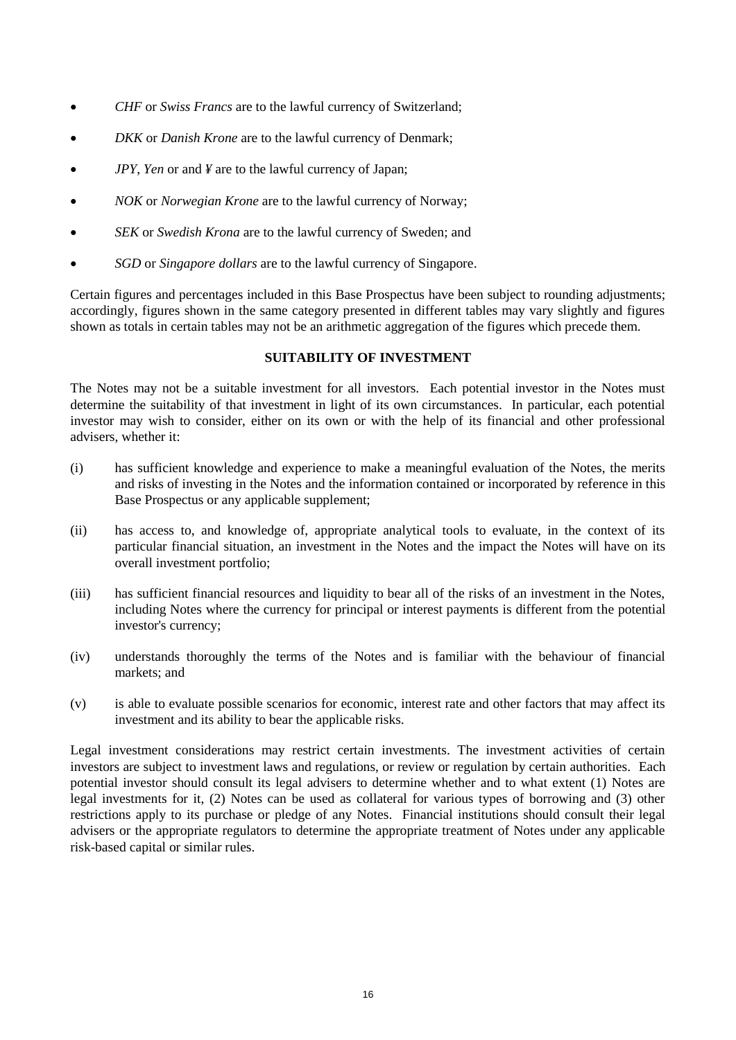- *CHF* or *Swiss Francs* are to the lawful currency of Switzerland;
- *DKK* or *Danish Krone* are to the lawful currency of Denmark;
- *JPY*, *Yen* or and ¥ are to the lawful currency of Japan;
- *NOK* or *Norwegian Krone* are to the lawful currency of Norway;
- *SEK* or *Swedish Krona* are to the lawful currency of Sweden; and
- *SGD* or *Singapore dollars* are to the lawful currency of Singapore.

Certain figures and percentages included in this Base Prospectus have been subject to rounding adjustments; accordingly, figures shown in the same category presented in different tables may vary slightly and figures shown as totals in certain tables may not be an arithmetic aggregation of the figures which precede them.

## SUITABILITY OF INVESTMENT

The Notes may not be a suitable investment for all investors. Each potential investor in the Notes must determine the suitability of that investment in light of its own circumstances. In particular, each potential investor may wish to consider, either on its own or with the help of its financial and other professional advisers, whether it:

(i) has sufficient knowledge and experience to make a meaningful evaluation of the Notes, the merits and risks of investing in the Notes and the information contained or incorporated by reference in this Base Prospectus or any applicable supplement;

(ii) has access to, and knowledge of, appropriate analytical tools to evaluate, in the context of its particular financial situation, an investment in the Notes and the impact the Notes will have on its overall investment portfolio;

(iii) has sufficient financial resources and liquidity to bear all of the risks of an investment in the Notes, including Notes where the currency for principal or interest payments is different from the potential investor's currency;

(iv) understands thoroughly the terms of the Notes and is familiar with the behaviour of financial markets; and

(v) is able to evaluate possible scenarios for economic, interest rate and other factors that may affect its investment and its ability to bear the applicable risks.

Legal investment considerations may restrict certain investments. The investment activities of certain investors are subject to investment laws and regulations, or review or regulation by certain authorities. Each potential investor should consult its legal advisers to determine whether and to what extent (1) Notes are legal investments for it, (2) Notes can be used as collateral for various types of borrowing and (3) other restrictions apply to its purchase or pledge of any Notes. Financial institutions should consult their legal advisers or the appropriate regulators to determine the appropriate treatment of Notes under any applicable risk-based capital or similar rules.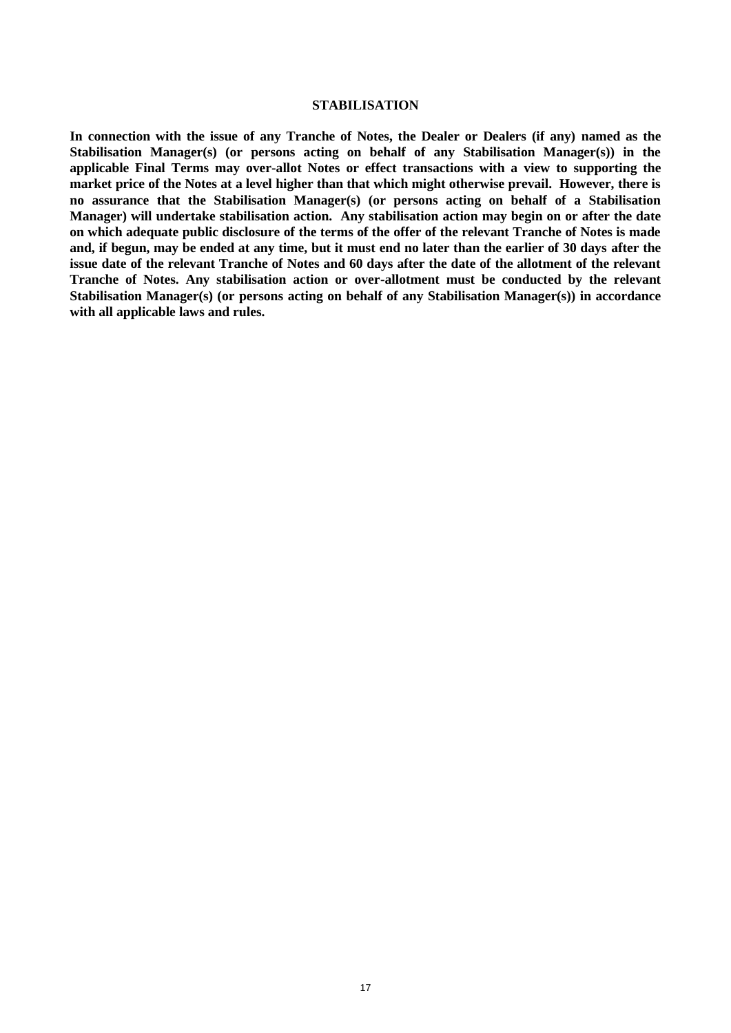# STABILISATION

**In connection with the issue of any Tranche of Notes, the Dealer or Dealers (if any) named as the Stabilisation Manager(s) (or persons acting on behalf of any Stabilisation Manager(s)) in the applicable Final Terms may over-allot Notes or effect transactions with a view to supporting the market price of the Notes at a level higher than that which might otherwise prevail. However, there is no assurance that the Stabilisation Manager(s) (or persons acting on behalf of a Stabilisation Manager) will undertake stabilisation action. Any stabilisation action may begin on or after the date on which adequate public disclosure of the terms of the offer of the relevant Tranche of Notes is made and, if begun, may be ended at any time, but it must end no later than the earlier of 30 days after the issue date of the relevant Tranche of Notes and 60 days after the date of the allotment of the relevant Tranche of Notes. Any stabilisation action or over-allotment must be conducted by the relevant Stabilisation Manager(s) (or persons acting on behalf of any Stabilisation Manager(s)) in accordance with all applicable laws and rules.**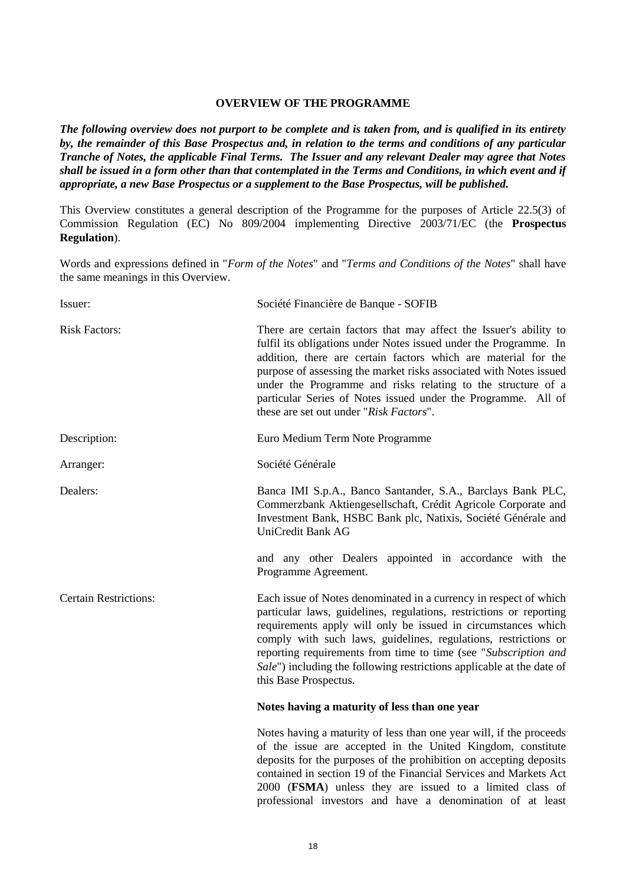## OVERVIEW OF THE PROGRAMME

***The following overview does not purport to be complete and is taken from, and is qualified in its entirety by, the remainder of this Base Prospectus and, in relation to the terms and conditions of any particular Tranche of Notes, the applicable Final Terms. The Issuer and any relevant Dealer may agree that Notes shall be issued in a form other than that contemplated in the Terms and Conditions, in which event and if appropriate, a new Base Prospectus or a supplement to the Base Prospectus, will be published.***

This Overview constitutes a general description of the Programme for the purposes of Article 22.5(3) of Commission Regulation (EC) No 809/2004 implementing Directive 2003/71/EC (the **Prospectus Regulation**).

Words and expressions defined in "*Form of the Notes*" and "*Terms and Conditions of the Notes*" shall have the same meanings in this Overview.

| | |
|---|---|
| Issuer: | Société Financière de Banque - SOFIB |
| Risk Factors: | There are certain factors that may affect the Issuer's ability to fulfil its obligations under Notes issued under the Programme. In addition, there are certain factors which are material for the purpose of assessing the market risks associated with Notes issued under the Programme and risks relating to the structure of a particular Series of Notes issued under the Programme. All of these are set out under "*Risk Factors*". |
| Description: | Euro Medium Term Note Programme |
| Arranger: | Société Générale |
| Dealers: | Banca IMI S.p.A., Banco Santander, S.A., Barclays Bank PLC, Commerzbank Aktiengesellschaft, Crédit Agricole Corporate and Investment Bank, HSBC Bank plc, Natixis, Société Générale and UniCredit Bank AG<br><br>and any other Dealers appointed in accordance with the Programme Agreement. |
| Certain Restrictions: | Each issue of Notes denominated in a currency in respect of which particular laws, guidelines, regulations, restrictions or reporting requirements apply will only be issued in circumstances which comply with such laws, guidelines, regulations, restrictions or reporting requirements from time to time (see "*Subscription and Sale*") including the following restrictions applicable at the date of this Base Prospectus.<br><br>**Notes having a maturity of less than one year**<br><br>Notes having a maturity of less than one year will, if the proceeds of the issue are accepted in the United Kingdom, constitute deposits for the purposes of the prohibition on accepting deposits contained in section 19 of the Financial Services and Markets Act 2000 (**FSMA**) unless they are issued to a limited class of professional investors and have a denomination of at least |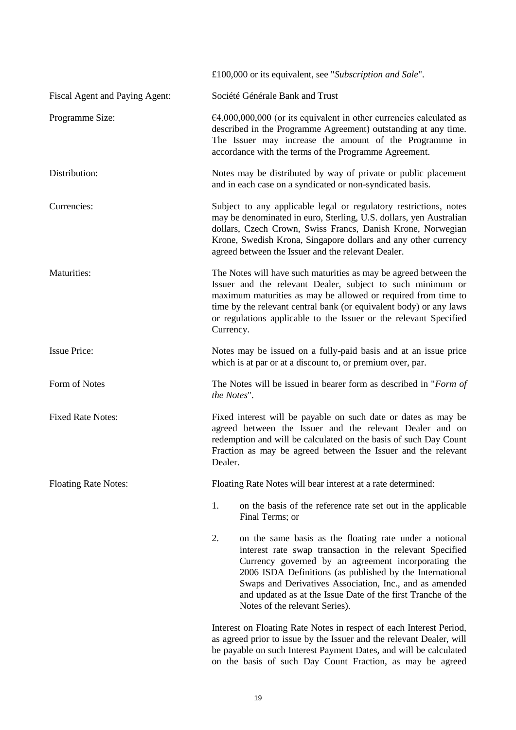|  | £100,000 or its equivalent, see "*Subscription and Sale*". |
|---|---|
| Fiscal Agent and Paying Agent: | Société Générale Bank and Trust |
| Programme Size: | €4,000,000,000 (or its equivalent in other currencies calculated as described in the Programme Agreement) outstanding at any time. The Issuer may increase the amount of the Programme in accordance with the terms of the Programme Agreement. |
| Distribution: | Notes may be distributed by way of private or public placement and in each case on a syndicated or non-syndicated basis. |
| Currencies: | Subject to any applicable legal or regulatory restrictions, notes may be denominated in euro, Sterling, U.S. dollars, yen Australian dollars, Czech Crown, Swiss Francs, Danish Krone, Norwegian Krone, Swedish Krona, Singapore dollars and any other currency agreed between the Issuer and the relevant Dealer. |
| Maturities: | The Notes will have such maturities as may be agreed between the Issuer and the relevant Dealer, subject to such minimum or maximum maturities as may be allowed or required from time to time by the relevant central bank (or equivalent body) or any laws or regulations applicable to the Issuer or the relevant Specified Currency. |
| Issue Price: | Notes may be issued on a fully-paid basis and at an issue price which is at par or at a discount to, or premium over, par. |
| Form of Notes | The Notes will be issued in bearer form as described in "*Form of the Notes*". |
| Fixed Rate Notes: | Fixed interest will be payable on such date or dates as may be agreed between the Issuer and the relevant Dealer and on redemption and will be calculated on the basis of such Day Count Fraction as may be agreed between the Issuer and the relevant Dealer. |
| Floating Rate Notes: | Floating Rate Notes will bear interest at a rate determined:<br><br>1. on the basis of the reference rate set out in the applicable Final Terms; or<br><br>2. on the same basis as the floating rate under a notional interest rate swap transaction in the relevant Specified Currency governed by an agreement incorporating the 2006 ISDA Definitions (as published by the International Swaps and Derivatives Association, Inc., and as amended and updated as at the Issue Date of the first Tranche of the Notes of the relevant Series).<br><br>Interest on Floating Rate Notes in respect of each Interest Period, as agreed prior to issue by the Issuer and the relevant Dealer, will be payable on such Interest Payment Dates, and will be calculated on the basis of such Day Count Fraction, as may be agreed |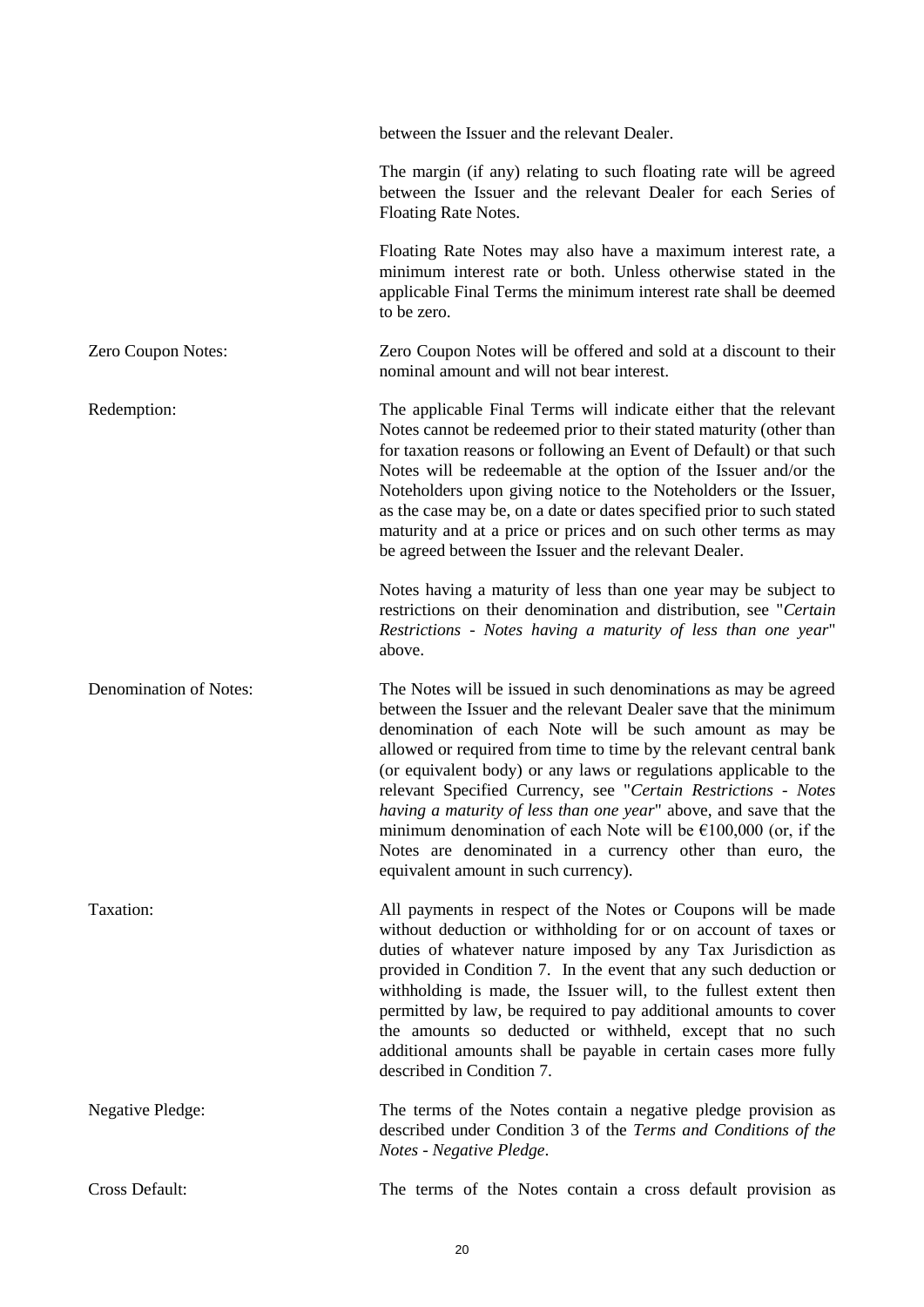between the Issuer and the relevant Dealer.

The margin (if any) relating to such floating rate will be agreed between the Issuer and the relevant Dealer for each Series of Floating Rate Notes.

Floating Rate Notes may also have a maximum interest rate, a minimum interest rate or both. Unless otherwise stated in the applicable Final Terms the minimum interest rate shall be deemed to be zero.

| | |
|---|---|
| Zero Coupon Notes: | Zero Coupon Notes will be offered and sold at a discount to their nominal amount and will not bear interest. |
| Redemption: | The applicable Final Terms will indicate either that the relevant Notes cannot be redeemed prior to their stated maturity (other than for taxation reasons or following an Event of Default) or that such Notes will be redeemable at the option of the Issuer and/or the Noteholders upon giving notice to the Noteholders or the Issuer, as the case may be, on a date or dates specified prior to such stated maturity and at a price or prices and on such other terms as may be agreed between the Issuer and the relevant Dealer.<br><br>Notes having a maturity of less than one year may be subject to restrictions on their denomination and distribution, see "*Certain Restrictions - Notes having a maturity of less than one year*" above. |
| Denomination of Notes: | The Notes will be issued in such denominations as may be agreed between the Issuer and the relevant Dealer save that the minimum denomination of each Note will be such amount as may be allowed or required from time to time by the relevant central bank (or equivalent body) or any laws or regulations applicable to the relevant Specified Currency, see "*Certain Restrictions - Notes having a maturity of less than one year*" above, and save that the minimum denomination of each Note will be €100,000 (or, if the Notes are denominated in a currency other than euro, the equivalent amount in such currency). |
| Taxation: | All payments in respect of the Notes or Coupons will be made without deduction or withholding for or on account of taxes or duties of whatever nature imposed by any Tax Jurisdiction as provided in Condition 7. In the event that any such deduction or withholding is made, the Issuer will, to the fullest extent then permitted by law, be required to pay additional amounts to cover the amounts so deducted or withheld, except that no such additional amounts shall be payable in certain cases more fully described in Condition 7. |
| Negative Pledge: | The terms of the Notes contain a negative pledge provision as described under Condition 3 of the *Terms and Conditions of the Notes - Negative Pledge*. |
| Cross Default: | The terms of the Notes contain a cross default provision as |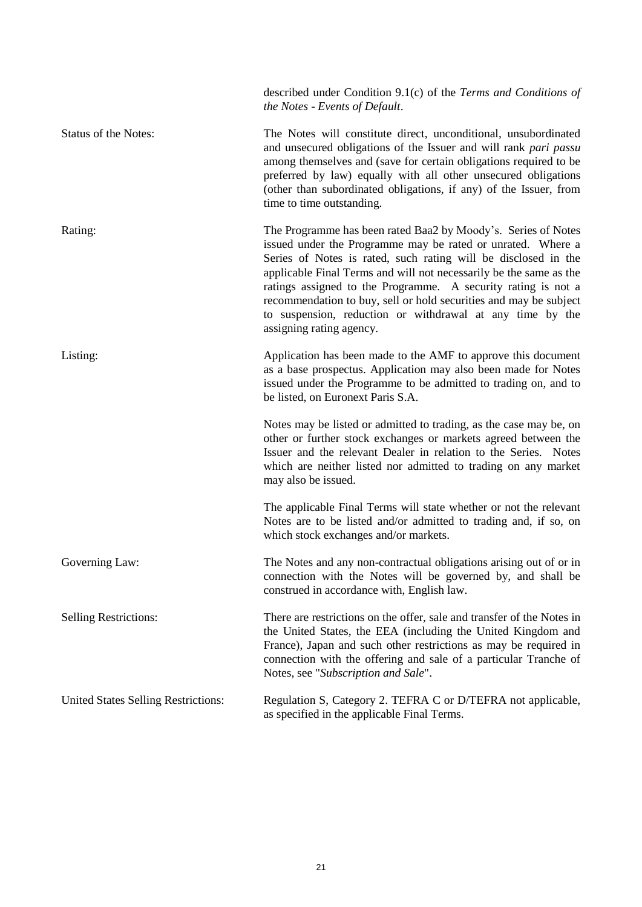| | |
|---|---|
| | described under Condition 9.1(c) of the *Terms and Conditions of the Notes - Events of Default*. |
| Status of the Notes: | The Notes will constitute direct, unconditional, unsubordinated and unsecured obligations of the Issuer and will rank *pari passu* among themselves and (save for certain obligations required to be preferred by law) equally with all other unsecured obligations (other than subordinated obligations, if any) of the Issuer, from time to time outstanding. |
| Rating: | The Programme has been rated Baa2 by Moody's. Series of Notes issued under the Programme may be rated or unrated. Where a Series of Notes is rated, such rating will be disclosed in the applicable Final Terms and will not necessarily be the same as the ratings assigned to the Programme. A security rating is not a recommendation to buy, sell or hold securities and may be subject to suspension, reduction or withdrawal at any time by the assigning rating agency. |
| Listing: | Application has been made to the AMF to approve this document as a base prospectus. Application may also been made for Notes issued under the Programme to be admitted to trading on, and to be listed, on Euronext Paris S.A.<br><br>Notes may be listed or admitted to trading, as the case may be, on other or further stock exchanges or markets agreed between the Issuer and the relevant Dealer in relation to the Series. Notes which are neither listed nor admitted to trading on any market may also be issued.<br><br>The applicable Final Terms will state whether or not the relevant Notes are to be listed and/or admitted to trading and, if so, on which stock exchanges and/or markets. |
| Governing Law: | The Notes and any non-contractual obligations arising out of or in connection with the Notes will be governed by, and shall be construed in accordance with, English law. |
| Selling Restrictions: | There are restrictions on the offer, sale and transfer of the Notes in the United States, the EEA (including the United Kingdom and France), Japan and such other restrictions as may be required in connection with the offering and sale of a particular Tranche of Notes, see "*Subscription and Sale*". |
| United States Selling Restrictions: | Regulation S, Category 2. TEFRA C or D/TEFRA not applicable, as specified in the applicable Final Terms. |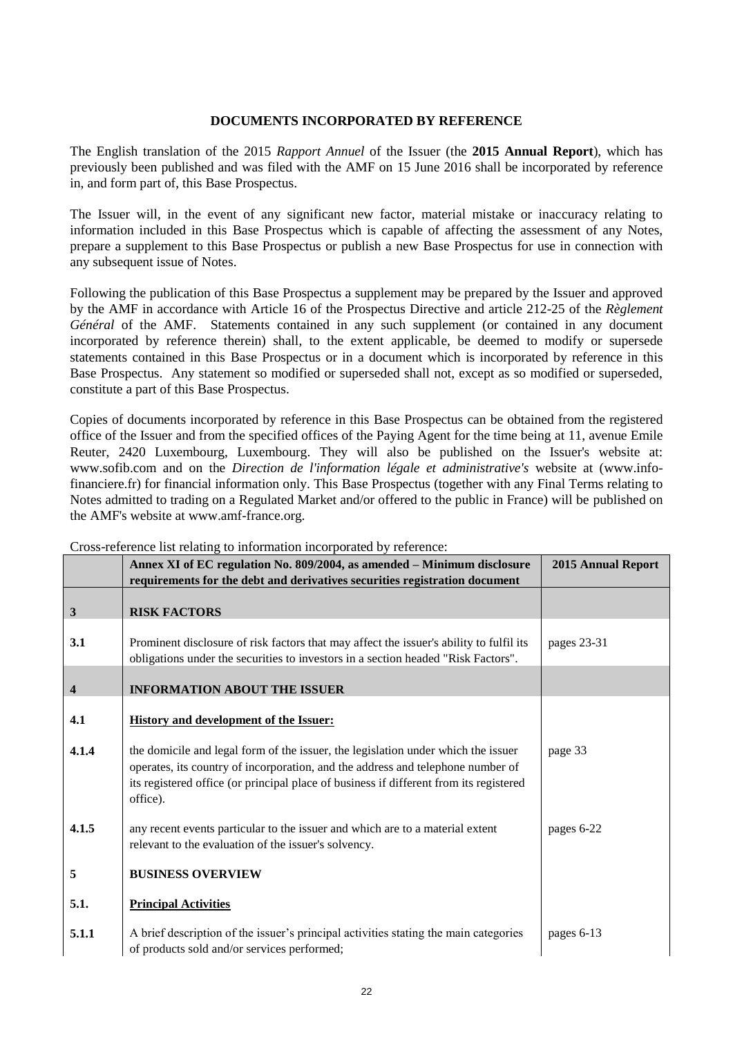## DOCUMENTS INCORPORATED BY REFERENCE

The English translation of the 2015 *Rapport Annuel* of the Issuer (the **2015 Annual Report**), which has previously been published and was filed with the AMF on 15 June 2016 shall be incorporated by reference in, and form part of, this Base Prospectus.

The Issuer will, in the event of any significant new factor, material mistake or inaccuracy relating to information included in this Base Prospectus which is capable of affecting the assessment of any Notes, prepare a supplement to this Base Prospectus or publish a new Base Prospectus for use in connection with any subsequent issue of Notes.

Following the publication of this Base Prospectus a supplement may be prepared by the Issuer and approved by the AMF in accordance with Article 16 of the Prospectus Directive and article 212-25 of the *Règlement Général* of the AMF. Statements contained in any such supplement (or contained in any document incorporated by reference therein) shall, to the extent applicable, be deemed to modify or supersede statements contained in this Base Prospectus or in a document which is incorporated by reference in this Base Prospectus. Any statement so modified or superseded shall not, except as so modified or superseded, constitute a part of this Base Prospectus.

Copies of documents incorporated by reference in this Base Prospectus can be obtained from the registered office of the Issuer and from the specified offices of the Paying Agent for the time being at 11, avenue Emile Reuter, 2420 Luxembourg, Luxembourg. They will also be published on the Issuer's website at: www.sofib.com and on the *Direction de l'information légale et administrative's* website at (www.info-financiere.fr) for financial information only. This Base Prospectus (together with any Final Terms relating to Notes admitted to trading on a Regulated Market and/or offered to the public in France) will be published on the AMF's website at www.amf-france.org.

Cross-reference list relating to information incorporated by reference:

| | **Annex XI of EC regulation No. 809/2004, as amended – Minimum disclosure requirements for the debt and derivatives securities registration document** | **2015 Annual Report** |
|---|---|---|
| **3** | **RISK FACTORS** | |
| **3.1** | Prominent disclosure of risk factors that may affect the issuer's ability to fulfil its obligations under the securities to investors in a section headed "Risk Factors". | pages 23-31 |
| **4** | **INFORMATION ABOUT THE ISSUER** | |
| **4.1** | **History and development of the Issuer:** | |
| **4.1.4** | the domicile and legal form of the issuer, the legislation under which the issuer operates, its country of incorporation, and the address and telephone number of its registered office (or principal place of business if different from its registered office). | page 33 |
| **4.1.5** | any recent events particular to the issuer and which are to a material extent relevant to the evaluation of the issuer's solvency. | pages 6-22 |
| **5** | **BUSINESS OVERVIEW** | |
| **5.1.** | **Principal Activities** | |
| **5.1.1** | A brief description of the issuer's principal activities stating the main categories of products sold and/or services performed; | pages 6-13 |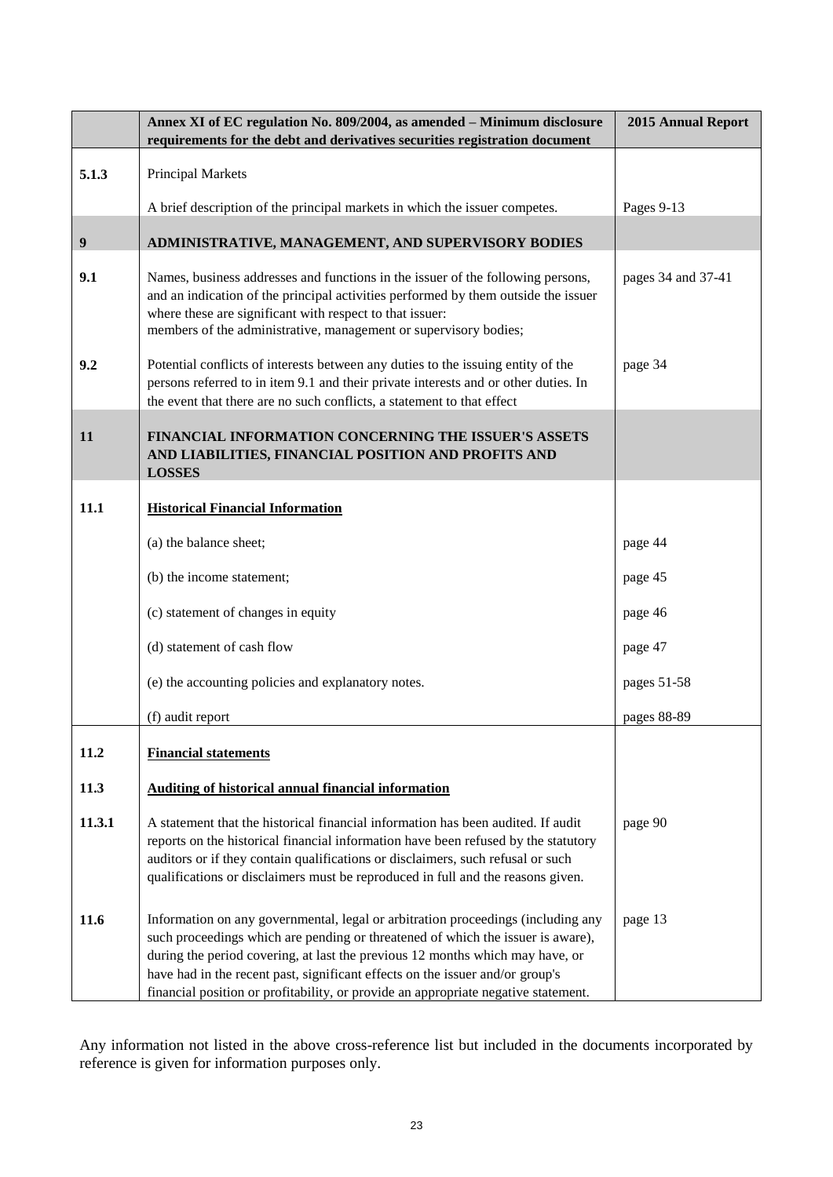|  | **Annex XI of EC regulation No. 809/2004, as amended – Minimum disclosure requirements for the debt and derivatives securities registration document** | **2015 Annual Report** |
|---|---|---|
| **5.1.3** | Principal Markets | |
| | A brief description of the principal markets in which the issuer competes. | Pages 9-13 |
| **9** | **ADMINISTRATIVE, MANAGEMENT, AND SUPERVISORY BODIES** | |
| **9.1** | Names, business addresses and functions in the issuer of the following persons, and an indication of the principal activities performed by them outside the issuer where these are significant with respect to that issuer: members of the administrative, management or supervisory bodies; | pages 34 and 37-41 |
| **9.2** | Potential conflicts of interests between any duties to the issuing entity of the persons referred to in item 9.1 and their private interests and or other duties. In the event that there are no such conflicts, a statement to that effect | page 34 |
| **11** | **FINANCIAL INFORMATION CONCERNING THE ISSUER'S ASSETS AND LIABILITIES, FINANCIAL POSITION AND PROFITS AND LOSSES** | |
| **11.1** | **Historical Financial Information** | |
| | (a) the balance sheet; | page 44 |
| | (b) the income statement; | page 45 |
| | (c) statement of changes in equity | page 46 |
| | (d) statement of cash flow | page 47 |
| | (e) the accounting policies and explanatory notes. | pages 51-58 |
| | (f) audit report | pages 88-89 |
| **11.2** | **Financial statements** | |
| **11.3** | **Auditing of historical annual financial information** | |
| **11.3.1** | A statement that the historical financial information has been audited. If audit reports on the historical financial information have been refused by the statutory auditors or if they contain qualifications or disclaimers, such refusal or such qualifications or disclaimers must be reproduced in full and the reasons given. | page 90 |
| **11.6** | Information on any governmental, legal or arbitration proceedings (including any such proceedings which are pending or threatened of which the issuer is aware), during the period covering, at last the previous 12 months which may have, or have had in the recent past, significant effects on the issuer and/or group's financial position or profitability, or provide an appropriate negative statement. | page 13 |

Any information not listed in the above cross-reference list but included in the documents incorporated by reference is given for information purposes only.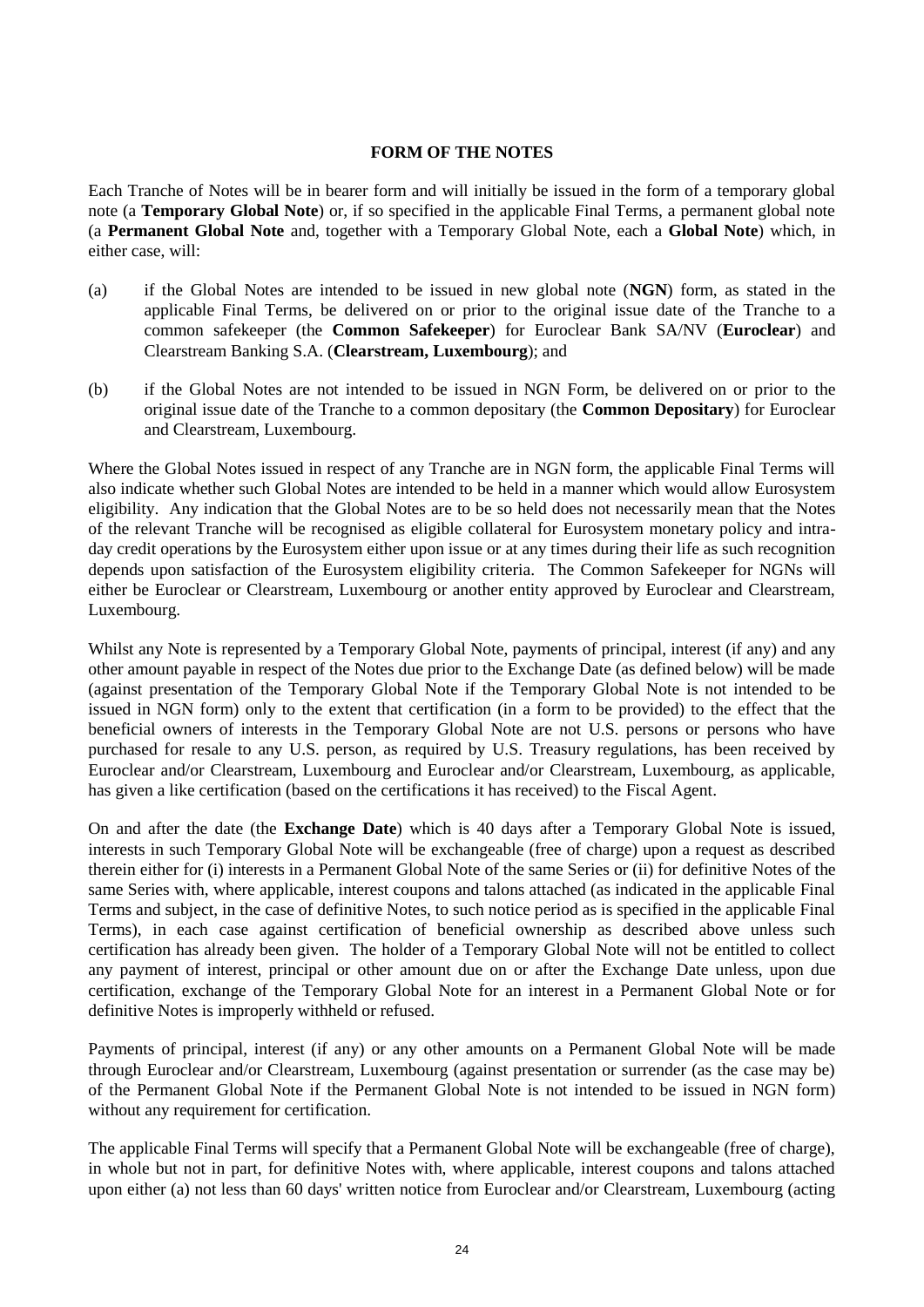## FORM OF THE NOTES

Each Tranche of Notes will be in bearer form and will initially be issued in the form of a temporary global note (a **Temporary Global Note**) or, if so specified in the applicable Final Terms, a permanent global note (a **Permanent Global Note** and, together with a Temporary Global Note, each a **Global Note**) which, in either case, will:

(a) if the Global Notes are intended to be issued in new global note (**NGN**) form, as stated in the applicable Final Terms, be delivered on or prior to the original issue date of the Tranche to a common safekeeper (the **Common Safekeeper**) for Euroclear Bank SA/NV (**Euroclear**) and Clearstream Banking S.A. (**Clearstream, Luxembourg**); and

(b) if the Global Notes are not intended to be issued in NGN Form, be delivered on or prior to the original issue date of the Tranche to a common depositary (the **Common Depositary**) for Euroclear and Clearstream, Luxembourg.

Where the Global Notes issued in respect of any Tranche are in NGN form, the applicable Final Terms will also indicate whether such Global Notes are intended to be held in a manner which would allow Eurosystem eligibility. Any indication that the Global Notes are to be so held does not necessarily mean that the Notes of the relevant Tranche will be recognised as eligible collateral for Eurosystem monetary policy and intra-day credit operations by the Eurosystem either upon issue or at any times during their life as such recognition depends upon satisfaction of the Eurosystem eligibility criteria. The Common Safekeeper for NGNs will either be Euroclear or Clearstream, Luxembourg or another entity approved by Euroclear and Clearstream, Luxembourg.

Whilst any Note is represented by a Temporary Global Note, payments of principal, interest (if any) and any other amount payable in respect of the Notes due prior to the Exchange Date (as defined below) will be made (against presentation of the Temporary Global Note if the Temporary Global Note is not intended to be issued in NGN form) only to the extent that certification (in a form to be provided) to the effect that the beneficial owners of interests in the Temporary Global Note are not U.S. persons or persons who have purchased for resale to any U.S. person, as required by U.S. Treasury regulations, has been received by Euroclear and/or Clearstream, Luxembourg and Euroclear and/or Clearstream, Luxembourg, as applicable, has given a like certification (based on the certifications it has received) to the Fiscal Agent.

On and after the date (the **Exchange Date**) which is 40 days after a Temporary Global Note is issued, interests in such Temporary Global Note will be exchangeable (free of charge) upon a request as described therein either for (i) interests in a Permanent Global Note of the same Series or (ii) for definitive Notes of the same Series with, where applicable, interest coupons and talons attached (as indicated in the applicable Final Terms and subject, in the case of definitive Notes, to such notice period as is specified in the applicable Final Terms), in each case against certification of beneficial ownership as described above unless such certification has already been given. The holder of a Temporary Global Note will not be entitled to collect any payment of interest, principal or other amount due on or after the Exchange Date unless, upon due certification, exchange of the Temporary Global Note for an interest in a Permanent Global Note or for definitive Notes is improperly withheld or refused.

Payments of principal, interest (if any) or any other amounts on a Permanent Global Note will be made through Euroclear and/or Clearstream, Luxembourg (against presentation or surrender (as the case may be) of the Permanent Global Note if the Permanent Global Note is not intended to be issued in NGN form) without any requirement for certification.

The applicable Final Terms will specify that a Permanent Global Note will be exchangeable (free of charge), in whole but not in part, for definitive Notes with, where applicable, interest coupons and talons attached upon either (a) not less than 60 days' written notice from Euroclear and/or Clearstream, Luxembourg (acting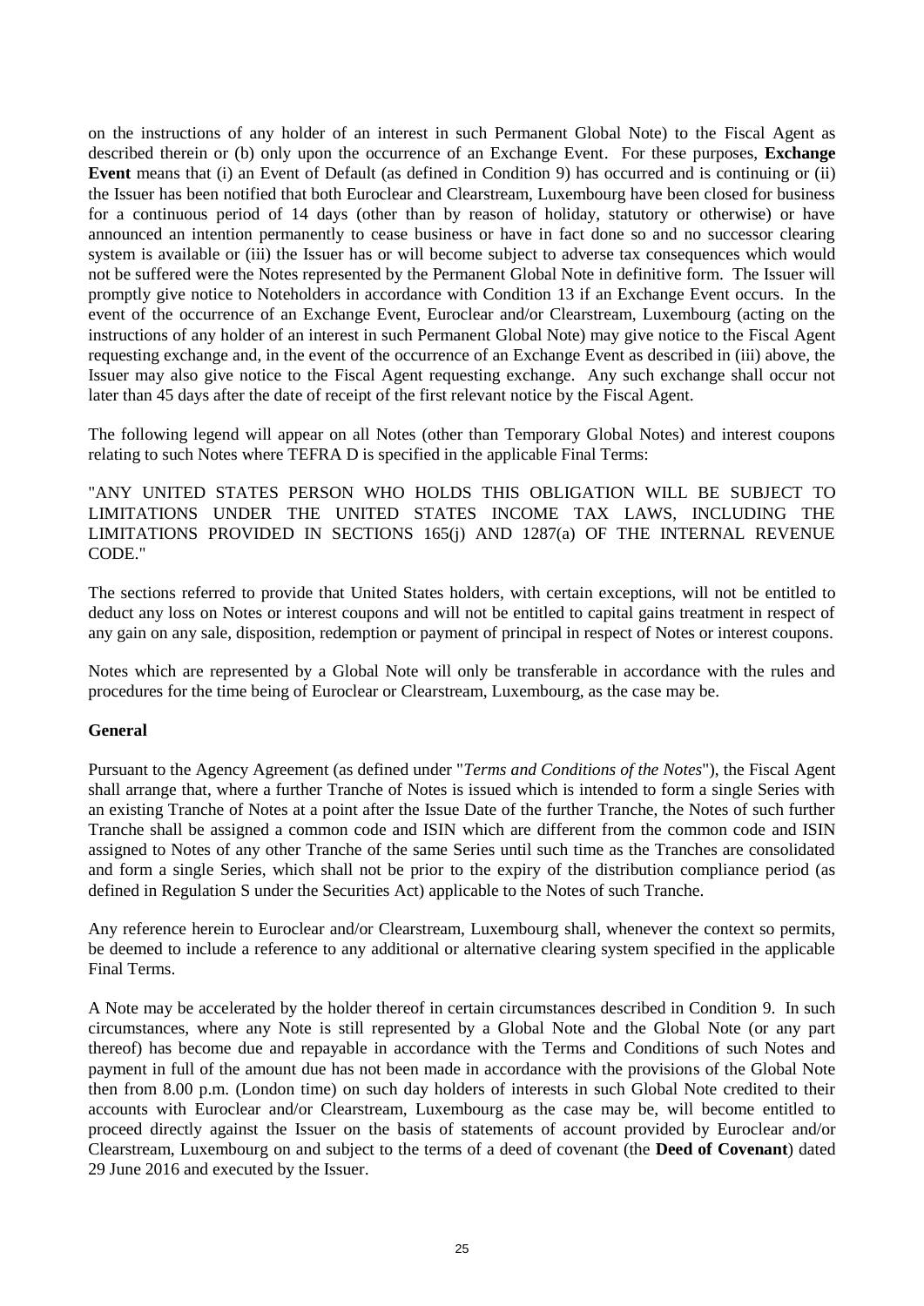on the instructions of any holder of an interest in such Permanent Global Note) to the Fiscal Agent as described therein or (b) only upon the occurrence of an Exchange Event. For these purposes, **Exchange Event** means that (i) an Event of Default (as defined in Condition 9) has occurred and is continuing or (ii) the Issuer has been notified that both Euroclear and Clearstream, Luxembourg have been closed for business for a continuous period of 14 days (other than by reason of holiday, statutory or otherwise) or have announced an intention permanently to cease business or have in fact done so and no successor clearing system is available or (iii) the Issuer has or will become subject to adverse tax consequences which would not be suffered were the Notes represented by the Permanent Global Note in definitive form. The Issuer will promptly give notice to Noteholders in accordance with Condition 13 if an Exchange Event occurs. In the event of the occurrence of an Exchange Event, Euroclear and/or Clearstream, Luxembourg (acting on the instructions of any holder of an interest in such Permanent Global Note) may give notice to the Fiscal Agent requesting exchange and, in the event of the occurrence of an Exchange Event as described in (iii) above, the Issuer may also give notice to the Fiscal Agent requesting exchange. Any such exchange shall occur not later than 45 days after the date of receipt of the first relevant notice by the Fiscal Agent.

The following legend will appear on all Notes (other than Temporary Global Notes) and interest coupons relating to such Notes where TEFRA D is specified in the applicable Final Terms:

"ANY UNITED STATES PERSON WHO HOLDS THIS OBLIGATION WILL BE SUBJECT TO LIMITATIONS UNDER THE UNITED STATES INCOME TAX LAWS, INCLUDING THE LIMITATIONS PROVIDED IN SECTIONS 165(j) AND 1287(a) OF THE INTERNAL REVENUE CODE."

The sections referred to provide that United States holders, with certain exceptions, will not be entitled to deduct any loss on Notes or interest coupons and will not be entitled to capital gains treatment in respect of any gain on any sale, disposition, redemption or payment of principal in respect of Notes or interest coupons.

Notes which are represented by a Global Note will only be transferable in accordance with the rules and procedures for the time being of Euroclear or Clearstream, Luxembourg, as the case may be.

**General**

Pursuant to the Agency Agreement (as defined under "*Terms and Conditions of the Notes*"), the Fiscal Agent shall arrange that, where a further Tranche of Notes is issued which is intended to form a single Series with an existing Tranche of Notes at a point after the Issue Date of the further Tranche, the Notes of such further Tranche shall be assigned a common code and ISIN which are different from the common code and ISIN assigned to Notes of any other Tranche of the same Series until such time as the Tranches are consolidated and form a single Series, which shall not be prior to the expiry of the distribution compliance period (as defined in Regulation S under the Securities Act) applicable to the Notes of such Tranche.

Any reference herein to Euroclear and/or Clearstream, Luxembourg shall, whenever the context so permits, be deemed to include a reference to any additional or alternative clearing system specified in the applicable Final Terms.

A Note may be accelerated by the holder thereof in certain circumstances described in Condition 9. In such circumstances, where any Note is still represented by a Global Note and the Global Note (or any part thereof) has become due and repayable in accordance with the Terms and Conditions of such Notes and payment in full of the amount due has not been made in accordance with the provisions of the Global Note then from 8.00 p.m. (London time) on such day holders of interests in such Global Note credited to their accounts with Euroclear and/or Clearstream, Luxembourg as the case may be, will become entitled to proceed directly against the Issuer on the basis of statements of account provided by Euroclear and/or Clearstream, Luxembourg on and subject to the terms of a deed of covenant (the **Deed of Covenant**) dated 29 June 2016 and executed by the Issuer.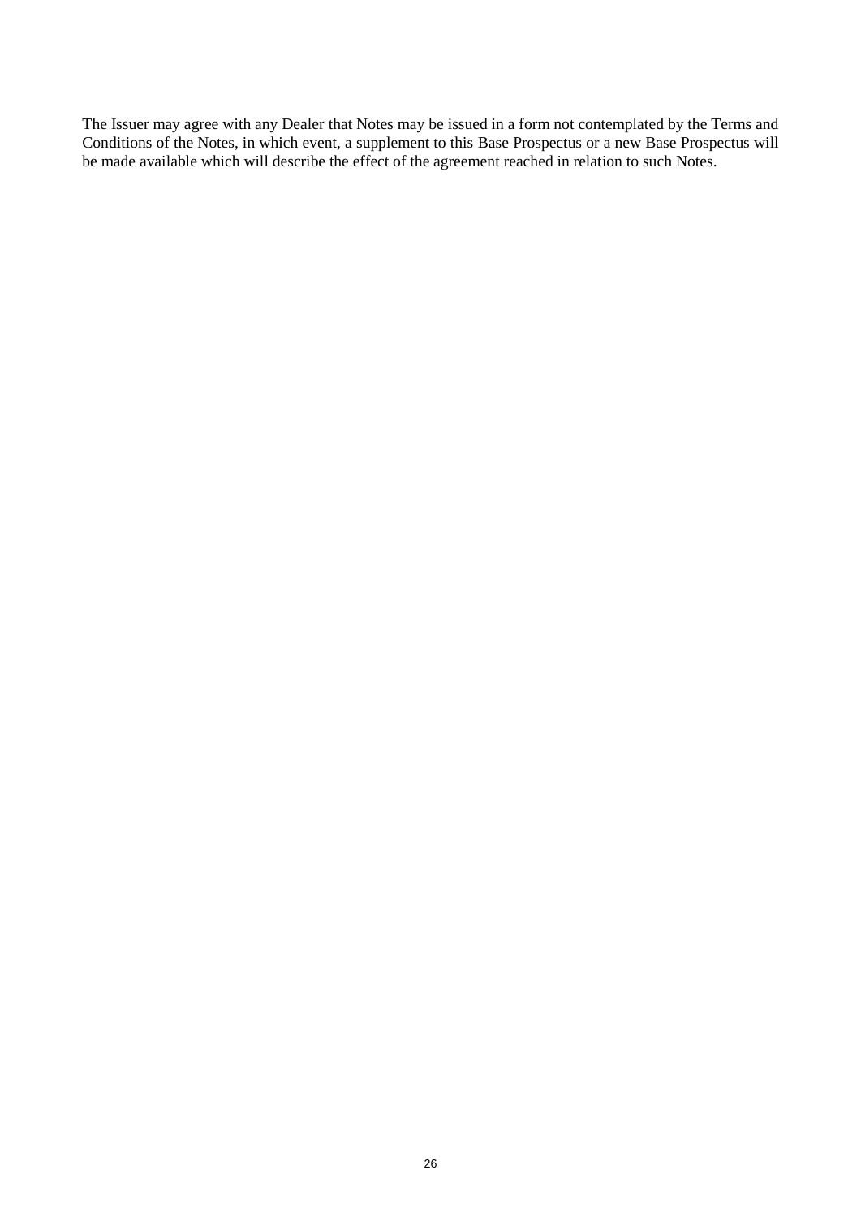The Issuer may agree with any Dealer that Notes may be issued in a form not contemplated by the Terms and Conditions of the Notes, in which event, a supplement to this Base Prospectus or a new Base Prospectus will be made available which will describe the effect of the agreement reached in relation to such Notes.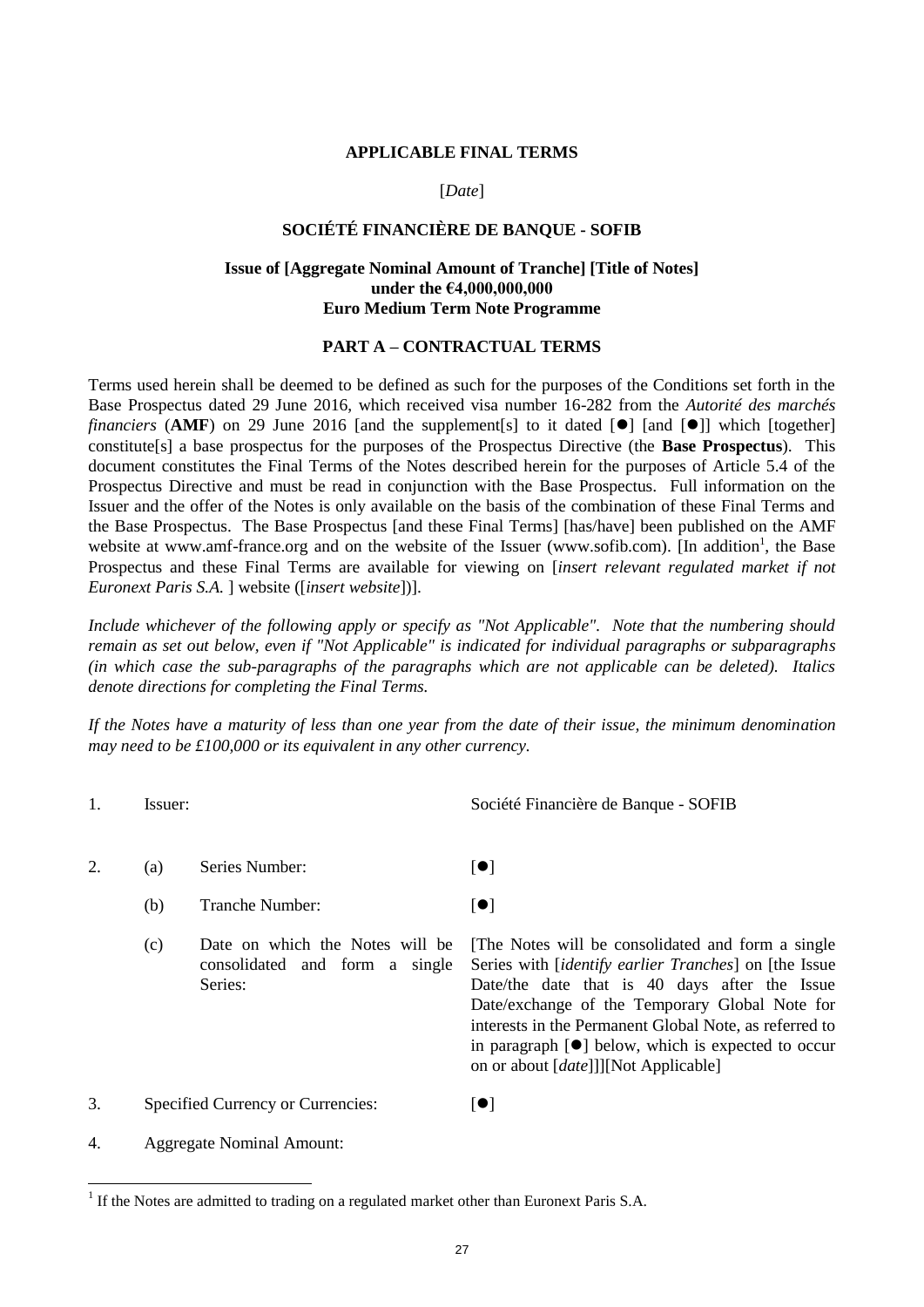**APPLICABLE FINAL TERMS**

[*Date*]

**SOCIÉTÉ FINANCIÈRE DE BANQUE - SOFIB**

**Issue of [Aggregate Nominal Amount of Tranche] [Title of Notes]**
**under the €4,000,000,000**
**Euro Medium Term Note Programme**

**PART A – CONTRACTUAL TERMS**

Terms used herein shall be deemed to be defined as such for the purposes of the Conditions set forth in the Base Prospectus dated 29 June 2016, which received visa number 16-282 from the *Autorité des marchés financiers* (**AMF**) on 29 June 2016 [and the supplement[s] to it dated [●] [and [●]] which [together] constitute[s] a base prospectus for the purposes of the Prospectus Directive (the **Base Prospectus**). This document constitutes the Final Terms of the Notes described herein for the purposes of Article 5.4 of the Prospectus Directive and must be read in conjunction with the Base Prospectus. Full information on the Issuer and the offer of the Notes is only available on the basis of the combination of these Final Terms and the Base Prospectus. The Base Prospectus [and these Final Terms] [has/have] been published on the AMF website at www.amf-france.org and on the website of the Issuer (www.sofib.com). [In addition[1], the Base Prospectus and these Final Terms are available for viewing on [*insert relevant regulated market if not Euronext Paris S.A.* ] website ([*insert website*])].

*Include whichever of the following apply or specify as "Not Applicable". Note that the numbering should remain as set out below, even if "Not Applicable" is indicated for individual paragraphs or subparagraphs (in which case the sub-paragraphs of the paragraphs which are not applicable can be deleted). Italics denote directions for completing the Final Terms.*

*If the Notes have a maturity of less than one year from the date of their issue, the minimum denomination may need to be £100,000 or its equivalent in any other currency.*

1. Issuer: Société Financière de Banque - SOFIB

2. (a) Series Number: [●]

   (b) Tranche Number: [●]

   (c) Date on which the Notes will be consolidated and form a single Series: [The Notes will be consolidated and form a single Series with [*identify earlier Tranches*] on [the Issue Date/the date that is 40 days after the Issue Date/exchange of the Temporary Global Note for interests in the Permanent Global Note, as referred to in paragraph [●] below, which is expected to occur on or about [*date*]]][Not Applicable]

3. Specified Currency or Currencies: [●]

4. Aggregate Nominal Amount:

[1] If the Notes are admitted to trading on a regulated market other than Euronext Paris S.A.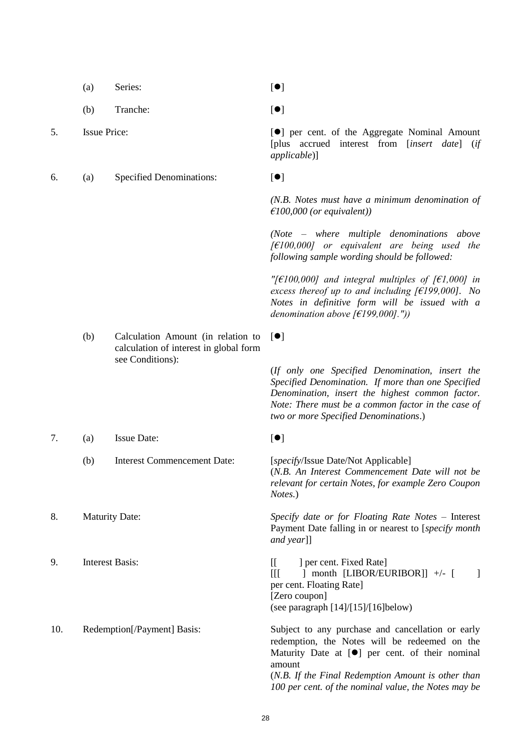| | | | |
|---|---|---|---|
| | (a) | Series: | [●] |
| | (b) | Tranche: | [●] |
| 5. | Issue Price: | | [●] per cent. of the Aggregate Nominal Amount [plus accrued interest from [*insert date*] (*if applicable*)] |
| 6. | (a) | Specified Denominations: | [●]<br><br>*(N.B. Notes must have a minimum denomination of €100,000 (or equivalent))*<br><br>*(Note – where multiple denominations above [€100,000] or equivalent are being used the following sample wording should be followed:*<br><br>*"[€100,000] and integral multiples of [€1,000] in excess thereof up to and including [€199,000]. No Notes in definitive form will be issued with a denomination above [€199,000].")*) |
| | (b) | Calculation Amount (in relation to calculation of interest in global form see Conditions): | [●]<br><br>(*If only one Specified Denomination, insert the Specified Denomination. If more than one Specified Denomination, insert the highest common factor. Note: There must be a common factor in the case of two or more Specified Denominations*.) |
| 7. | (a) | Issue Date: | [●] |
| | (b) | Interest Commencement Date: | [*specify*/Issue Date/Not Applicable]<br>(*N.B. An Interest Commencement Date will not be relevant for certain Notes, for example Zero Coupon Notes.*) |
| 8. | Maturity Date: | | *Specify date or for Floating Rate Notes* – Interest Payment Date falling in or nearest to [*specify month and year*]] |
| 9. | Interest Basis: | | [[ ] per cent. Fixed Rate]<br>[[[ ] month [LIBOR/EURIBOR]] +/- [ ] per cent. Floating Rate]<br>[Zero coupon]<br>(see paragraph [14]/[15]/[16]below) |
| 10. | Redemption[/Payment] Basis: | | Subject to any purchase and cancellation or early redemption, the Notes will be redeemed on the Maturity Date at [●] per cent. of their nominal amount<br>(*N.B. If the Final Redemption Amount is other than 100 per cent. of the nominal value, the Notes may be* |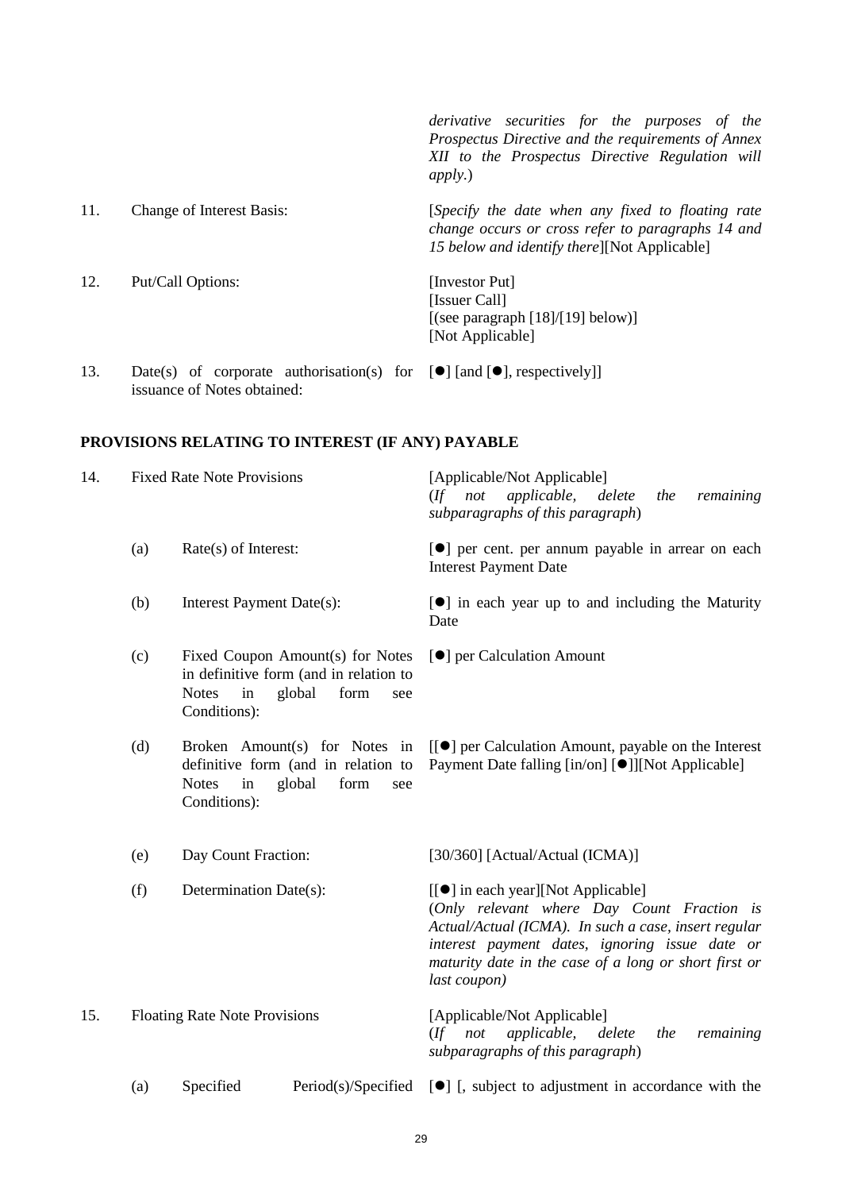| | | |
|---|---|---|
| | | *derivative securities for the purposes of the Prospectus Directive and the requirements of Annex XII to the Prospectus Directive Regulation will apply.*) |
| 11. | Change of Interest Basis: | [*Specify the date when any fixed to floating rate change occurs or cross refer to paragraphs 14 and 15 below and identify there*][Not Applicable] |
| 12. | Put/Call Options: | [Investor Put]<br>[Issuer Call]<br>[(see paragraph [18]/[19] below)]<br>[Not Applicable] |
| 13. | Date(s) of corporate authorisation(s) for issuance of Notes obtained: | [●] [and [●], respectively]] |

**PROVISIONS RELATING TO INTEREST (IF ANY) PAYABLE**

| | | | |
|---|---|---|---|
| 14. | Fixed Rate Note Provisions | | [Applicable/Not Applicable]<br>(*If not applicable, delete the remaining subparagraphs of this paragraph*) |
| | (a) | Rate(s) of Interest: | [●] per cent. per annum payable in arrear on each Interest Payment Date |
| | (b) | Interest Payment Date(s): | [●] in each year up to and including the Maturity Date |
| | (c) | Fixed Coupon Amount(s) for Notes in definitive form (and in relation to Notes in global form see Conditions): | [●] per Calculation Amount |
| | (d) | Broken Amount(s) for Notes in definitive form (and in relation to Notes in global form see Conditions): | [[●] per Calculation Amount, payable on the Interest Payment Date falling [in/on] [●]][Not Applicable] |
| | (e) | Day Count Fraction: | [30/360] [Actual/Actual (ICMA)] |
| | (f) | Determination Date(s): | [[●] in each year][Not Applicable]<br>(*Only relevant where Day Count Fraction is Actual/Actual (ICMA). In such a case, insert regular interest payment dates, ignoring issue date or maturity date in the case of a long or short first or last coupon)* |
| 15. | Floating Rate Note Provisions | | [Applicable/Not Applicable]<br>(*If not applicable, delete the remaining subparagraphs of this paragraph*) |
| | (a) | Specified Period(s)/Specified | [●] [, subject to adjustment in accordance with the |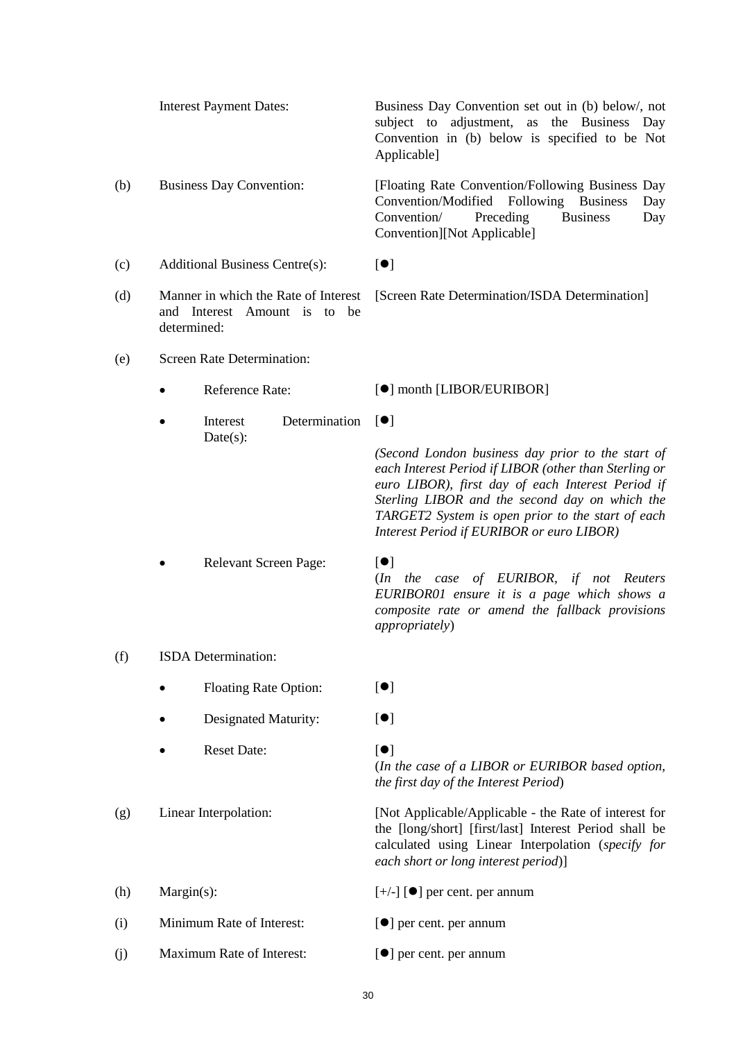| | | |
|---|---|---|
| | Interest Payment Dates: | Business Day Convention set out in (b) below/, not subject to adjustment, as the Business Day Convention in (b) below is specified to be Not Applicable] |
| (b) | Business Day Convention: | [Floating Rate Convention/Following Business Day Convention/Modified Following Business Day Convention/ Preceding Business Day Convention][Not Applicable] |
| (c) | Additional Business Centre(s): | [●] |
| (d) | Manner in which the Rate of Interest and Interest Amount is to be determined: | [Screen Rate Determination/ISDA Determination] |
| (e) | Screen Rate Determination: | |
| | • Reference Rate: | [●] month [LIBOR/EURIBOR] |
| | • Interest Determination Date(s): | [●]<br>*(Second London business day prior to the start of each Interest Period if LIBOR (other than Sterling or euro LIBOR), first day of each Interest Period if Sterling LIBOR and the second day on which the TARGET2 System is open prior to the start of each Interest Period if EURIBOR or euro LIBOR)* |
| | • Relevant Screen Page: | [●]<br>(*In the case of EURIBOR, if not Reuters EURIBOR01 ensure it is a page which shows a composite rate or amend the fallback provisions appropriately*) |
| (f) | ISDA Determination: | |
| | • Floating Rate Option: | [●] |
| | • Designated Maturity: | [●] |
| | • Reset Date: | [●]<br>(*In the case of a LIBOR or EURIBOR based option, the first day of the Interest Period*) |
| (g) | Linear Interpolation: | [Not Applicable/Applicable - the Rate of interest for the [long/short] [first/last] Interest Period shall be calculated using Linear Interpolation (*specify for each short or long interest period*)] |
| (h) | Margin(s): | [+/-] [●] per cent. per annum |
| (i) | Minimum Rate of Interest: | [●] per cent. per annum |
| (j) | Maximum Rate of Interest: | [●] per cent. per annum |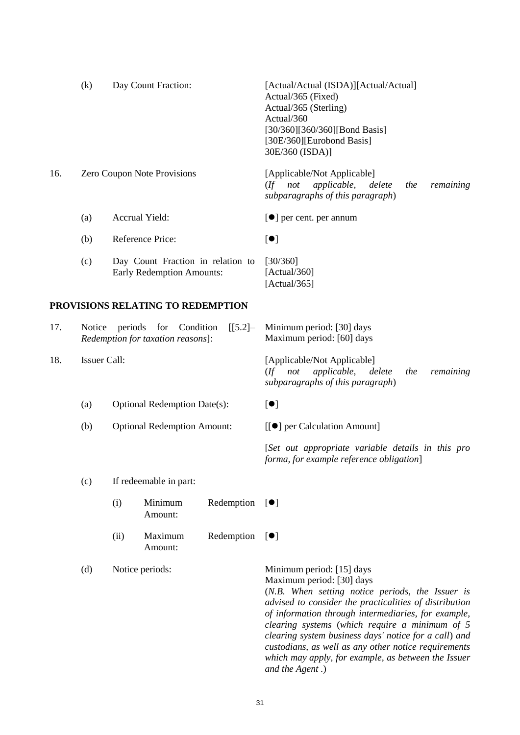| | | |
|---|---|---|
| (k) | Day Count Fraction: | [Actual/Actual (ISDA)][Actual/Actual]<br>Actual/365 (Fixed)<br>Actual/365 (Sterling)<br>Actual/360<br>[30/360][360/360][Bond Basis]<br>[30E/360][Eurobond Basis]<br>30E/360 (ISDA)] |

| | | |
|---|---|---|
| 16. | Zero Coupon Note Provisions | [Applicable/Not Applicable]<br>(*If not applicable, delete the remaining subparagraphs of this paragraph*) |
| (a) | Accrual Yield: | [●] per cent. per annum |
| (b) | Reference Price: | [●] |
| (c) | Day Count Fraction in relation to Early Redemption Amounts: | [30/360]<br>[Actual/360]<br>[Actual/365] |

**PROVISIONS RELATING TO REDEMPTION**

| | | |
|---|---|---|
| 17. | Notice periods for Condition [[5.2]– *Redemption for taxation reasons*]: | Minimum period: [30] days<br>Maximum period: [60] days |
| 18. | Issuer Call: | [Applicable/Not Applicable]<br>(*If not applicable, delete the remaining subparagraphs of this paragraph*) |
| (a) | Optional Redemption Date(s): | [●] |
| (b) | Optional Redemption Amount: | [[●] per Calculation Amount]<br><br>[*Set out appropriate variable details in this pro forma, for example reference obligation*] |
| (c) | If redeemable in part: | |
| (i) | Minimum Redemption Amount: | [●] |
| (ii) | Maximum Redemption Amount: | [●] |
| (d) | Notice periods: | Minimum period: [15] days<br>Maximum period: [30] days<br>(*N.B. When setting notice periods, the Issuer is advised to consider the practicalities of distribution of information through intermediaries, for example, clearing systems* (*which require a minimum of 5 clearing system business days' notice for a call*) *and custodians, as well as any other notice requirements which may apply, for example, as between the Issuer and the Agent* .) |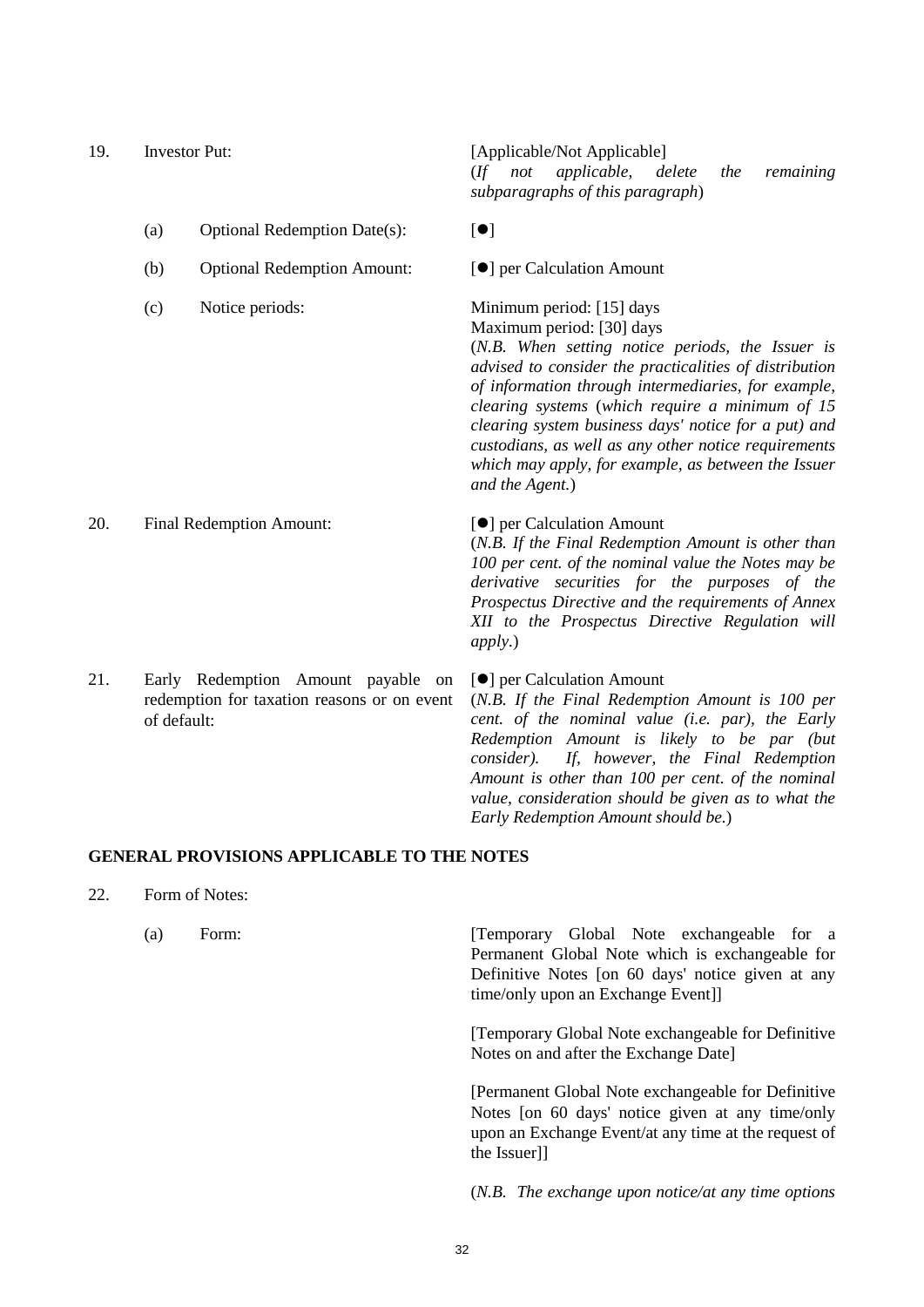| | | |
|---|---|---|
| 19. | Investor Put: | [Applicable/Not Applicable]<br>(*If not applicable, delete the remaining subparagraphs of this paragraph*) |
| | (a) Optional Redemption Date(s): | [●] |
| | (b) Optional Redemption Amount: | [●] per Calculation Amount |
| | (c) Notice periods: | Minimum period: [15] days<br>Maximum period: [30] days<br>(*N.B. When setting notice periods, the Issuer is advised to consider the practicalities of distribution of information through intermediaries, for example, clearing systems (which require a minimum of 15 clearing system business days' notice for a put) and custodians, as well as any other notice requirements which may apply, for example, as between the Issuer and the Agent.*) |
| 20. | Final Redemption Amount: | [●] per Calculation Amount<br>(*N.B. If the Final Redemption Amount is other than 100 per cent. of the nominal value the Notes may be derivative securities for the purposes of the Prospectus Directive and the requirements of Annex XII to the Prospectus Directive Regulation will apply.*) |
| 21. | Early Redemption Amount payable on redemption for taxation reasons or on event of default: | [●] per Calculation Amount<br>(*N.B. If the Final Redemption Amount is 100 per cent. of the nominal value (i.e. par), the Early Redemption Amount is likely to be par (but consider). If, however, the Final Redemption Amount is other than 100 per cent. of the nominal value, consideration should be given as to what the Early Redemption Amount should be.*) |

**GENERAL PROVISIONS APPLICABLE TO THE NOTES**

| | | |
|---|---|---|
| 22. | Form of Notes: | |
| | (a) Form: | [Temporary Global Note exchangeable for a Permanent Global Note which is exchangeable for Definitive Notes [on 60 days' notice given at any time/only upon an Exchange Event]]<br><br>[Temporary Global Note exchangeable for Definitive Notes on and after the Exchange Date]<br><br>[Permanent Global Note exchangeable for Definitive Notes [on 60 days' notice given at any time/only upon an Exchange Event/at any time at the request of the Issuer]]<br><br>(*N.B. The exchange upon notice/at any time options* |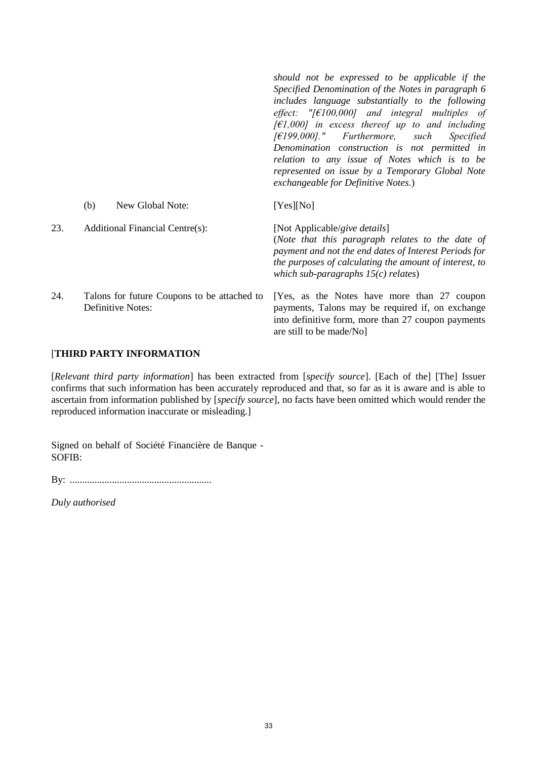| | |
|---|---|
| | *should not be expressed to be applicable if the Specified Denomination of the Notes in paragraph 6 includes language substantially to the following effect: "[€100,000] and integral multiples of [€1,000] in excess thereof up to and including [€199,000]." Furthermore, such Specified Denomination construction is not permitted in relation to any issue of Notes which is to be represented on issue by a Temporary Global Note exchangeable for Definitive Notes.*) |
| (b) New Global Note: | [Yes][No] |
| 23. Additional Financial Centre(s): | [Not Applicable/*give details*] (*Note that this paragraph relates to the date of payment and not the end dates of Interest Periods for the purposes of calculating the amount of interest, to which sub-paragraphs 15(c) relates*) |
| 24. Talons for future Coupons to be attached to Definitive Notes: | [Yes, as the Notes have more than 27 coupon payments, Talons may be required if, on exchange into definitive form, more than 27 coupon payments are still to be made/No] |

[**THIRD PARTY INFORMATION**

[*Relevant third party information*] has been extracted from [*specify source*]. [Each of the] [The] Issuer confirms that such information has been accurately reproduced and that, so far as it is aware and is able to ascertain from information published by [*specify source*], no facts have been omitted which would render the reproduced information inaccurate or misleading.]

Signed on behalf of Société Financière de Banque - SOFIB:

By: .........................................................

*Duly authorised*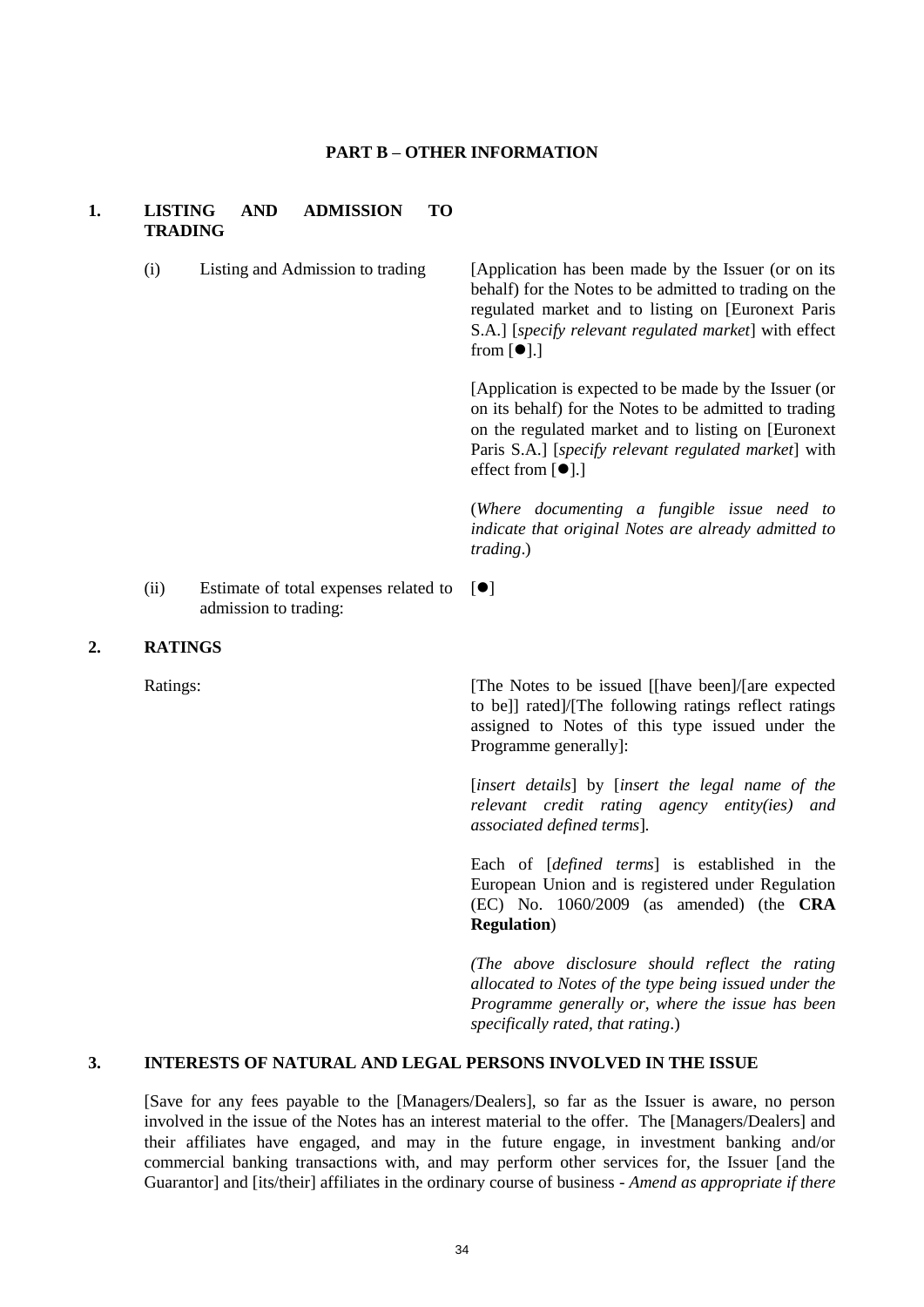## PART B – OTHER INFORMATION

### 1. LISTING AND ADMISSION TO TRADING

(i) Listing and Admission to trading

[Application has been made by the Issuer (or on its behalf) for the Notes to be admitted to trading on the regulated market and to listing on [Euronext Paris S.A.] [*specify relevant regulated market*] with effect from [●].]

[Application is expected to be made by the Issuer (or on its behalf) for the Notes to be admitted to trading on the regulated market and to listing on [Euronext Paris S.A.] [*specify relevant regulated market*] with effect from [●].]

(*Where documenting a fungible issue need to indicate that original Notes are already admitted to trading*.)

(ii) Estimate of total expenses related to admission to trading: [●]

### 2. RATINGS

Ratings:

[The Notes to be issued [[have been]/[are expected to be]] rated]/[The following ratings reflect ratings assigned to Notes of this type issued under the Programme generally]:

[*insert details*] by [*insert the legal name of the relevant credit rating agency entity(ies) and associated defined terms*].

Each of [*defined terms*] is established in the European Union and is registered under Regulation (EC) No. 1060/2009 (as amended) (the **CRA Regulation**)

*(The above disclosure should reflect the rating allocated to Notes of the type being issued under the Programme generally or, where the issue has been specifically rated, that rating*.)

### 3. INTERESTS OF NATURAL AND LEGAL PERSONS INVOLVED IN THE ISSUE

[Save for any fees payable to the [Managers/Dealers], so far as the Issuer is aware, no person involved in the issue of the Notes has an interest material to the offer. The [Managers/Dealers] and their affiliates have engaged, and may in the future engage, in investment banking and/or commercial banking transactions with, and may perform other services for, the Issuer [and the Guarantor] and [its/their] affiliates in the ordinary course of business - *Amend as appropriate if there*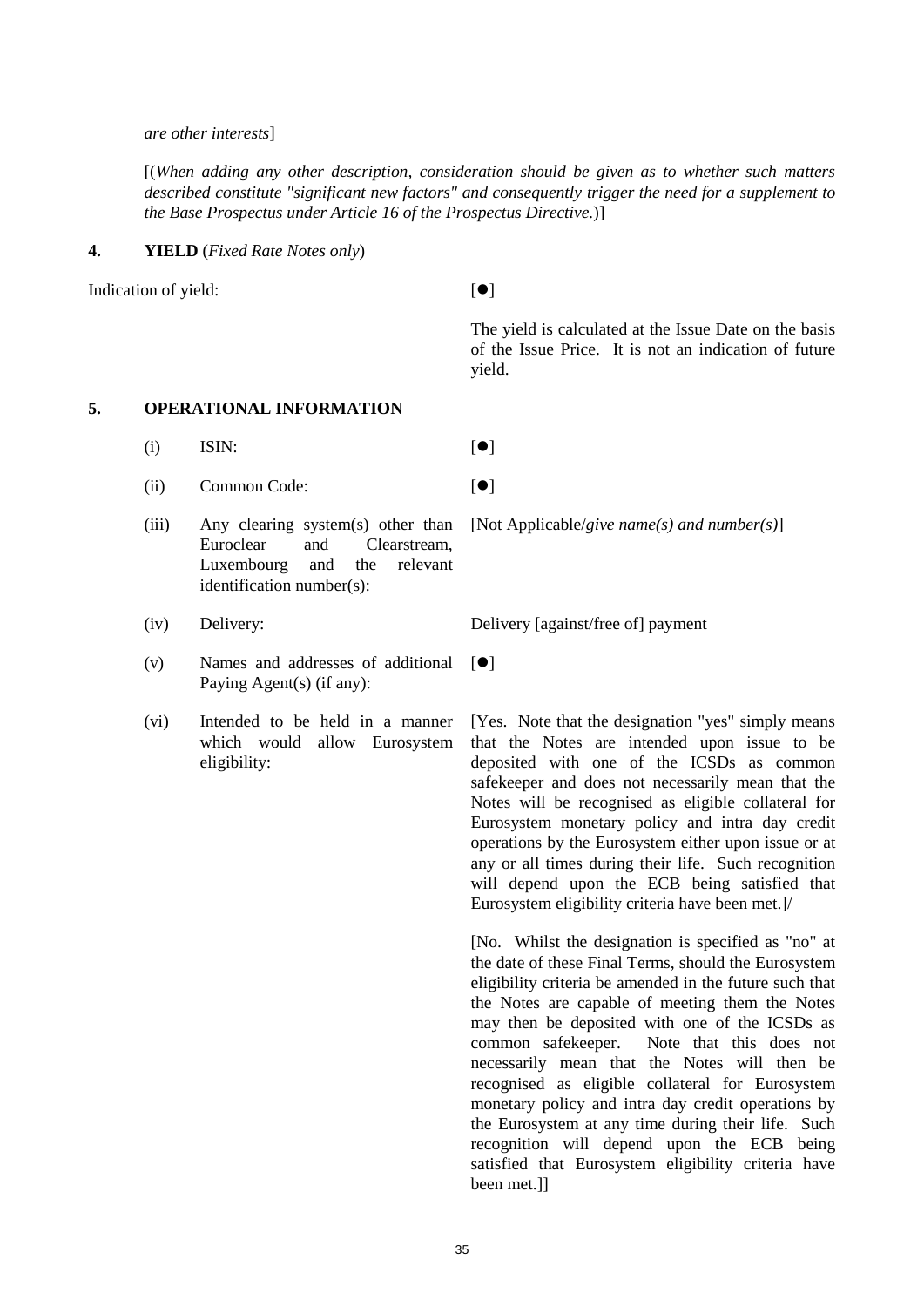*are other interests*]

[(*When adding any other description, consideration should be given as to whether such matters described constitute "significant new factors" and consequently trigger the need for a supplement to the Base Prospectus under Article 16 of the Prospectus Directive.*)]

## 4. YIELD (*Fixed Rate Notes only*)

| | |
|---|---|
| Indication of yield: | [●] |
| | The yield is calculated at the Issue Date on the basis of the Issue Price. It is not an indication of future yield. |

## 5. OPERATIONAL INFORMATION

| | | |
|---|---|---|
| (i) | ISIN: | [●] |
| (ii) | Common Code: | [●] |
| (iii) | Any clearing system(s) other than Euroclear and Clearstream, Luxembourg and the relevant identification number(s): | [Not Applicable/*give name(s) and number(s)*] |
| (iv) | Delivery: | Delivery [against/free of] payment |
| (v) | Names and addresses of additional Paying Agent(s) (if any): | [●] |
| (vi) | Intended to be held in a manner which would allow Eurosystem eligibility: | [Yes. Note that the designation "yes" simply means that the Notes are intended upon issue to be deposited with one of the ICSDs as common safekeeper and does not necessarily mean that the Notes will be recognised as eligible collateral for Eurosystem monetary policy and intra day credit operations by the Eurosystem either upon issue or at any or all times during their life. Such recognition will depend upon the ECB being satisfied that Eurosystem eligibility criteria have been met.]/<br><br>[No. Whilst the designation is specified as "no" at the date of these Final Terms, should the Eurosystem eligibility criteria be amended in the future such that the Notes are capable of meeting them the Notes may then be deposited with one of the ICSDs as common safekeeper. Note that this does not necessarily mean that the Notes will then be recognised as eligible collateral for Eurosystem monetary policy and intra day credit operations by the Eurosystem at any time during their life. Such recognition will depend upon the ECB being satisfied that Eurosystem eligibility criteria have been met.]] |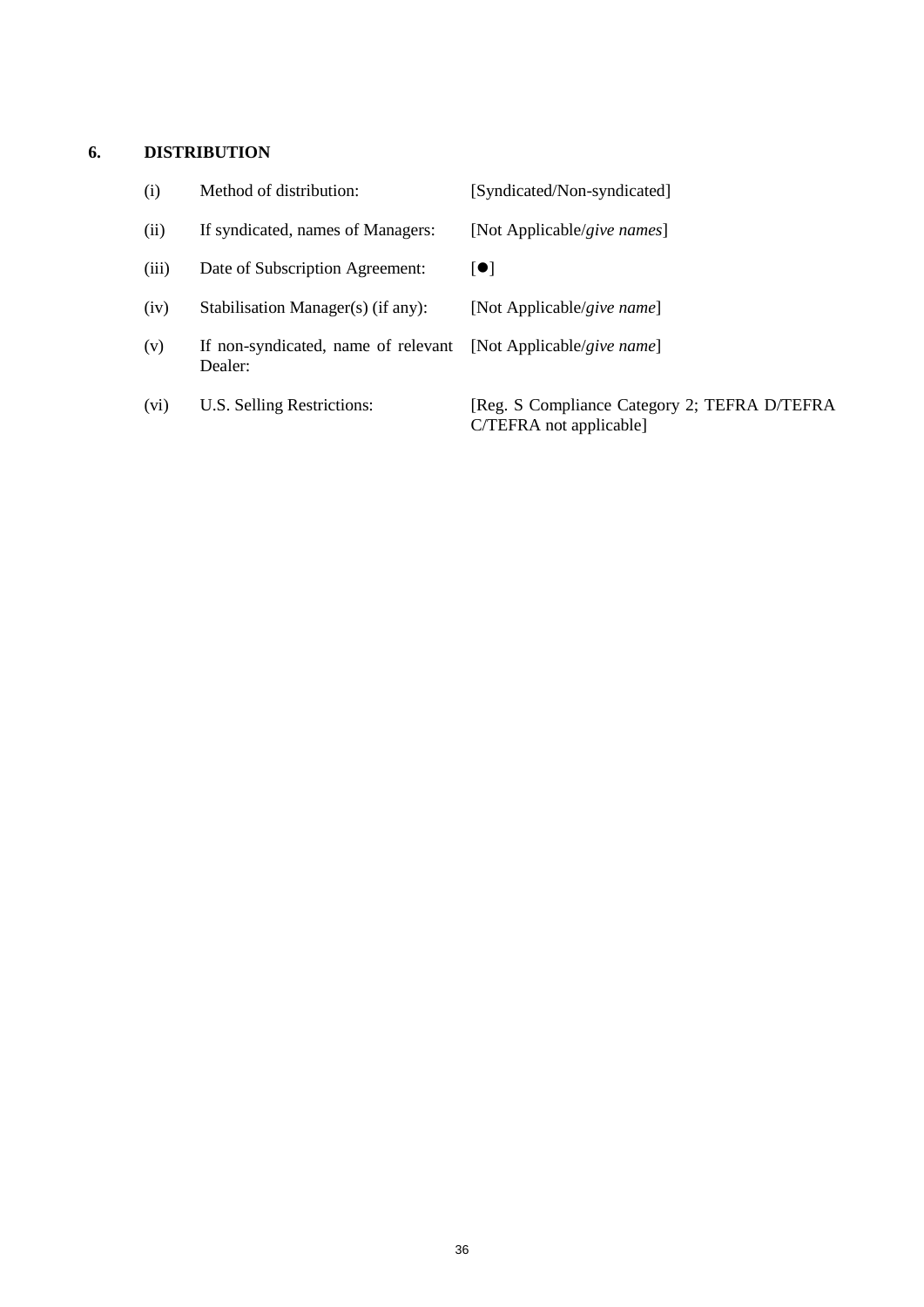## 6. DISTRIBUTION

| | | |
|---|---|---|
| (i) | Method of distribution: | [Syndicated/Non-syndicated] |
| (ii) | If syndicated, names of Managers: | [Not Applicable/*give names*] |
| (iii) | Date of Subscription Agreement: | [●] |
| (iv) | Stabilisation Manager(s) (if any): | [Not Applicable/*give name*] |
| (v) | If non-syndicated, name of relevant Dealer: | [Not Applicable/*give name*] |
| (vi) | U.S. Selling Restrictions: | [Reg. S Compliance Category 2; TEFRA D/TEFRA C/TEFRA not applicable] |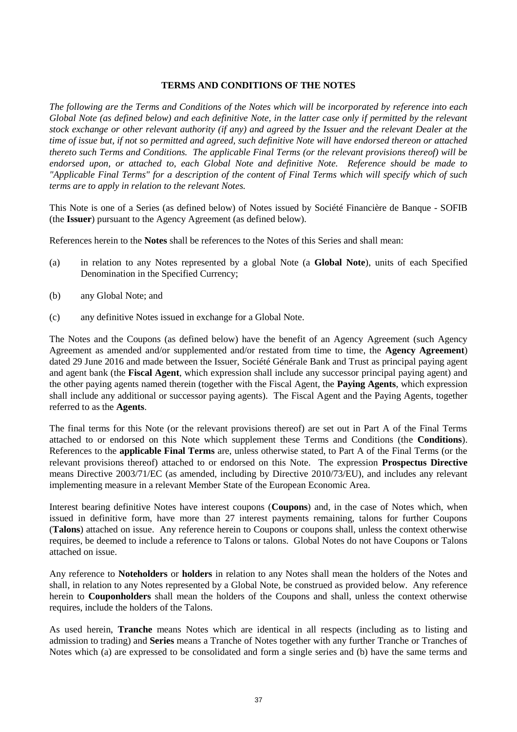## TERMS AND CONDITIONS OF THE NOTES

*The following are the Terms and Conditions of the Notes which will be incorporated by reference into each Global Note (as defined below) and each definitive Note, in the latter case only if permitted by the relevant stock exchange or other relevant authority (if any) and agreed by the Issuer and the relevant Dealer at the time of issue but, if not so permitted and agreed, such definitive Note will have endorsed thereon or attached thereto such Terms and Conditions. The applicable Final Terms (or the relevant provisions thereof) will be endorsed upon, or attached to, each Global Note and definitive Note. Reference should be made to "Applicable Final Terms" for a description of the content of Final Terms which will specify which of such terms are to apply in relation to the relevant Notes.*

This Note is one of a Series (as defined below) of Notes issued by Société Financière de Banque - SOFIB (the **Issuer**) pursuant to the Agency Agreement (as defined below).

References herein to the **Notes** shall be references to the Notes of this Series and shall mean:

(a) in relation to any Notes represented by a global Note (a **Global Note**), units of each Specified Denomination in the Specified Currency;

(b) any Global Note; and

(c) any definitive Notes issued in exchange for a Global Note.

The Notes and the Coupons (as defined below) have the benefit of an Agency Agreement (such Agency Agreement as amended and/or supplemented and/or restated from time to time, the **Agency Agreement**) dated 29 June 2016 and made between the Issuer, Société Générale Bank and Trust as principal paying agent and agent bank (the **Fiscal Agent**, which expression shall include any successor principal paying agent) and the other paying agents named therein (together with the Fiscal Agent, the **Paying Agents**, which expression shall include any additional or successor paying agents). The Fiscal Agent and the Paying Agents, together referred to as the **Agents**.

The final terms for this Note (or the relevant provisions thereof) are set out in Part A of the Final Terms attached to or endorsed on this Note which supplement these Terms and Conditions (the **Conditions**). References to the **applicable Final Terms** are, unless otherwise stated, to Part A of the Final Terms (or the relevant provisions thereof) attached to or endorsed on this Note. The expression **Prospectus Directive** means Directive 2003/71/EC (as amended, including by Directive 2010/73/EU), and includes any relevant implementing measure in a relevant Member State of the European Economic Area.

Interest bearing definitive Notes have interest coupons (**Coupons**) and, in the case of Notes which, when issued in definitive form, have more than 27 interest payments remaining, talons for further Coupons (**Talons**) attached on issue. Any reference herein to Coupons or coupons shall, unless the context otherwise requires, be deemed to include a reference to Talons or talons. Global Notes do not have Coupons or Talons attached on issue.

Any reference to **Noteholders** or **holders** in relation to any Notes shall mean the holders of the Notes and shall, in relation to any Notes represented by a Global Note, be construed as provided below. Any reference herein to **Couponholders** shall mean the holders of the Coupons and shall, unless the context otherwise requires, include the holders of the Talons.

As used herein, **Tranche** means Notes which are identical in all respects (including as to listing and admission to trading) and **Series** means a Tranche of Notes together with any further Tranche or Tranches of Notes which (a) are expressed to be consolidated and form a single series and (b) have the same terms and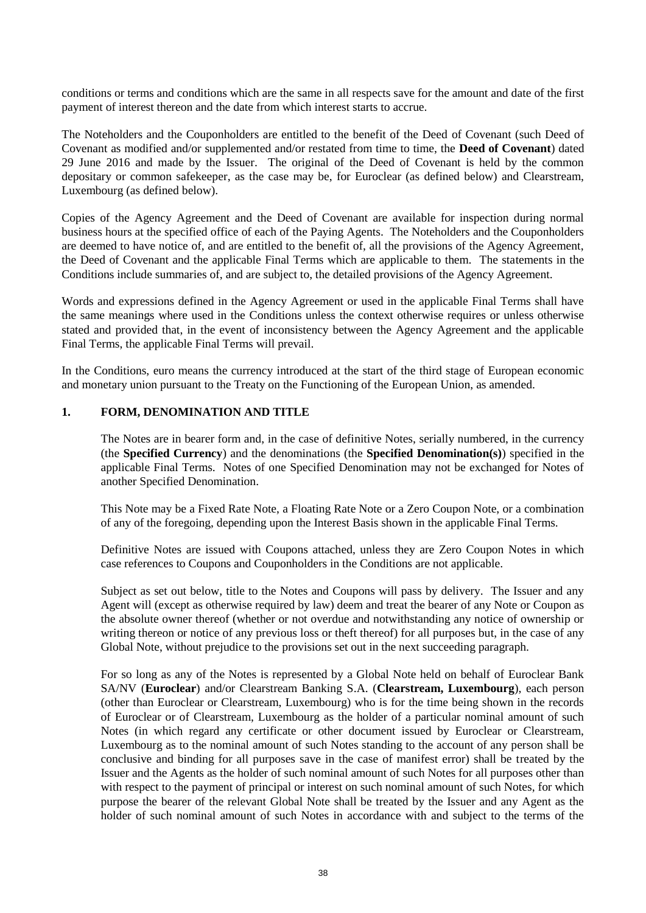conditions or terms and conditions which are the same in all respects save for the amount and date of the first payment of interest thereon and the date from which interest starts to accrue.

The Noteholders and the Couponholders are entitled to the benefit of the Deed of Covenant (such Deed of Covenant as modified and/or supplemented and/or restated from time to time, the **Deed of Covenant**) dated 29 June 2016 and made by the Issuer. The original of the Deed of Covenant is held by the common depositary or common safekeeper, as the case may be, for Euroclear (as defined below) and Clearstream, Luxembourg (as defined below).

Copies of the Agency Agreement and the Deed of Covenant are available for inspection during normal business hours at the specified office of each of the Paying Agents. The Noteholders and the Couponholders are deemed to have notice of, and are entitled to the benefit of, all the provisions of the Agency Agreement, the Deed of Covenant and the applicable Final Terms which are applicable to them. The statements in the Conditions include summaries of, and are subject to, the detailed provisions of the Agency Agreement.

Words and expressions defined in the Agency Agreement or used in the applicable Final Terms shall have the same meanings where used in the Conditions unless the context otherwise requires or unless otherwise stated and provided that, in the event of inconsistency between the Agency Agreement and the applicable Final Terms, the applicable Final Terms will prevail.

In the Conditions, euro means the currency introduced at the start of the third stage of European economic and monetary union pursuant to the Treaty on the Functioning of the European Union, as amended.

## 1. FORM, DENOMINATION AND TITLE

The Notes are in bearer form and, in the case of definitive Notes, serially numbered, in the currency (the **Specified Currency**) and the denominations (the **Specified Denomination(s)**) specified in the applicable Final Terms. Notes of one Specified Denomination may not be exchanged for Notes of another Specified Denomination.

This Note may be a Fixed Rate Note, a Floating Rate Note or a Zero Coupon Note, or a combination of any of the foregoing, depending upon the Interest Basis shown in the applicable Final Terms.

Definitive Notes are issued with Coupons attached, unless they are Zero Coupon Notes in which case references to Coupons and Couponholders in the Conditions are not applicable.

Subject as set out below, title to the Notes and Coupons will pass by delivery. The Issuer and any Agent will (except as otherwise required by law) deem and treat the bearer of any Note or Coupon as the absolute owner thereof (whether or not overdue and notwithstanding any notice of ownership or writing thereon or notice of any previous loss or theft thereof) for all purposes but, in the case of any Global Note, without prejudice to the provisions set out in the next succeeding paragraph.

For so long as any of the Notes is represented by a Global Note held on behalf of Euroclear Bank SA/NV (**Euroclear**) and/or Clearstream Banking S.A. (**Clearstream, Luxembourg**), each person (other than Euroclear or Clearstream, Luxembourg) who is for the time being shown in the records of Euroclear or of Clearstream, Luxembourg as the holder of a particular nominal amount of such Notes (in which regard any certificate or other document issued by Euroclear or Clearstream, Luxembourg as to the nominal amount of such Notes standing to the account of any person shall be conclusive and binding for all purposes save in the case of manifest error) shall be treated by the Issuer and the Agents as the holder of such nominal amount of such Notes for all purposes other than with respect to the payment of principal or interest on such nominal amount of such Notes, for which purpose the bearer of the relevant Global Note shall be treated by the Issuer and any Agent as the holder of such nominal amount of such Notes in accordance with and subject to the terms of the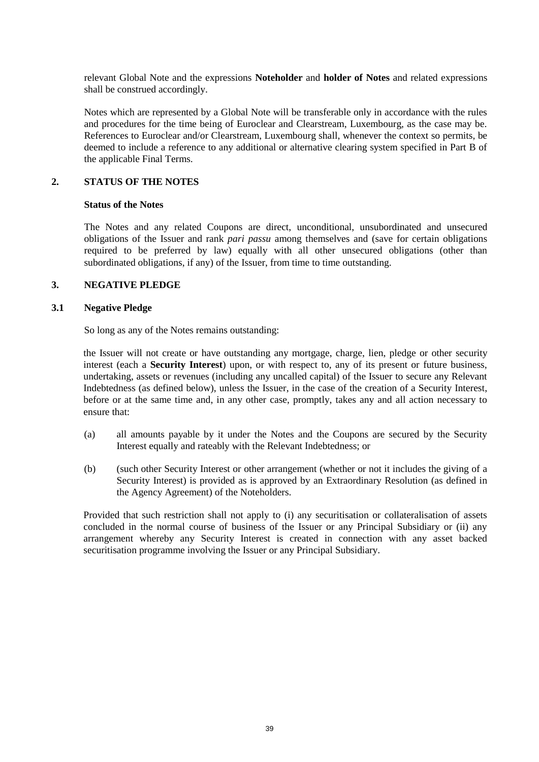relevant Global Note and the expressions **Noteholder** and **holder of Notes** and related expressions shall be construed accordingly.

Notes which are represented by a Global Note will be transferable only in accordance with the rules and procedures for the time being of Euroclear and Clearstream, Luxembourg, as the case may be. References to Euroclear and/or Clearstream, Luxembourg shall, whenever the context so permits, be deemed to include a reference to any additional or alternative clearing system specified in Part B of the applicable Final Terms.

## 2. STATUS OF THE NOTES

**Status of the Notes**

The Notes and any related Coupons are direct, unconditional, unsubordinated and unsecured obligations of the Issuer and rank *pari passu* among themselves and (save for certain obligations required to be preferred by law) equally with all other unsecured obligations (other than subordinated obligations, if any) of the Issuer, from time to time outstanding.

## 3. NEGATIVE PLEDGE

### 3.1 Negative Pledge

So long as any of the Notes remains outstanding:

the Issuer will not create or have outstanding any mortgage, charge, lien, pledge or other security interest (each a **Security Interest**) upon, or with respect to, any of its present or future business, undertaking, assets or revenues (including any uncalled capital) of the Issuer to secure any Relevant Indebtedness (as defined below), unless the Issuer, in the case of the creation of a Security Interest, before or at the same time and, in any other case, promptly, takes any and all action necessary to ensure that:

(a) all amounts payable by it under the Notes and the Coupons are secured by the Security Interest equally and rateably with the Relevant Indebtedness; or

(b) (such other Security Interest or other arrangement (whether or not it includes the giving of a Security Interest) is provided as is approved by an Extraordinary Resolution (as defined in the Agency Agreement) of the Noteholders.

Provided that such restriction shall not apply to (i) any securitisation or collateralisation of assets concluded in the normal course of business of the Issuer or any Principal Subsidiary or (ii) any arrangement whereby any Security Interest is created in connection with any asset backed securitisation programme involving the Issuer or any Principal Subsidiary.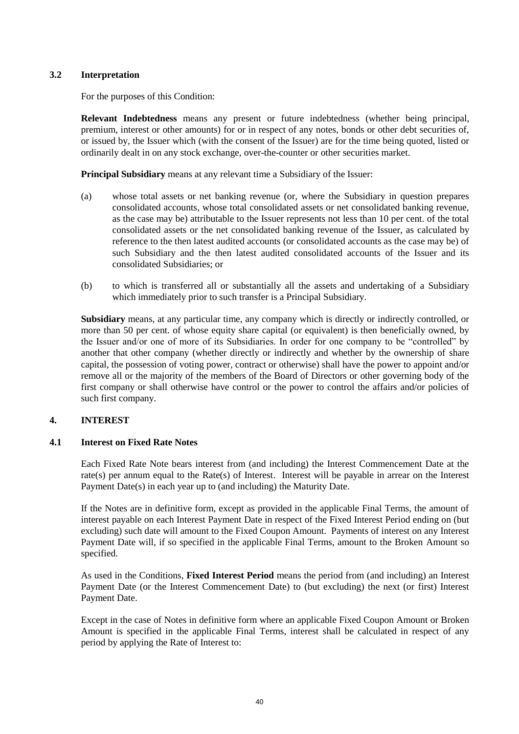### 3.2 Interpretation

For the purposes of this Condition:

**Relevant Indebtedness** means any present or future indebtedness (whether being principal, premium, interest or other amounts) for or in respect of any notes, bonds or other debt securities of, or issued by, the Issuer which (with the consent of the Issuer) are for the time being quoted, listed or ordinarily dealt in on any stock exchange, over-the-counter or other securities market.

**Principal Subsidiary** means at any relevant time a Subsidiary of the Issuer:

(a) whose total assets or net banking revenue (or, where the Subsidiary in question prepares consolidated accounts, whose total consolidated assets or net consolidated banking revenue, as the case may be) attributable to the Issuer represents not less than 10 per cent. of the total consolidated assets or the net consolidated banking revenue of the Issuer, as calculated by reference to the then latest audited accounts (or consolidated accounts as the case may be) of such Subsidiary and the then latest audited consolidated accounts of the Issuer and its consolidated Subsidiaries; or

(b) to which is transferred all or substantially all the assets and undertaking of a Subsidiary which immediately prior to such transfer is a Principal Subsidiary.

**Subsidiary** means, at any particular time, any company which is directly or indirectly controlled, or more than 50 per cent. of whose equity share capital (or equivalent) is then beneficially owned, by the Issuer and/or one of more of its Subsidiaries. In order for one company to be "controlled" by another that other company (whether directly or indirectly and whether by the ownership of share capital, the possession of voting power, contract or otherwise) shall have the power to appoint and/or remove all or the majority of the members of the Board of Directors or other governing body of the first company or shall otherwise have control or the power to control the affairs and/or policies of such first company.

## 4. INTEREST

### 4.1 Interest on Fixed Rate Notes

Each Fixed Rate Note bears interest from (and including) the Interest Commencement Date at the rate(s) per annum equal to the Rate(s) of Interest. Interest will be payable in arrear on the Interest Payment Date(s) in each year up to (and including) the Maturity Date.

If the Notes are in definitive form, except as provided in the applicable Final Terms, the amount of interest payable on each Interest Payment Date in respect of the Fixed Interest Period ending on (but excluding) such date will amount to the Fixed Coupon Amount. Payments of interest on any Interest Payment Date will, if so specified in the applicable Final Terms, amount to the Broken Amount so specified.

As used in the Conditions, **Fixed Interest Period** means the period from (and including) an Interest Payment Date (or the Interest Commencement Date) to (but excluding) the next (or first) Interest Payment Date.

Except in the case of Notes in definitive form where an applicable Fixed Coupon Amount or Broken Amount is specified in the applicable Final Terms, interest shall be calculated in respect of any period by applying the Rate of Interest to: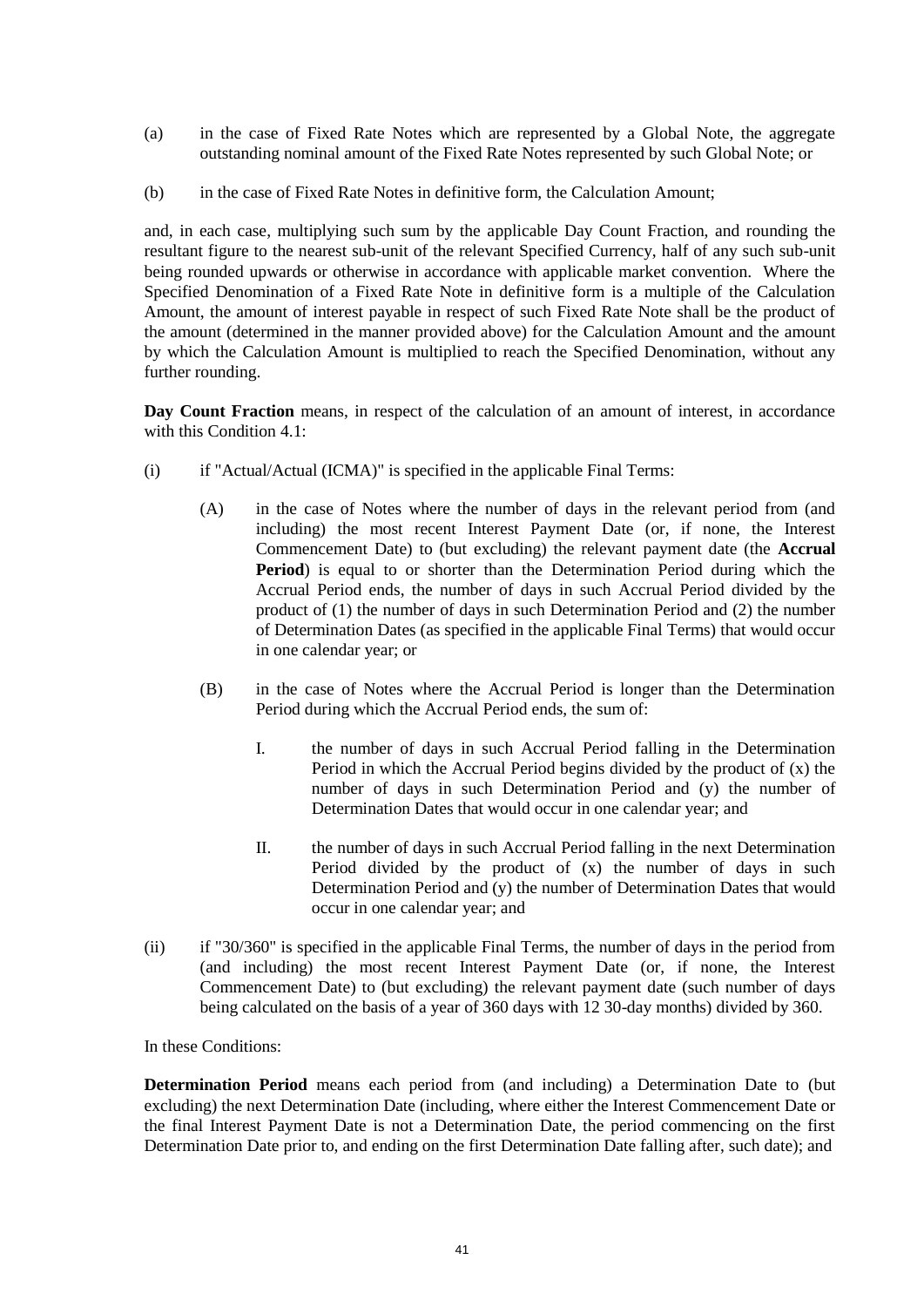(a) in the case of Fixed Rate Notes which are represented by a Global Note, the aggregate outstanding nominal amount of the Fixed Rate Notes represented by such Global Note; or

(b) in the case of Fixed Rate Notes in definitive form, the Calculation Amount;

and, in each case, multiplying such sum by the applicable Day Count Fraction, and rounding the resultant figure to the nearest sub-unit of the relevant Specified Currency, half of any such sub-unit being rounded upwards or otherwise in accordance with applicable market convention. Where the Specified Denomination of a Fixed Rate Note in definitive form is a multiple of the Calculation Amount, the amount of interest payable in respect of such Fixed Rate Note shall be the product of the amount (determined in the manner provided above) for the Calculation Amount and the amount by which the Calculation Amount is multiplied to reach the Specified Denomination, without any further rounding.

**Day Count Fraction** means, in respect of the calculation of an amount of interest, in accordance with this Condition 4.1:

(i) if "Actual/Actual (ICMA)" is specified in the applicable Final Terms:

   (A) in the case of Notes where the number of days in the relevant period from (and including) the most recent Interest Payment Date (or, if none, the Interest Commencement Date) to (but excluding) the relevant payment date (the **Accrual Period**) is equal to or shorter than the Determination Period during which the Accrual Period ends, the number of days in such Accrual Period divided by the product of (1) the number of days in such Determination Period and (2) the number of Determination Dates (as specified in the applicable Final Terms) that would occur in one calendar year; or

   (B) in the case of Notes where the Accrual Period is longer than the Determination Period during which the Accrual Period ends, the sum of:

      I. the number of days in such Accrual Period falling in the Determination Period in which the Accrual Period begins divided by the product of (x) the number of days in such Determination Period and (y) the number of Determination Dates that would occur in one calendar year; and

      II. the number of days in such Accrual Period falling in the next Determination Period divided by the product of (x) the number of days in such Determination Period and (y) the number of Determination Dates that would occur in one calendar year; and

(ii) if "30/360" is specified in the applicable Final Terms, the number of days in the period from (and including) the most recent Interest Payment Date (or, if none, the Interest Commencement Date) to (but excluding) the relevant payment date (such number of days being calculated on the basis of a year of 360 days with 12 30-day months) divided by 360.

In these Conditions:

**Determination Period** means each period from (and including) a Determination Date to (but excluding) the next Determination Date (including, where either the Interest Commencement Date or the final Interest Payment Date is not a Determination Date, the period commencing on the first Determination Date prior to, and ending on the first Determination Date falling after, such date); and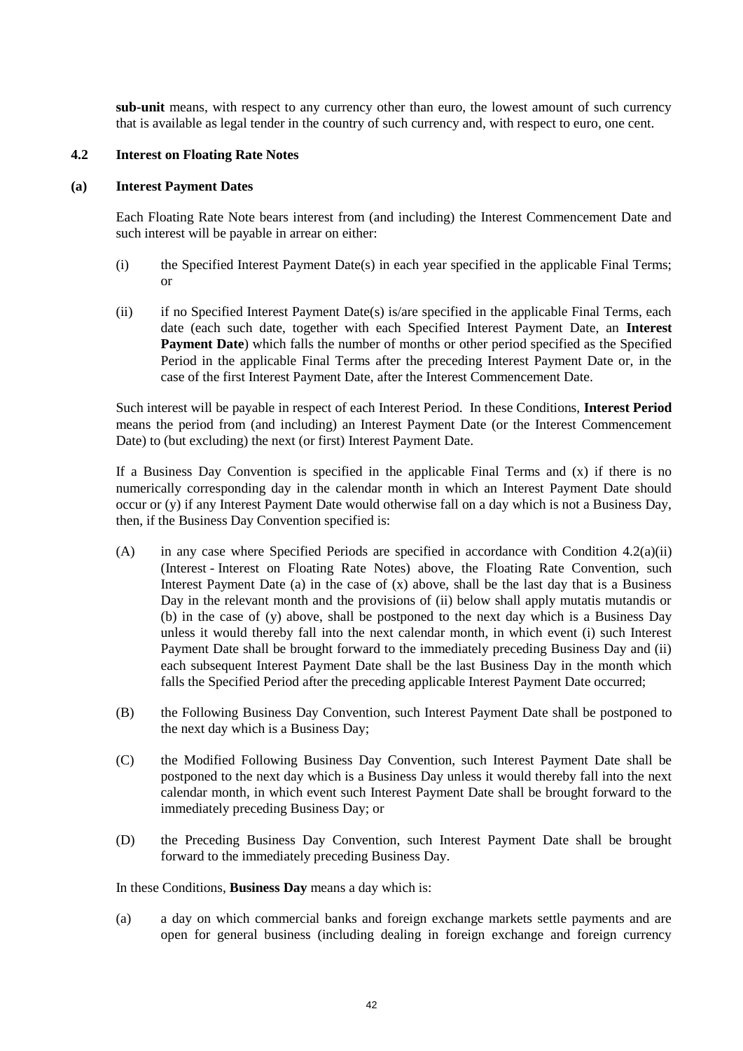**sub-unit** means, with respect to any currency other than euro, the lowest amount of such currency that is available as legal tender in the country of such currency and, with respect to euro, one cent.

### 4.2 Interest on Floating Rate Notes

#### (a) Interest Payment Dates

Each Floating Rate Note bears interest from (and including) the Interest Commencement Date and such interest will be payable in arrear on either:

(i) the Specified Interest Payment Date(s) in each year specified in the applicable Final Terms; or

(ii) if no Specified Interest Payment Date(s) is/are specified in the applicable Final Terms, each date (each such date, together with each Specified Interest Payment Date, an **Interest Payment Date**) which falls the number of months or other period specified as the Specified Period in the applicable Final Terms after the preceding Interest Payment Date or, in the case of the first Interest Payment Date, after the Interest Commencement Date.

Such interest will be payable in respect of each Interest Period. In these Conditions, **Interest Period** means the period from (and including) an Interest Payment Date (or the Interest Commencement Date) to (but excluding) the next (or first) Interest Payment Date.

If a Business Day Convention is specified in the applicable Final Terms and (x) if there is no numerically corresponding day in the calendar month in which an Interest Payment Date should occur or (y) if any Interest Payment Date would otherwise fall on a day which is not a Business Day, then, if the Business Day Convention specified is:

(A) in any case where Specified Periods are specified in accordance with Condition 4.2(a)(ii) (Interest - Interest on Floating Rate Notes) above, the Floating Rate Convention, such Interest Payment Date (a) in the case of (x) above, shall be the last day that is a Business Day in the relevant month and the provisions of (ii) below shall apply mutatis mutandis or (b) in the case of (y) above, shall be postponed to the next day which is a Business Day unless it would thereby fall into the next calendar month, in which event (i) such Interest Payment Date shall be brought forward to the immediately preceding Business Day and (ii) each subsequent Interest Payment Date shall be the last Business Day in the month which falls the Specified Period after the preceding applicable Interest Payment Date occurred;

(B) the Following Business Day Convention, such Interest Payment Date shall be postponed to the next day which is a Business Day;

(C) the Modified Following Business Day Convention, such Interest Payment Date shall be postponed to the next day which is a Business Day unless it would thereby fall into the next calendar month, in which event such Interest Payment Date shall be brought forward to the immediately preceding Business Day; or

(D) the Preceding Business Day Convention, such Interest Payment Date shall be brought forward to the immediately preceding Business Day.

In these Conditions, **Business Day** means a day which is:

(a) a day on which commercial banks and foreign exchange markets settle payments and are open for general business (including dealing in foreign exchange and foreign currency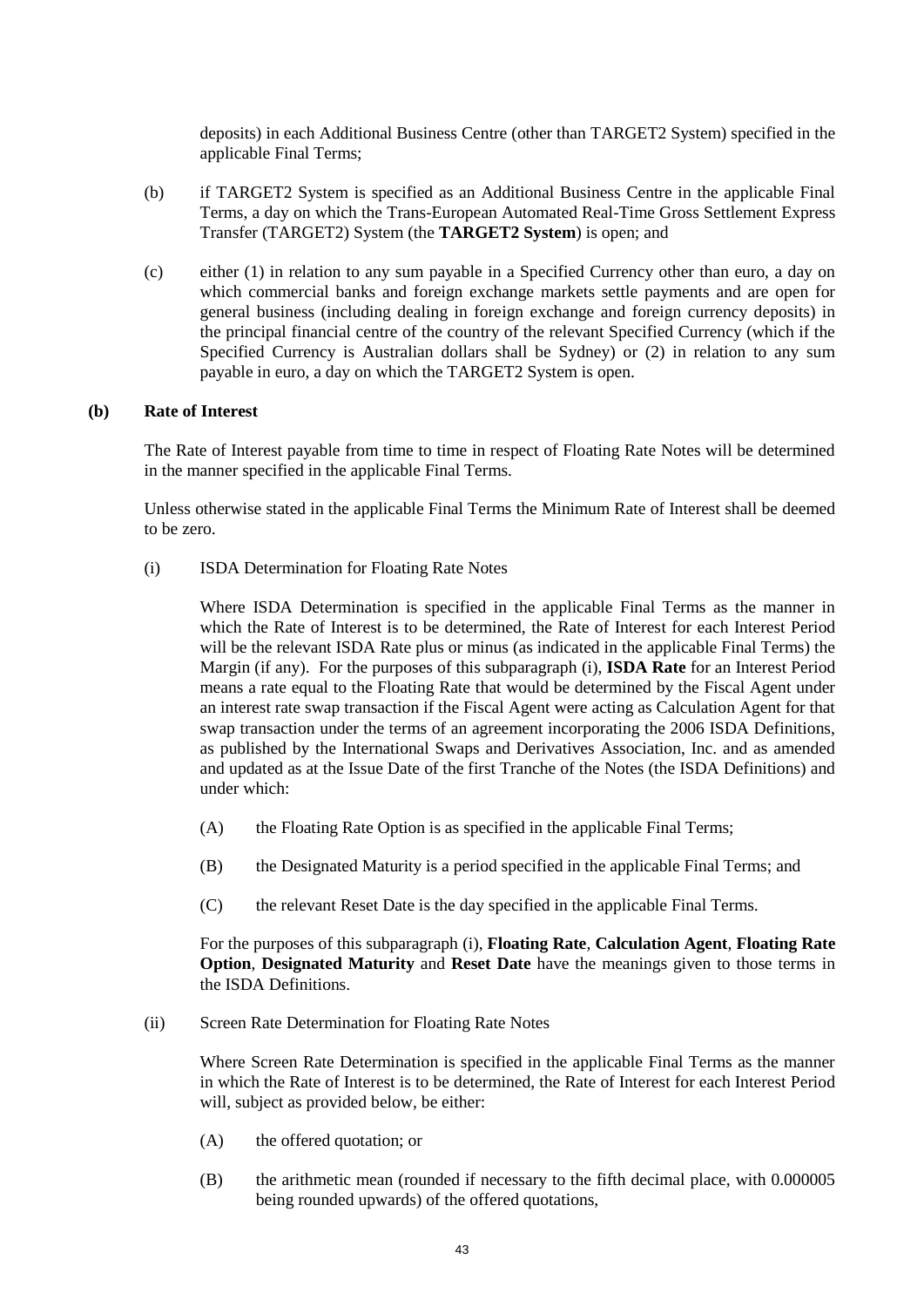deposits) in each Additional Business Centre (other than TARGET2 System) specified in the applicable Final Terms;

(b) if TARGET2 System is specified as an Additional Business Centre in the applicable Final Terms, a day on which the Trans-European Automated Real-Time Gross Settlement Express Transfer (TARGET2) System (the **TARGET2 System**) is open; and

(c) either (1) in relation to any sum payable in a Specified Currency other than euro, a day on which commercial banks and foreign exchange markets settle payments and are open for general business (including dealing in foreign exchange and foreign currency deposits) in the principal financial centre of the country of the relevant Specified Currency (which if the Specified Currency is Australian dollars shall be Sydney) or (2) in relation to any sum payable in euro, a day on which the TARGET2 System is open.

**(b) Rate of Interest**

The Rate of Interest payable from time to time in respect of Floating Rate Notes will be determined in the manner specified in the applicable Final Terms.

Unless otherwise stated in the applicable Final Terms the Minimum Rate of Interest shall be deemed to be zero.

(i) ISDA Determination for Floating Rate Notes

Where ISDA Determination is specified in the applicable Final Terms as the manner in which the Rate of Interest is to be determined, the Rate of Interest for each Interest Period will be the relevant ISDA Rate plus or minus (as indicated in the applicable Final Terms) the Margin (if any). For the purposes of this subparagraph (i), **ISDA Rate** for an Interest Period means a rate equal to the Floating Rate that would be determined by the Fiscal Agent under an interest rate swap transaction if the Fiscal Agent were acting as Calculation Agent for that swap transaction under the terms of an agreement incorporating the 2006 ISDA Definitions, as published by the International Swaps and Derivatives Association, Inc. and as amended and updated as at the Issue Date of the first Tranche of the Notes (the ISDA Definitions) and under which:

(A) the Floating Rate Option is as specified in the applicable Final Terms;

(B) the Designated Maturity is a period specified in the applicable Final Terms; and

(C) the relevant Reset Date is the day specified in the applicable Final Terms.

For the purposes of this subparagraph (i), **Floating Rate**, **Calculation Agent**, **Floating Rate Option**, **Designated Maturity** and **Reset Date** have the meanings given to those terms in the ISDA Definitions.

(ii) Screen Rate Determination for Floating Rate Notes

Where Screen Rate Determination is specified in the applicable Final Terms as the manner in which the Rate of Interest is to be determined, the Rate of Interest for each Interest Period will, subject as provided below, be either:

(A) the offered quotation; or

(B) the arithmetic mean (rounded if necessary to the fifth decimal place, with 0.000005 being rounded upwards) of the offered quotations,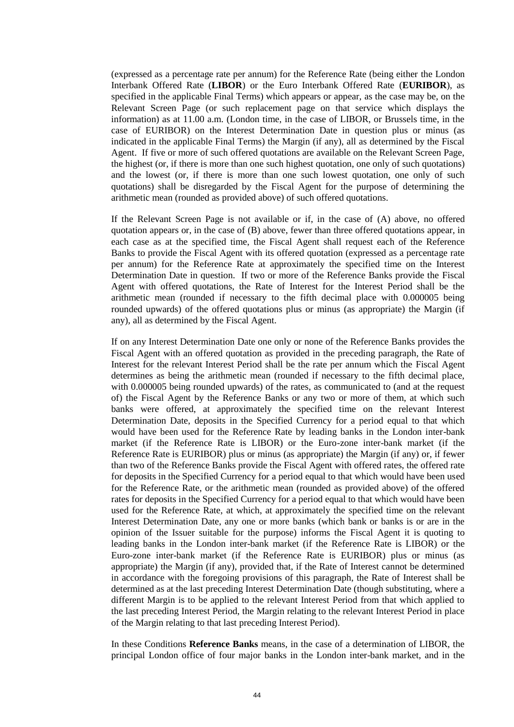(expressed as a percentage rate per annum) for the Reference Rate (being either the London Interbank Offered Rate (**LIBOR**) or the Euro Interbank Offered Rate (**EURIBOR**), as specified in the applicable Final Terms) which appears or appear, as the case may be, on the Relevant Screen Page (or such replacement page on that service which displays the information) as at 11.00 a.m. (London time, in the case of LIBOR, or Brussels time, in the case of EURIBOR) on the Interest Determination Date in question plus or minus (as indicated in the applicable Final Terms) the Margin (if any), all as determined by the Fiscal Agent. If five or more of such offered quotations are available on the Relevant Screen Page, the highest (or, if there is more than one such highest quotation, one only of such quotations) and the lowest (or, if there is more than one such lowest quotation, one only of such quotations) shall be disregarded by the Fiscal Agent for the purpose of determining the arithmetic mean (rounded as provided above) of such offered quotations.

If the Relevant Screen Page is not available or if, in the case of (A) above, no offered quotation appears or, in the case of (B) above, fewer than three offered quotations appear, in each case as at the specified time, the Fiscal Agent shall request each of the Reference Banks to provide the Fiscal Agent with its offered quotation (expressed as a percentage rate per annum) for the Reference Rate at approximately the specified time on the Interest Determination Date in question. If two or more of the Reference Banks provide the Fiscal Agent with offered quotations, the Rate of Interest for the Interest Period shall be the arithmetic mean (rounded if necessary to the fifth decimal place with 0.000005 being rounded upwards) of the offered quotations plus or minus (as appropriate) the Margin (if any), all as determined by the Fiscal Agent.

If on any Interest Determination Date one only or none of the Reference Banks provides the Fiscal Agent with an offered quotation as provided in the preceding paragraph, the Rate of Interest for the relevant Interest Period shall be the rate per annum which the Fiscal Agent determines as being the arithmetic mean (rounded if necessary to the fifth decimal place, with 0.000005 being rounded upwards) of the rates, as communicated to (and at the request of) the Fiscal Agent by the Reference Banks or any two or more of them, at which such banks were offered, at approximately the specified time on the relevant Interest Determination Date, deposits in the Specified Currency for a period equal to that which would have been used for the Reference Rate by leading banks in the London inter-bank market (if the Reference Rate is LIBOR) or the Euro-zone inter-bank market (if the Reference Rate is EURIBOR) plus or minus (as appropriate) the Margin (if any) or, if fewer than two of the Reference Banks provide the Fiscal Agent with offered rates, the offered rate for deposits in the Specified Currency for a period equal to that which would have been used for the Reference Rate, or the arithmetic mean (rounded as provided above) of the offered rates for deposits in the Specified Currency for a period equal to that which would have been used for the Reference Rate, at which, at approximately the specified time on the relevant Interest Determination Date, any one or more banks (which bank or banks is or are in the opinion of the Issuer suitable for the purpose) informs the Fiscal Agent it is quoting to leading banks in the London inter-bank market (if the Reference Rate is LIBOR) or the Euro-zone inter-bank market (if the Reference Rate is EURIBOR) plus or minus (as appropriate) the Margin (if any), provided that, if the Rate of Interest cannot be determined in accordance with the foregoing provisions of this paragraph, the Rate of Interest shall be determined as at the last preceding Interest Determination Date (though substituting, where a different Margin is to be applied to the relevant Interest Period from that which applied to the last preceding Interest Period, the Margin relating to the relevant Interest Period in place of the Margin relating to that last preceding Interest Period).

In these Conditions **Reference Banks** means, in the case of a determination of LIBOR, the principal London office of four major banks in the London inter-bank market, and in the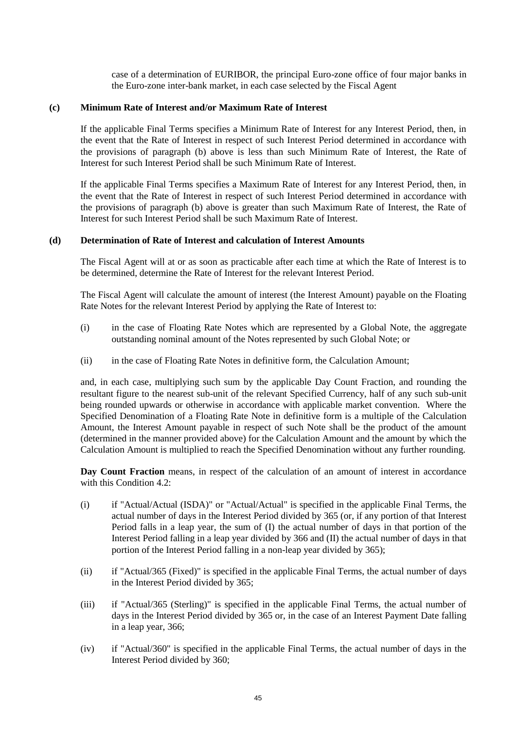case of a determination of EURIBOR, the principal Euro-zone office of four major banks in the Euro-zone inter-bank market, in each case selected by the Fiscal Agent

**(c) Minimum Rate of Interest and/or Maximum Rate of Interest**

If the applicable Final Terms specifies a Minimum Rate of Interest for any Interest Period, then, in the event that the Rate of Interest in respect of such Interest Period determined in accordance with the provisions of paragraph (b) above is less than such Minimum Rate of Interest, the Rate of Interest for such Interest Period shall be such Minimum Rate of Interest.

If the applicable Final Terms specifies a Maximum Rate of Interest for any Interest Period, then, in the event that the Rate of Interest in respect of such Interest Period determined in accordance with the provisions of paragraph (b) above is greater than such Maximum Rate of Interest, the Rate of Interest for such Interest Period shall be such Maximum Rate of Interest.

**(d) Determination of Rate of Interest and calculation of Interest Amounts**

The Fiscal Agent will at or as soon as practicable after each time at which the Rate of Interest is to be determined, determine the Rate of Interest for the relevant Interest Period.

The Fiscal Agent will calculate the amount of interest (the Interest Amount) payable on the Floating Rate Notes for the relevant Interest Period by applying the Rate of Interest to:

(i) in the case of Floating Rate Notes which are represented by a Global Note, the aggregate outstanding nominal amount of the Notes represented by such Global Note; or

(ii) in the case of Floating Rate Notes in definitive form, the Calculation Amount;

and, in each case, multiplying such sum by the applicable Day Count Fraction, and rounding the resultant figure to the nearest sub-unit of the relevant Specified Currency, half of any such sub-unit being rounded upwards or otherwise in accordance with applicable market convention. Where the Specified Denomination of a Floating Rate Note in definitive form is a multiple of the Calculation Amount, the Interest Amount payable in respect of such Note shall be the product of the amount (determined in the manner provided above) for the Calculation Amount and the amount by which the Calculation Amount is multiplied to reach the Specified Denomination without any further rounding.

**Day Count Fraction** means, in respect of the calculation of an amount of interest in accordance with this Condition 4.2:

(i) if "Actual/Actual (ISDA)" or "Actual/Actual" is specified in the applicable Final Terms, the actual number of days in the Interest Period divided by 365 (or, if any portion of that Interest Period falls in a leap year, the sum of (I) the actual number of days in that portion of the Interest Period falling in a leap year divided by 366 and (II) the actual number of days in that portion of the Interest Period falling in a non-leap year divided by 365);

(ii) if "Actual/365 (Fixed)" is specified in the applicable Final Terms, the actual number of days in the Interest Period divided by 365;

(iii) if "Actual/365 (Sterling)" is specified in the applicable Final Terms, the actual number of days in the Interest Period divided by 365 or, in the case of an Interest Payment Date falling in a leap year, 366;

(iv) if "Actual/360" is specified in the applicable Final Terms, the actual number of days in the Interest Period divided by 360;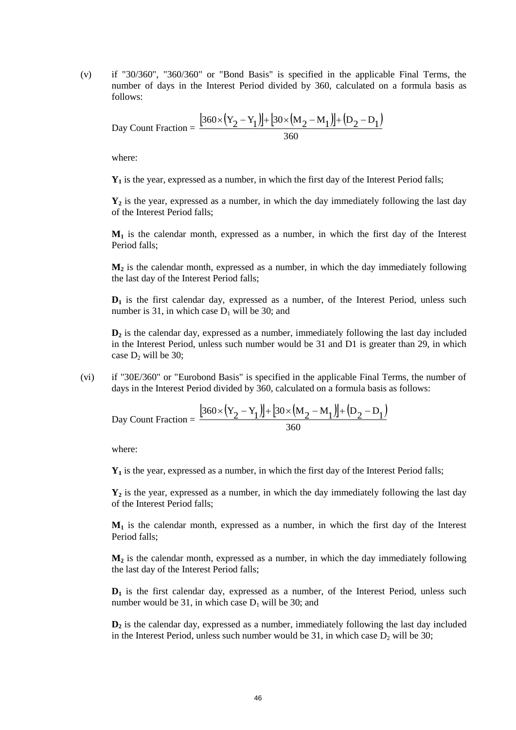(v) if "30/360", "360/360" or "Bond Basis" is specified in the applicable Final Terms, the number of days in the Interest Period divided by 360, calculated on a formula basis as follows:

$$\text{Day Count Fraction} = \frac{[360 \times (Y_2 - Y_1)] + [30 \times (M_2 - M_1)] + (D_2 - D_1)}{360}$$

where:

$Y_1$ is the year, expressed as a number, in which the first day of the Interest Period falls;

$Y_2$ is the year, expressed as a number, in which the day immediately following the last day of the Interest Period falls;

$M_1$ is the calendar month, expressed as a number, in which the first day of the Interest Period falls;

$M_2$ is the calendar month, expressed as a number, in which the day immediately following the last day of the Interest Period falls;

$D_1$ is the first calendar day, expressed as a number, of the Interest Period, unless such number is 31, in which case $D_1$ will be 30; and

$D_2$ is the calendar day, expressed as a number, immediately following the last day included in the Interest Period, unless such number would be 31 and D1 is greater than 29, in which case $D_2$ will be 30;

(vi) if "30E/360" or "Eurobond Basis" is specified in the applicable Final Terms, the number of days in the Interest Period divided by 360, calculated on a formula basis as follows:

$$\text{Day Count Fraction} = \frac{[360 \times (Y_2 - Y_1)] + [30 \times (M_2 - M_1)] + (D_2 - D_1)}{360}$$

where:

$Y_1$ is the year, expressed as a number, in which the first day of the Interest Period falls;

$Y_2$ is the year, expressed as a number, in which the day immediately following the last day of the Interest Period falls;

$M_1$ is the calendar month, expressed as a number, in which the first day of the Interest Period falls;

$M_2$ is the calendar month, expressed as a number, in which the day immediately following the last day of the Interest Period falls;

$D_1$ is the first calendar day, expressed as a number, of the Interest Period, unless such number would be 31, in which case $D_1$ will be 30; and

$D_2$ is the calendar day, expressed as a number, immediately following the last day included in the Interest Period, unless such number would be 31, in which case $D_2$ will be 30;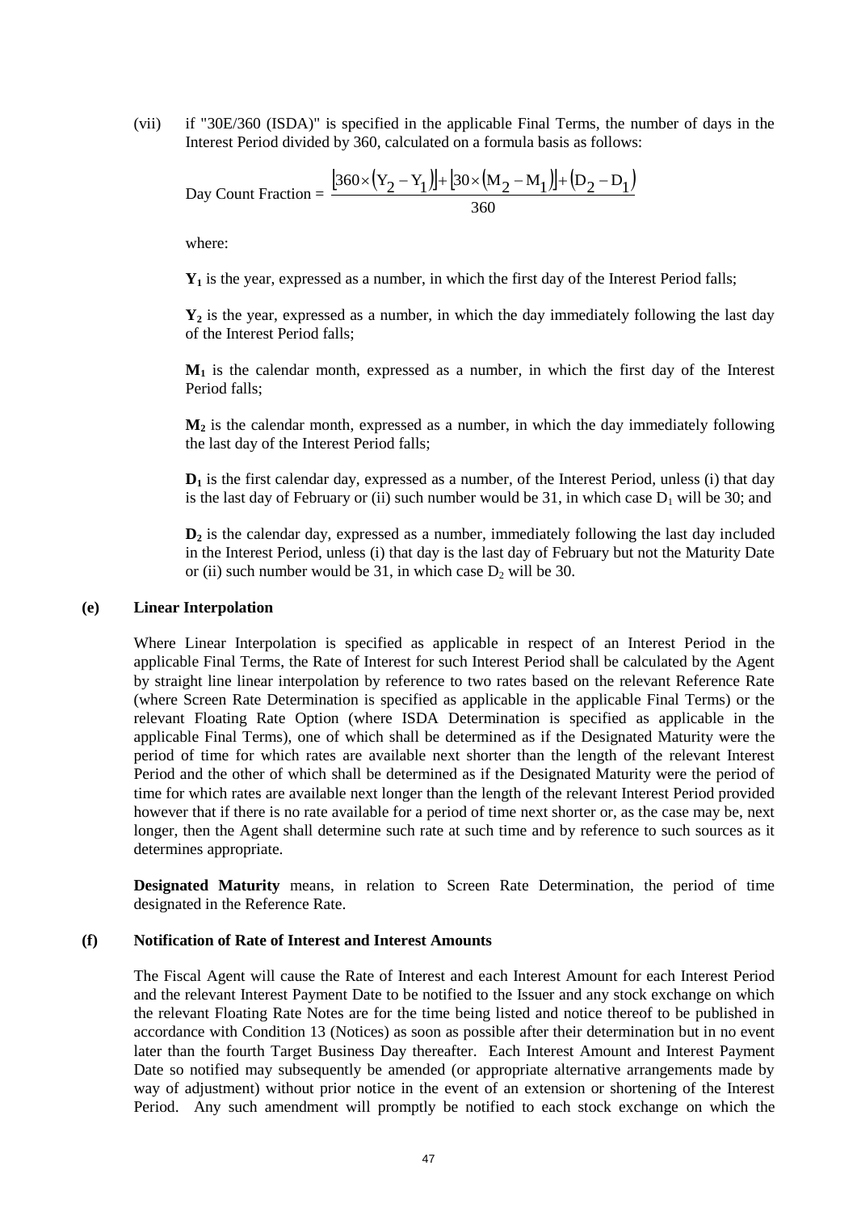(vii) if "30E/360 (ISDA)" is specified in the applicable Final Terms, the number of days in the Interest Period divided by 360, calculated on a formula basis as follows:

$$\text{Day Count Fraction} = \frac{[360 \times (Y_2 - Y_1)] + [30 \times (M_2 - M_1)] + (D_2 - D_1)}{360}$$

where:

$Y_1$ is the year, expressed as a number, in which the first day of the Interest Period falls;

$Y_2$ is the year, expressed as a number, in which the day immediately following the last day of the Interest Period falls;

$M_1$ is the calendar month, expressed as a number, in which the first day of the Interest Period falls;

$M_2$ is the calendar month, expressed as a number, in which the day immediately following the last day of the Interest Period falls;

$D_1$ is the first calendar day, expressed as a number, of the Interest Period, unless (i) that day is the last day of February or (ii) such number would be 31, in which case $D_1$ will be 30; and

$D_2$ is the calendar day, expressed as a number, immediately following the last day included in the Interest Period, unless (i) that day is the last day of February but not the Maturity Date or (ii) such number would be 31, in which case $D_2$ will be 30.

**(e) Linear Interpolation**

Where Linear Interpolation is specified as applicable in respect of an Interest Period in the applicable Final Terms, the Rate of Interest for such Interest Period shall be calculated by the Agent by straight line linear interpolation by reference to two rates based on the relevant Reference Rate (where Screen Rate Determination is specified as applicable in the applicable Final Terms) or the relevant Floating Rate Option (where ISDA Determination is specified as applicable in the applicable Final Terms), one of which shall be determined as if the Designated Maturity were the period of time for which rates are available next shorter than the length of the relevant Interest Period and the other of which shall be determined as if the Designated Maturity were the period of time for which rates are available next longer than the length of the relevant Interest Period provided however that if there is no rate available for a period of time next shorter or, as the case may be, next longer, then the Agent shall determine such rate at such time and by reference to such sources as it determines appropriate.

**Designated Maturity** means, in relation to Screen Rate Determination, the period of time designated in the Reference Rate.

**(f) Notification of Rate of Interest and Interest Amounts**

The Fiscal Agent will cause the Rate of Interest and each Interest Amount for each Interest Period and the relevant Interest Payment Date to be notified to the Issuer and any stock exchange on which the relevant Floating Rate Notes are for the time being listed and notice thereof to be published in accordance with Condition 13 (Notices) as soon as possible after their determination but in no event later than the fourth Target Business Day thereafter. Each Interest Amount and Interest Payment Date so notified may subsequently be amended (or appropriate alternative arrangements made by way of adjustment) without prior notice in the event of an extension or shortening of the Interest Period. Any such amendment will promptly be notified to each stock exchange on which the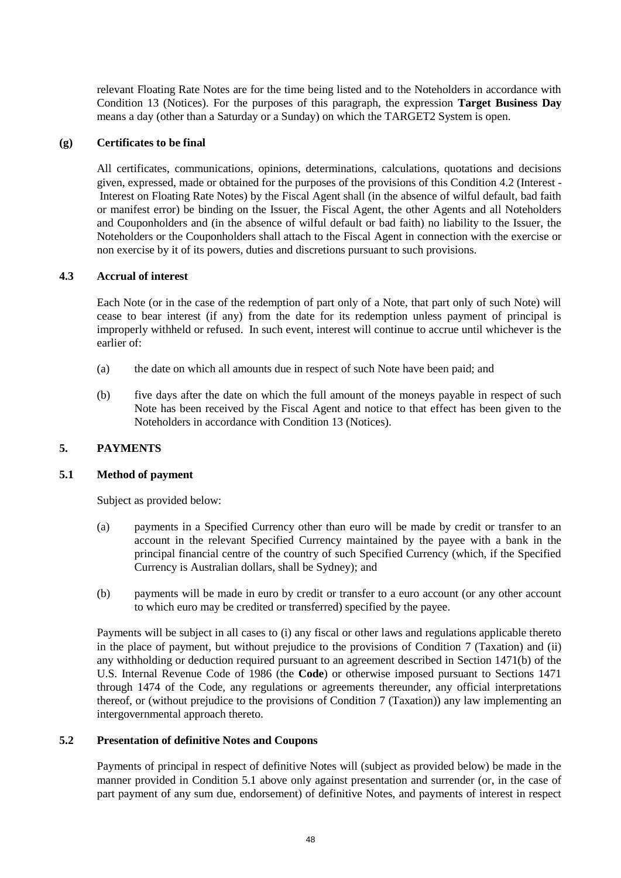relevant Floating Rate Notes are for the time being listed and to the Noteholders in accordance with Condition 13 (Notices). For the purposes of this paragraph, the expression **Target Business Day** means a day (other than a Saturday or a Sunday) on which the TARGET2 System is open.

**(g) Certificates to be final**

All certificates, communications, opinions, determinations, calculations, quotations and decisions given, expressed, made or obtained for the purposes of the provisions of this Condition 4.2 (Interest - Interest on Floating Rate Notes) by the Fiscal Agent shall (in the absence of wilful default, bad faith or manifest error) be binding on the Issuer, the Fiscal Agent, the other Agents and all Noteholders and Couponholders and (in the absence of wilful default or bad faith) no liability to the Issuer, the Noteholders or the Couponholders shall attach to the Fiscal Agent in connection with the exercise or non exercise by it of its powers, duties and discretions pursuant to such provisions.

### 4.3 Accrual of interest

Each Note (or in the case of the redemption of part only of a Note, that part only of such Note) will cease to bear interest (if any) from the date for its redemption unless payment of principal is improperly withheld or refused. In such event, interest will continue to accrue until whichever is the earlier of:

(a) the date on which all amounts due in respect of such Note have been paid; and

(b) five days after the date on which the full amount of the moneys payable in respect of such Note has been received by the Fiscal Agent and notice to that effect has been given to the Noteholders in accordance with Condition 13 (Notices).

## 5. PAYMENTS

### 5.1 Method of payment

Subject as provided below:

(a) payments in a Specified Currency other than euro will be made by credit or transfer to an account in the relevant Specified Currency maintained by the payee with a bank in the principal financial centre of the country of such Specified Currency (which, if the Specified Currency is Australian dollars, shall be Sydney); and

(b) payments will be made in euro by credit or transfer to a euro account (or any other account to which euro may be credited or transferred) specified by the payee.

Payments will be subject in all cases to (i) any fiscal or other laws and regulations applicable thereto in the place of payment, but without prejudice to the provisions of Condition 7 (Taxation) and (ii) any withholding or deduction required pursuant to an agreement described in Section 1471(b) of the U.S. Internal Revenue Code of 1986 (the **Code**) or otherwise imposed pursuant to Sections 1471 through 1474 of the Code, any regulations or agreements thereunder, any official interpretations thereof, or (without prejudice to the provisions of Condition 7 (Taxation)) any law implementing an intergovernmental approach thereto.

### 5.2 Presentation of definitive Notes and Coupons

Payments of principal in respect of definitive Notes will (subject as provided below) be made in the manner provided in Condition 5.1 above only against presentation and surrender (or, in the case of part payment of any sum due, endorsement) of definitive Notes, and payments of interest in respect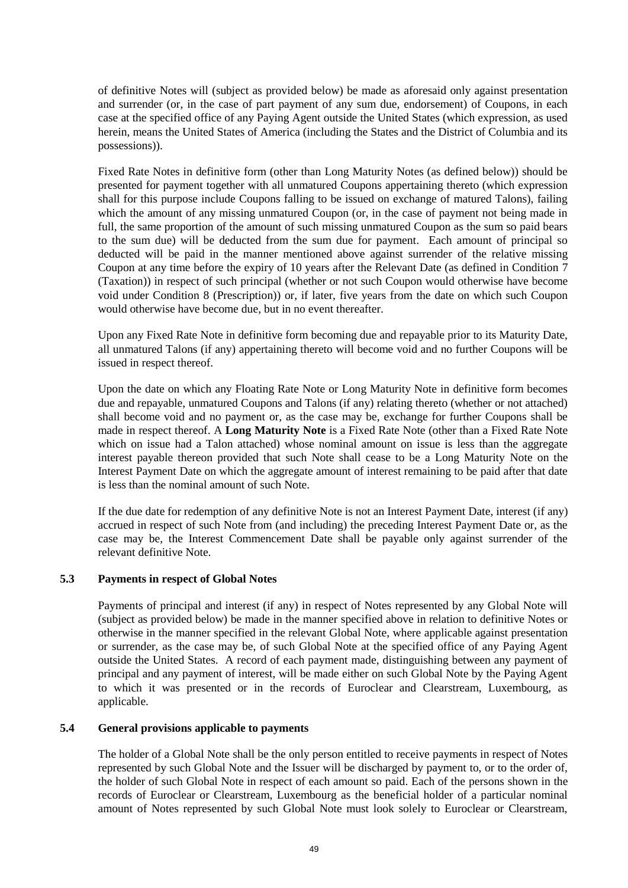of definitive Notes will (subject as provided below) be made as aforesaid only against presentation and surrender (or, in the case of part payment of any sum due, endorsement) of Coupons, in each case at the specified office of any Paying Agent outside the United States (which expression, as used herein, means the United States of America (including the States and the District of Columbia and its possessions)).

Fixed Rate Notes in definitive form (other than Long Maturity Notes (as defined below)) should be presented for payment together with all unmatured Coupons appertaining thereto (which expression shall for this purpose include Coupons falling to be issued on exchange of matured Talons), failing which the amount of any missing unmatured Coupon (or, in the case of payment not being made in full, the same proportion of the amount of such missing unmatured Coupon as the sum so paid bears to the sum due) will be deducted from the sum due for payment. Each amount of principal so deducted will be paid in the manner mentioned above against surrender of the relative missing Coupon at any time before the expiry of 10 years after the Relevant Date (as defined in Condition 7 (Taxation)) in respect of such principal (whether or not such Coupon would otherwise have become void under Condition 8 (Prescription)) or, if later, five years from the date on which such Coupon would otherwise have become due, but in no event thereafter.

Upon any Fixed Rate Note in definitive form becoming due and repayable prior to its Maturity Date, all unmatured Talons (if any) appertaining thereto will become void and no further Coupons will be issued in respect thereof.

Upon the date on which any Floating Rate Note or Long Maturity Note in definitive form becomes due and repayable, unmatured Coupons and Talons (if any) relating thereto (whether or not attached) shall become void and no payment or, as the case may be, exchange for further Coupons shall be made in respect thereof. A **Long Maturity Note** is a Fixed Rate Note (other than a Fixed Rate Note which on issue had a Talon attached) whose nominal amount on issue is less than the aggregate interest payable thereon provided that such Note shall cease to be a Long Maturity Note on the Interest Payment Date on which the aggregate amount of interest remaining to be paid after that date is less than the nominal amount of such Note.

If the due date for redemption of any definitive Note is not an Interest Payment Date, interest (if any) accrued in respect of such Note from (and including) the preceding Interest Payment Date or, as the case may be, the Interest Commencement Date shall be payable only against surrender of the relevant definitive Note.

### 5.3 Payments in respect of Global Notes

Payments of principal and interest (if any) in respect of Notes represented by any Global Note will (subject as provided below) be made in the manner specified above in relation to definitive Notes or otherwise in the manner specified in the relevant Global Note, where applicable against presentation or surrender, as the case may be, of such Global Note at the specified office of any Paying Agent outside the United States. A record of each payment made, distinguishing between any payment of principal and any payment of interest, will be made either on such Global Note by the Paying Agent to which it was presented or in the records of Euroclear and Clearstream, Luxembourg, as applicable.

### 5.4 General provisions applicable to payments

The holder of a Global Note shall be the only person entitled to receive payments in respect of Notes represented by such Global Note and the Issuer will be discharged by payment to, or to the order of, the holder of such Global Note in respect of each amount so paid. Each of the persons shown in the records of Euroclear or Clearstream, Luxembourg as the beneficial holder of a particular nominal amount of Notes represented by such Global Note must look solely to Euroclear or Clearstream,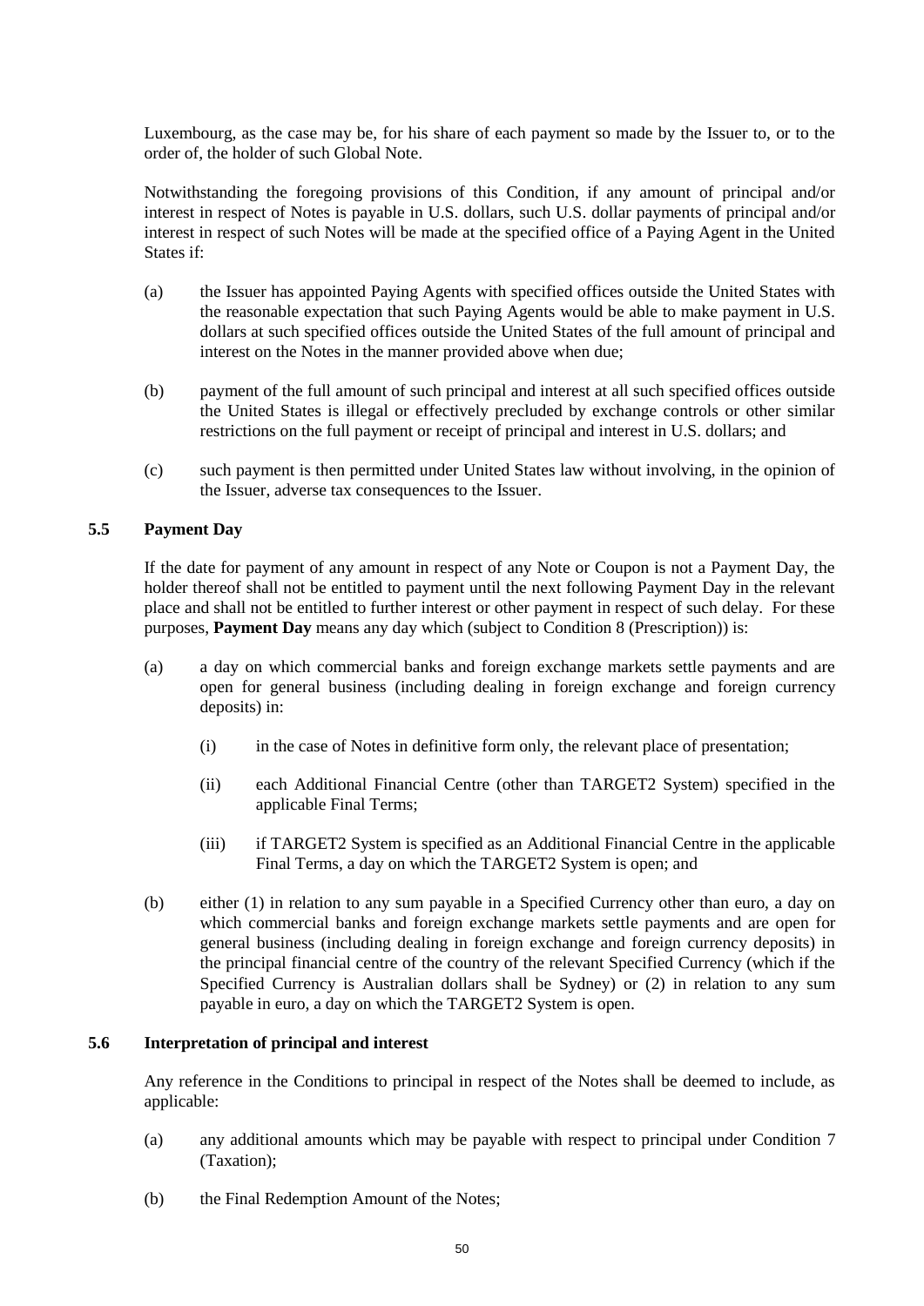Luxembourg, as the case may be, for his share of each payment so made by the Issuer to, or to the order of, the holder of such Global Note.

Notwithstanding the foregoing provisions of this Condition, if any amount of principal and/or interest in respect of Notes is payable in U.S. dollars, such U.S. dollar payments of principal and/or interest in respect of such Notes will be made at the specified office of a Paying Agent in the United States if:

(a) the Issuer has appointed Paying Agents with specified offices outside the United States with the reasonable expectation that such Paying Agents would be able to make payment in U.S. dollars at such specified offices outside the United States of the full amount of principal and interest on the Notes in the manner provided above when due;

(b) payment of the full amount of such principal and interest at all such specified offices outside the United States is illegal or effectively precluded by exchange controls or other similar restrictions on the full payment or receipt of principal and interest in U.S. dollars; and

(c) such payment is then permitted under United States law without involving, in the opinion of the Issuer, adverse tax consequences to the Issuer.

### 5.5 Payment Day

If the date for payment of any amount in respect of any Note or Coupon is not a Payment Day, the holder thereof shall not be entitled to payment until the next following Payment Day in the relevant place and shall not be entitled to further interest or other payment in respect of such delay. For these purposes, **Payment Day** means any day which (subject to Condition 8 (Prescription)) is:

(a) a day on which commercial banks and foreign exchange markets settle payments and are open for general business (including dealing in foreign exchange and foreign currency deposits) in:

   (i) in the case of Notes in definitive form only, the relevant place of presentation;

   (ii) each Additional Financial Centre (other than TARGET2 System) specified in the applicable Final Terms;

   (iii) if TARGET2 System is specified as an Additional Financial Centre in the applicable Final Terms, a day on which the TARGET2 System is open; and

(b) either (1) in relation to any sum payable in a Specified Currency other than euro, a day on which commercial banks and foreign exchange markets settle payments and are open for general business (including dealing in foreign exchange and foreign currency deposits) in the principal financial centre of the country of the relevant Specified Currency (which if the Specified Currency is Australian dollars shall be Sydney) or (2) in relation to any sum payable in euro, a day on which the TARGET2 System is open.

### 5.6 Interpretation of principal and interest

Any reference in the Conditions to principal in respect of the Notes shall be deemed to include, as applicable:

(a) any additional amounts which may be payable with respect to principal under Condition 7 (Taxation);

(b) the Final Redemption Amount of the Notes;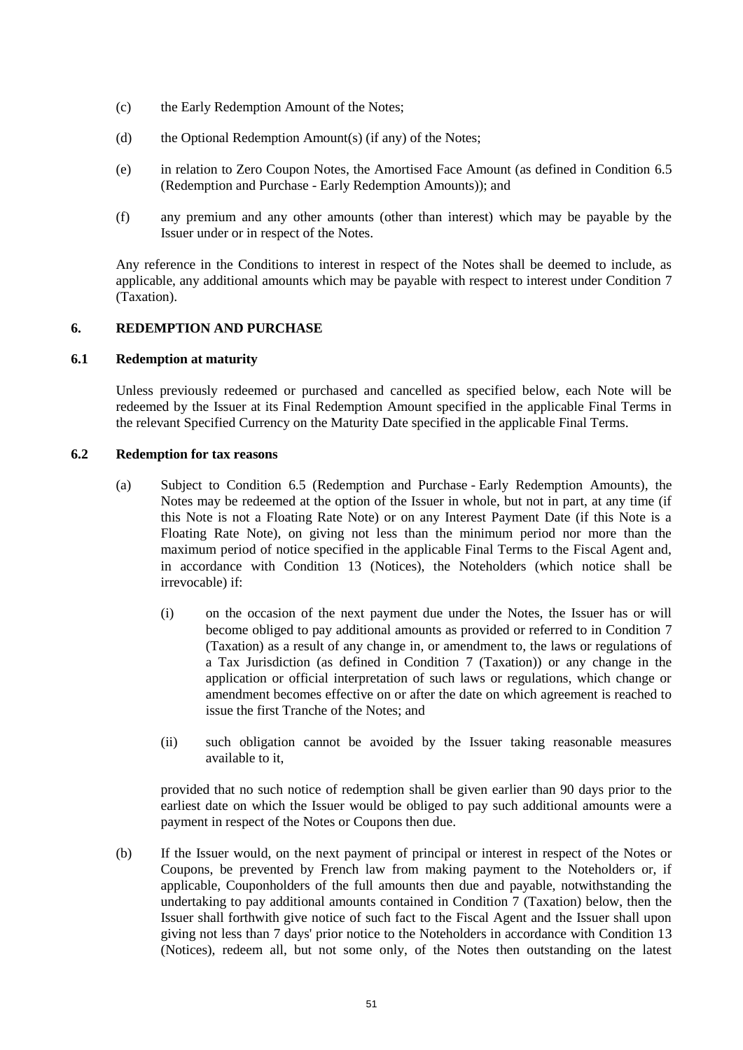(c) the Early Redemption Amount of the Notes;

(d) the Optional Redemption Amount(s) (if any) of the Notes;

(e) in relation to Zero Coupon Notes, the Amortised Face Amount (as defined in Condition 6.5 (Redemption and Purchase - Early Redemption Amounts)); and

(f) any premium and any other amounts (other than interest) which may be payable by the Issuer under or in respect of the Notes.

Any reference in the Conditions to interest in respect of the Notes shall be deemed to include, as applicable, any additional amounts which may be payable with respect to interest under Condition 7 (Taxation).

## 6. REDEMPTION AND PURCHASE

### 6.1 Redemption at maturity

Unless previously redeemed or purchased and cancelled as specified below, each Note will be redeemed by the Issuer at its Final Redemption Amount specified in the applicable Final Terms in the relevant Specified Currency on the Maturity Date specified in the applicable Final Terms.

### 6.2 Redemption for tax reasons

(a) Subject to Condition 6.5 (Redemption and Purchase - Early Redemption Amounts), the Notes may be redeemed at the option of the Issuer in whole, but not in part, at any time (if this Note is not a Floating Rate Note) or on any Interest Payment Date (if this Note is a Floating Rate Note), on giving not less than the minimum period nor more than the maximum period of notice specified in the applicable Final Terms to the Fiscal Agent and, in accordance with Condition 13 (Notices), the Noteholders (which notice shall be irrevocable) if:

(i) on the occasion of the next payment due under the Notes, the Issuer has or will become obliged to pay additional amounts as provided or referred to in Condition 7 (Taxation) as a result of any change in, or amendment to, the laws or regulations of a Tax Jurisdiction (as defined in Condition 7 (Taxation)) or any change in the application or official interpretation of such laws or regulations, which change or amendment becomes effective on or after the date on which agreement is reached to issue the first Tranche of the Notes; and

(ii) such obligation cannot be avoided by the Issuer taking reasonable measures available to it,

provided that no such notice of redemption shall be given earlier than 90 days prior to the earliest date on which the Issuer would be obliged to pay such additional amounts were a payment in respect of the Notes or Coupons then due.

(b) If the Issuer would, on the next payment of principal or interest in respect of the Notes or Coupons, be prevented by French law from making payment to the Noteholders or, if applicable, Couponholders of the full amounts then due and payable, notwithstanding the undertaking to pay additional amounts contained in Condition 7 (Taxation) below, then the Issuer shall forthwith give notice of such fact to the Fiscal Agent and the Issuer shall upon giving not less than 7 days' prior notice to the Noteholders in accordance with Condition 13 (Notices), redeem all, but not some only, of the Notes then outstanding on the latest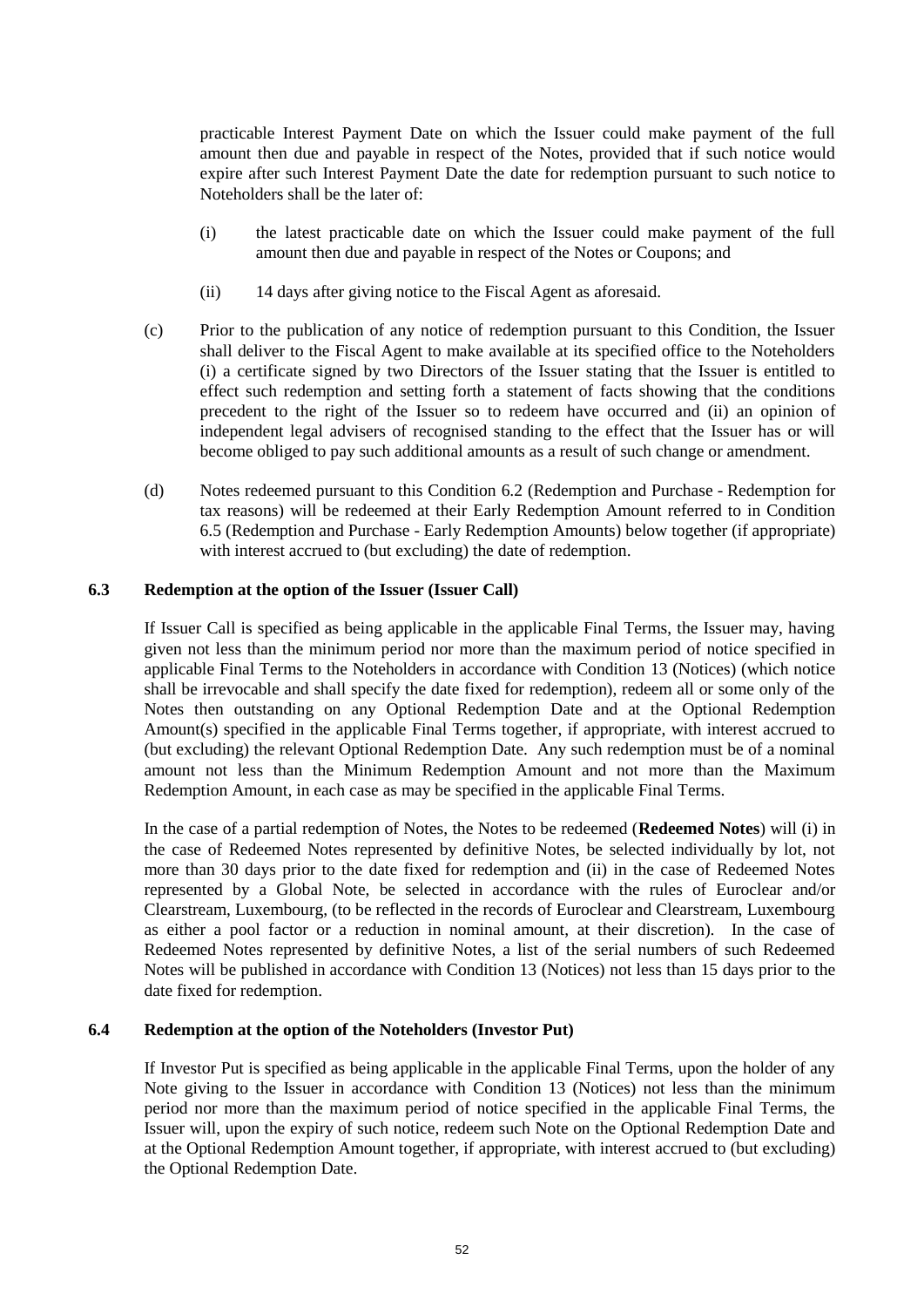practicable Interest Payment Date on which the Issuer could make payment of the full amount then due and payable in respect of the Notes, provided that if such notice would expire after such Interest Payment Date the date for redemption pursuant to such notice to Noteholders shall be the later of:

(i) the latest practicable date on which the Issuer could make payment of the full amount then due and payable in respect of the Notes or Coupons; and

(ii) 14 days after giving notice to the Fiscal Agent as aforesaid.

(c) Prior to the publication of any notice of redemption pursuant to this Condition, the Issuer shall deliver to the Fiscal Agent to make available at its specified office to the Noteholders (i) a certificate signed by two Directors of the Issuer stating that the Issuer is entitled to effect such redemption and setting forth a statement of facts showing that the conditions precedent to the right of the Issuer so to redeem have occurred and (ii) an opinion of independent legal advisers of recognised standing to the effect that the Issuer has or will become obliged to pay such additional amounts as a result of such change or amendment.

(d) Notes redeemed pursuant to this Condition 6.2 (Redemption and Purchase - Redemption for tax reasons) will be redeemed at their Early Redemption Amount referred to in Condition 6.5 (Redemption and Purchase - Early Redemption Amounts) below together (if appropriate) with interest accrued to (but excluding) the date of redemption.

### 6.3 Redemption at the option of the Issuer (Issuer Call)

If Issuer Call is specified as being applicable in the applicable Final Terms, the Issuer may, having given not less than the minimum period nor more than the maximum period of notice specified in applicable Final Terms to the Noteholders in accordance with Condition 13 (Notices) (which notice shall be irrevocable and shall specify the date fixed for redemption), redeem all or some only of the Notes then outstanding on any Optional Redemption Date and at the Optional Redemption Amount(s) specified in the applicable Final Terms together, if appropriate, with interest accrued to (but excluding) the relevant Optional Redemption Date. Any such redemption must be of a nominal amount not less than the Minimum Redemption Amount and not more than the Maximum Redemption Amount, in each case as may be specified in the applicable Final Terms.

In the case of a partial redemption of Notes, the Notes to be redeemed (**Redeemed Notes**) will (i) in the case of Redeemed Notes represented by definitive Notes, be selected individually by lot, not more than 30 days prior to the date fixed for redemption and (ii) in the case of Redeemed Notes represented by a Global Note, be selected in accordance with the rules of Euroclear and/or Clearstream, Luxembourg, (to be reflected in the records of Euroclear and Clearstream, Luxembourg as either a pool factor or a reduction in nominal amount, at their discretion). In the case of Redeemed Notes represented by definitive Notes, a list of the serial numbers of such Redeemed Notes will be published in accordance with Condition 13 (Notices) not less than 15 days prior to the date fixed for redemption.

### 6.4 Redemption at the option of the Noteholders (Investor Put)

If Investor Put is specified as being applicable in the applicable Final Terms, upon the holder of any Note giving to the Issuer in accordance with Condition 13 (Notices) not less than the minimum period nor more than the maximum period of notice specified in the applicable Final Terms, the Issuer will, upon the expiry of such notice, redeem such Note on the Optional Redemption Date and at the Optional Redemption Amount together, if appropriate, with interest accrued to (but excluding) the Optional Redemption Date.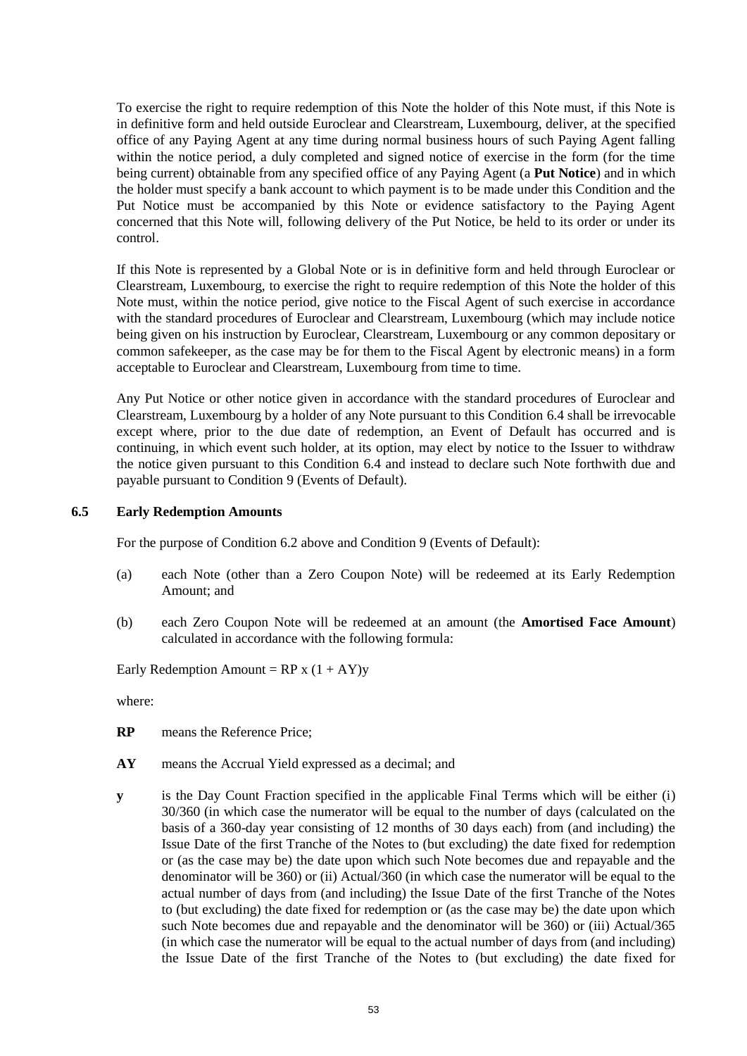To exercise the right to require redemption of this Note the holder of this Note must, if this Note is in definitive form and held outside Euroclear and Clearstream, Luxembourg, deliver, at the specified office of any Paying Agent at any time during normal business hours of such Paying Agent falling within the notice period, a duly completed and signed notice of exercise in the form (for the time being current) obtainable from any specified office of any Paying Agent (a **Put Notice**) and in which the holder must specify a bank account to which payment is to be made under this Condition and the Put Notice must be accompanied by this Note or evidence satisfactory to the Paying Agent concerned that this Note will, following delivery of the Put Notice, be held to its order or under its control.

If this Note is represented by a Global Note or is in definitive form and held through Euroclear or Clearstream, Luxembourg, to exercise the right to require redemption of this Note the holder of this Note must, within the notice period, give notice to the Fiscal Agent of such exercise in accordance with the standard procedures of Euroclear and Clearstream, Luxembourg (which may include notice being given on his instruction by Euroclear, Clearstream, Luxembourg or any common depositary or common safekeeper, as the case may be for them to the Fiscal Agent by electronic means) in a form acceptable to Euroclear and Clearstream, Luxembourg from time to time.

Any Put Notice or other notice given in accordance with the standard procedures of Euroclear and Clearstream, Luxembourg by a holder of any Note pursuant to this Condition 6.4 shall be irrevocable except where, prior to the due date of redemption, an Event of Default has occurred and is continuing, in which event such holder, at its option, may elect by notice to the Issuer to withdraw the notice given pursuant to this Condition 6.4 and instead to declare such Note forthwith due and payable pursuant to Condition 9 (Events of Default).

### 6.5 Early Redemption Amounts

For the purpose of Condition 6.2 above and Condition 9 (Events of Default):

(a) each Note (other than a Zero Coupon Note) will be redeemed at its Early Redemption Amount; and

(b) each Zero Coupon Note will be redeemed at an amount (the **Amortised Face Amount**) calculated in accordance with the following formula:

Early Redemption Amount = $RP \times (1 + AY)^y$

where:

**RP** means the Reference Price;

**AY** means the Accrual Yield expressed as a decimal; and

**y** is the Day Count Fraction specified in the applicable Final Terms which will be either (i) 30/360 (in which case the numerator will be equal to the number of days (calculated on the basis of a 360-day year consisting of 12 months of 30 days each) from (and including) the Issue Date of the first Tranche of the Notes to (but excluding) the date fixed for redemption or (as the case may be) the date upon which such Note becomes due and repayable and the denominator will be 360) or (ii) Actual/360 (in which case the numerator will be equal to the actual number of days from (and including) the Issue Date of the first Tranche of the Notes to (but excluding) the date fixed for redemption or (as the case may be) the date upon which such Note becomes due and repayable and the denominator will be 360) or (iii) Actual/365 (in which case the numerator will be equal to the actual number of days from (and including) the Issue Date of the first Tranche of the Notes to (but excluding) the date fixed for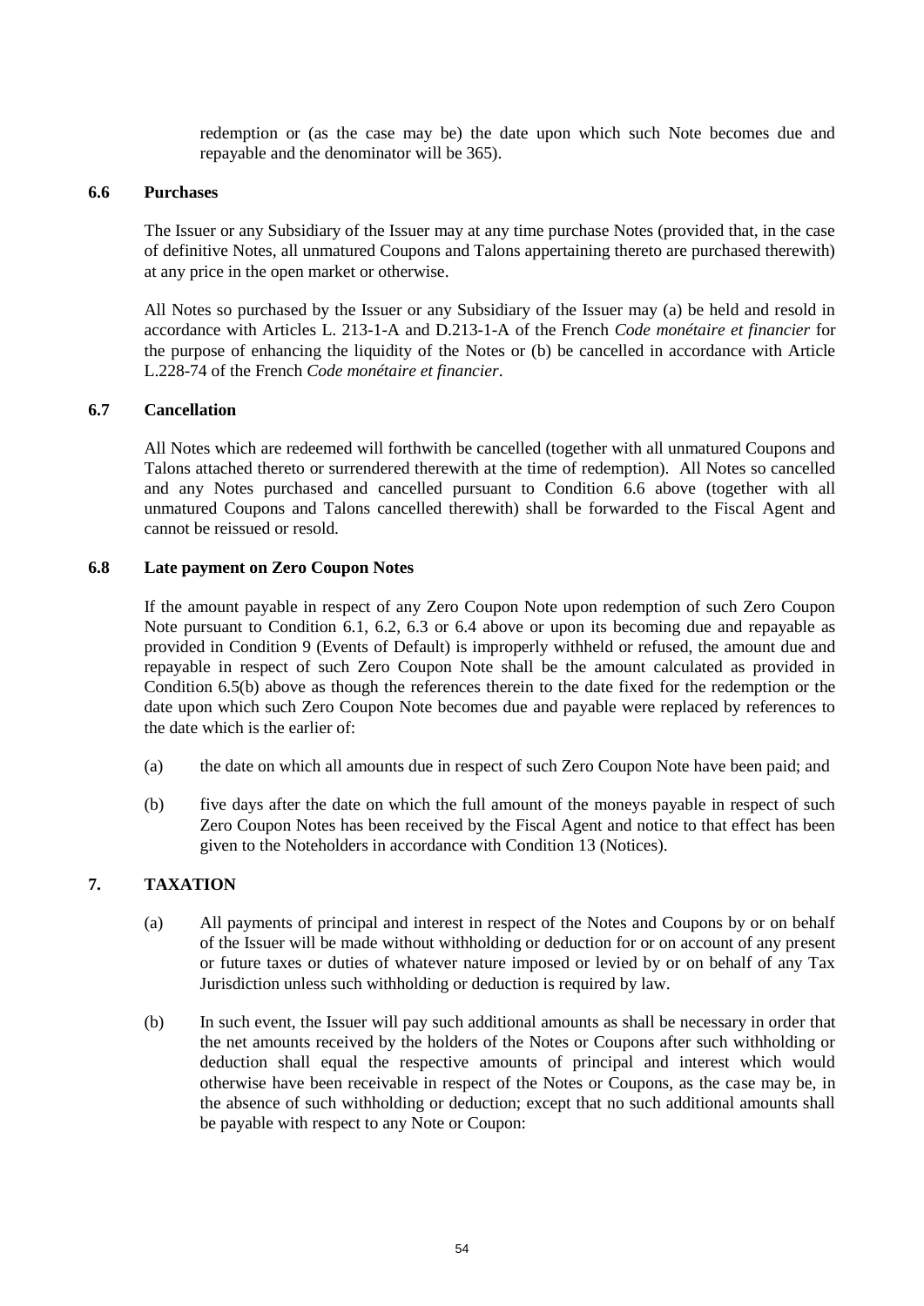redemption or (as the case may be) the date upon which such Note becomes due and repayable and the denominator will be 365).

### 6.6 Purchases

The Issuer or any Subsidiary of the Issuer may at any time purchase Notes (provided that, in the case of definitive Notes, all unmatured Coupons and Talons appertaining thereto are purchased therewith) at any price in the open market or otherwise.

All Notes so purchased by the Issuer or any Subsidiary of the Issuer may (a) be held and resold in accordance with Articles L. 213-1-A and D.213-1-A of the French *Code monétaire et financier* for the purpose of enhancing the liquidity of the Notes or (b) be cancelled in accordance with Article L.228-74 of the French *Code monétaire et financier*.

### 6.7 Cancellation

All Notes which are redeemed will forthwith be cancelled (together with all unmatured Coupons and Talons attached thereto or surrendered therewith at the time of redemption). All Notes so cancelled and any Notes purchased and cancelled pursuant to Condition 6.6 above (together with all unmatured Coupons and Talons cancelled therewith) shall be forwarded to the Fiscal Agent and cannot be reissued or resold.

### 6.8 Late payment on Zero Coupon Notes

If the amount payable in respect of any Zero Coupon Note upon redemption of such Zero Coupon Note pursuant to Condition 6.1, 6.2, 6.3 or 6.4 above or upon its becoming due and repayable as provided in Condition 9 (Events of Default) is improperly withheld or refused, the amount due and repayable in respect of such Zero Coupon Note shall be the amount calculated as provided in Condition 6.5(b) above as though the references therein to the date fixed for the redemption or the date upon which such Zero Coupon Note becomes due and payable were replaced by references to the date which is the earlier of:

(a) the date on which all amounts due in respect of such Zero Coupon Note have been paid; and

(b) five days after the date on which the full amount of the moneys payable in respect of such Zero Coupon Notes has been received by the Fiscal Agent and notice to that effect has been given to the Noteholders in accordance with Condition 13 (Notices).

## 7. TAXATION

(a) All payments of principal and interest in respect of the Notes and Coupons by or on behalf of the Issuer will be made without withholding or deduction for or on account of any present or future taxes or duties of whatever nature imposed or levied by or on behalf of any Tax Jurisdiction unless such withholding or deduction is required by law.

(b) In such event, the Issuer will pay such additional amounts as shall be necessary in order that the net amounts received by the holders of the Notes or Coupons after such withholding or deduction shall equal the respective amounts of principal and interest which would otherwise have been receivable in respect of the Notes or Coupons, as the case may be, in the absence of such withholding or deduction; except that no such additional amounts shall be payable with respect to any Note or Coupon: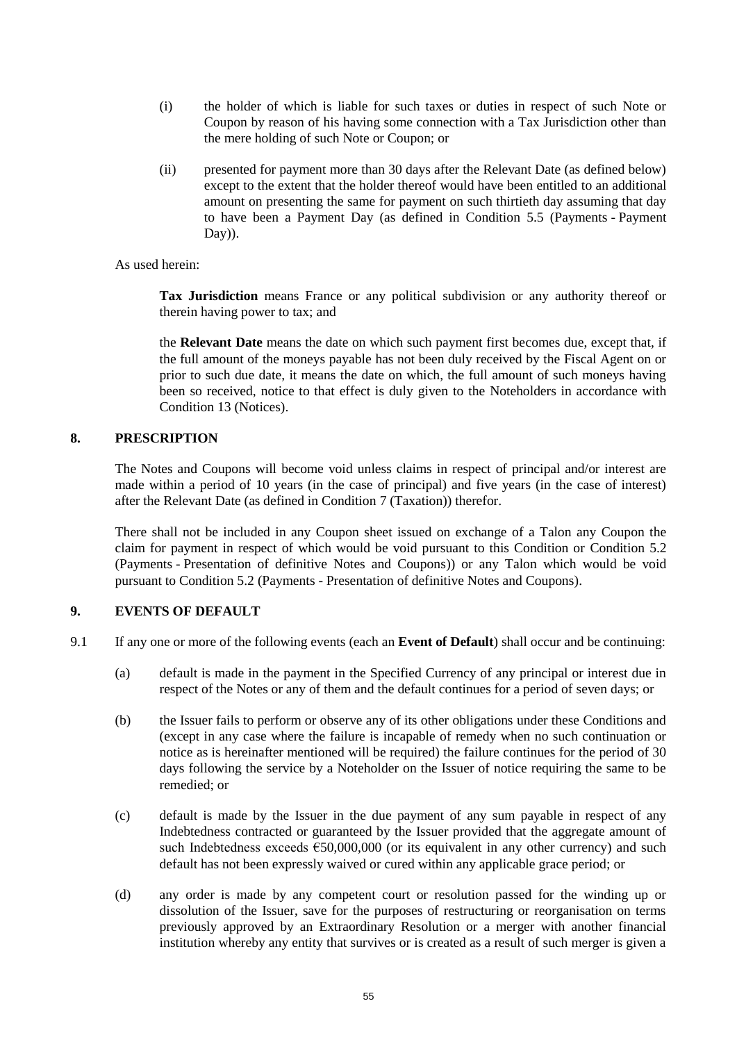(i) the holder of which is liable for such taxes or duties in respect of such Note or Coupon by reason of his having some connection with a Tax Jurisdiction other than the mere holding of such Note or Coupon; or

(ii) presented for payment more than 30 days after the Relevant Date (as defined below) except to the extent that the holder thereof would have been entitled to an additional amount on presenting the same for payment on such thirtieth day assuming that day to have been a Payment Day (as defined in Condition 5.5 (Payments - Payment Day)).

As used herein:

> **Tax Jurisdiction** means France or any political subdivision or any authority thereof or therein having power to tax; and
>
> the **Relevant Date** means the date on which such payment first becomes due, except that, if the full amount of the moneys payable has not been duly received by the Fiscal Agent on or prior to such due date, it means the date on which, the full amount of such moneys having been so received, notice to that effect is duly given to the Noteholders in accordance with Condition 13 (Notices).

## 8. PRESCRIPTION

The Notes and Coupons will become void unless claims in respect of principal and/or interest are made within a period of 10 years (in the case of principal) and five years (in the case of interest) after the Relevant Date (as defined in Condition 7 (Taxation)) therefor.

There shall not be included in any Coupon sheet issued on exchange of a Talon any Coupon the claim for payment in respect of which would be void pursuant to this Condition or Condition 5.2 (Payments - Presentation of definitive Notes and Coupons)) or any Talon which would be void pursuant to Condition 5.2 (Payments - Presentation of definitive Notes and Coupons).

## 9. EVENTS OF DEFAULT

9.1 If any one or more of the following events (each an **Event of Default**) shall occur and be continuing:

(a) default is made in the payment in the Specified Currency of any principal or interest due in respect of the Notes or any of them and the default continues for a period of seven days; or

(b) the Issuer fails to perform or observe any of its other obligations under these Conditions and (except in any case where the failure is incapable of remedy when no such continuation or notice as is hereinafter mentioned will be required) the failure continues for the period of 30 days following the service by a Noteholder on the Issuer of notice requiring the same to be remedied; or

(c) default is made by the Issuer in the due payment of any sum payable in respect of any Indebtedness contracted or guaranteed by the Issuer provided that the aggregate amount of such Indebtedness exceeds €50,000,000 (or its equivalent in any other currency) and such default has not been expressly waived or cured within any applicable grace period; or

(d) any order is made by any competent court or resolution passed for the winding up or dissolution of the Issuer, save for the purposes of restructuring or reorganisation on terms previously approved by an Extraordinary Resolution or a merger with another financial institution whereby any entity that survives or is created as a result of such merger is given a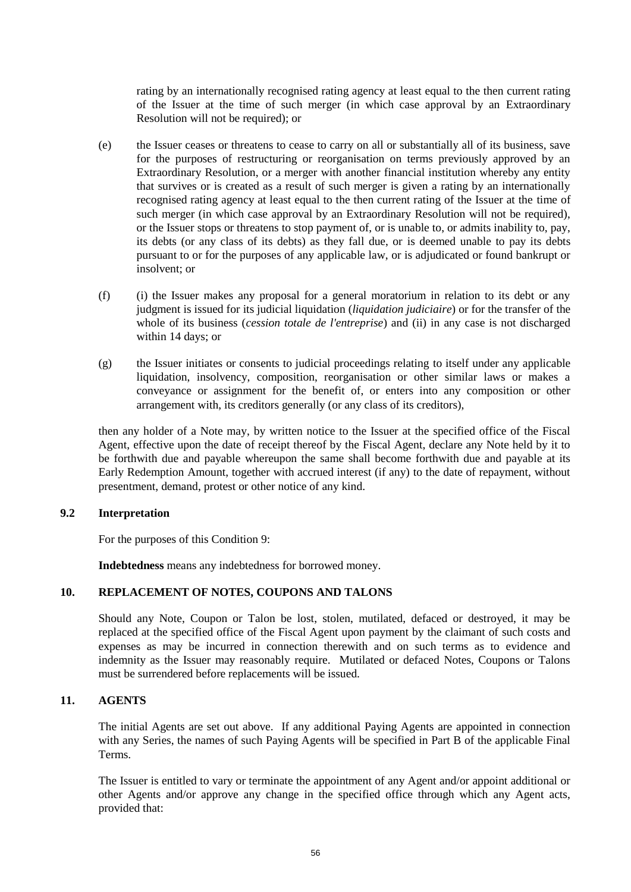rating by an internationally recognised rating agency at least equal to the then current rating of the Issuer at the time of such merger (in which case approval by an Extraordinary Resolution will not be required); or

(e) the Issuer ceases or threatens to cease to carry on all or substantially all of its business, save for the purposes of restructuring or reorganisation on terms previously approved by an Extraordinary Resolution, or a merger with another financial institution whereby any entity that survives or is created as a result of such merger is given a rating by an internationally recognised rating agency at least equal to the then current rating of the Issuer at the time of such merger (in which case approval by an Extraordinary Resolution will not be required), or the Issuer stops or threatens to stop payment of, or is unable to, or admits inability to, pay, its debts (or any class of its debts) as they fall due, or is deemed unable to pay its debts pursuant to or for the purposes of any applicable law, or is adjudicated or found bankrupt or insolvent; or

(f) (i) the Issuer makes any proposal for a general moratorium in relation to its debt or any judgment is issued for its judicial liquidation (*liquidation judiciaire*) or for the transfer of the whole of its business (*cession totale de l'entreprise*) and (ii) in any case is not discharged within 14 days; or

(g) the Issuer initiates or consents to judicial proceedings relating to itself under any applicable liquidation, insolvency, composition, reorganisation or other similar laws or makes a conveyance or assignment for the benefit of, or enters into any composition or other arrangement with, its creditors generally (or any class of its creditors),

then any holder of a Note may, by written notice to the Issuer at the specified office of the Fiscal Agent, effective upon the date of receipt thereof by the Fiscal Agent, declare any Note held by it to be forthwith due and payable whereupon the same shall become forthwith due and payable at its Early Redemption Amount, together with accrued interest (if any) to the date of repayment, without presentment, demand, protest or other notice of any kind.

### 9.2 Interpretation

For the purposes of this Condition 9:

**Indebtedness** means any indebtedness for borrowed money.

## 10. REPLACEMENT OF NOTES, COUPONS AND TALONS

Should any Note, Coupon or Talon be lost, stolen, mutilated, defaced or destroyed, it may be replaced at the specified office of the Fiscal Agent upon payment by the claimant of such costs and expenses as may be incurred in connection therewith and on such terms as to evidence and indemnity as the Issuer may reasonably require. Mutilated or defaced Notes, Coupons or Talons must be surrendered before replacements will be issued.

## 11. AGENTS

The initial Agents are set out above. If any additional Paying Agents are appointed in connection with any Series, the names of such Paying Agents will be specified in Part B of the applicable Final Terms.

The Issuer is entitled to vary or terminate the appointment of any Agent and/or appoint additional or other Agents and/or approve any change in the specified office through which any Agent acts, provided that: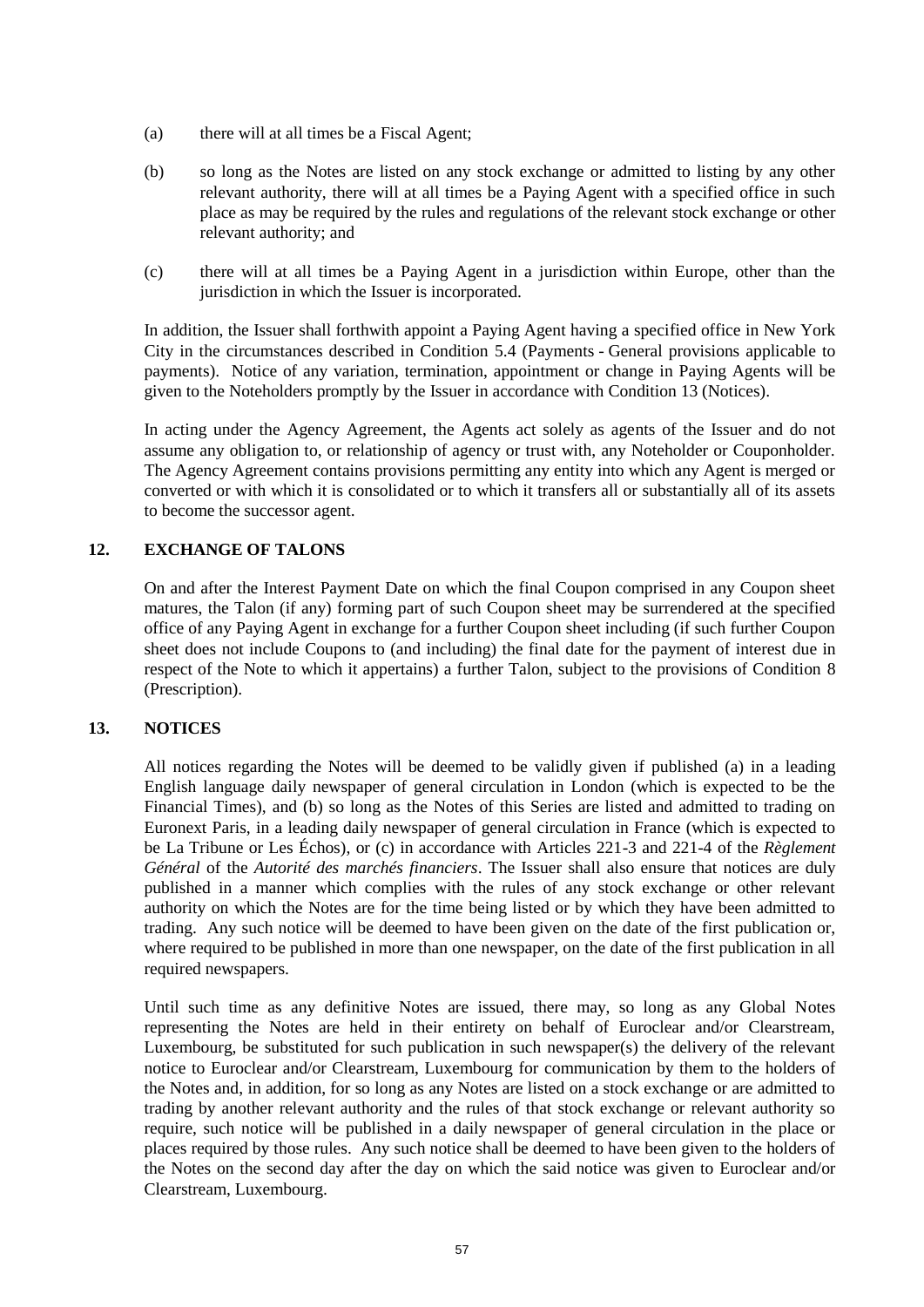(a) there will at all times be a Fiscal Agent;

(b) so long as the Notes are listed on any stock exchange or admitted to listing by any other relevant authority, there will at all times be a Paying Agent with a specified office in such place as may be required by the rules and regulations of the relevant stock exchange or other relevant authority; and

(c) there will at all times be a Paying Agent in a jurisdiction within Europe, other than the jurisdiction in which the Issuer is incorporated.

In addition, the Issuer shall forthwith appoint a Paying Agent having a specified office in New York City in the circumstances described in Condition 5.4 (Payments - General provisions applicable to payments). Notice of any variation, termination, appointment or change in Paying Agents will be given to the Noteholders promptly by the Issuer in accordance with Condition 13 (Notices).

In acting under the Agency Agreement, the Agents act solely as agents of the Issuer and do not assume any obligation to, or relationship of agency or trust with, any Noteholder or Couponholder. The Agency Agreement contains provisions permitting any entity into which any Agent is merged or converted or with which it is consolidated or to which it transfers all or substantially all of its assets to become the successor agent.

## 12. EXCHANGE OF TALONS

On and after the Interest Payment Date on which the final Coupon comprised in any Coupon sheet matures, the Talon (if any) forming part of such Coupon sheet may be surrendered at the specified office of any Paying Agent in exchange for a further Coupon sheet including (if such further Coupon sheet does not include Coupons to (and including) the final date for the payment of interest due in respect of the Note to which it appertains) a further Talon, subject to the provisions of Condition 8 (Prescription).

## 13. NOTICES

All notices regarding the Notes will be deemed to be validly given if published (a) in a leading English language daily newspaper of general circulation in London (which is expected to be the Financial Times), and (b) so long as the Notes of this Series are listed and admitted to trading on Euronext Paris, in a leading daily newspaper of general circulation in France (which is expected to be La Tribune or Les Échos), or (c) in accordance with Articles 221-3 and 221-4 of the *Règlement Général* of the *Autorité des marchés financiers*. The Issuer shall also ensure that notices are duly published in a manner which complies with the rules of any stock exchange or other relevant authority on which the Notes are for the time being listed or by which they have been admitted to trading. Any such notice will be deemed to have been given on the date of the first publication or, where required to be published in more than one newspaper, on the date of the first publication in all required newspapers.

Until such time as any definitive Notes are issued, there may, so long as any Global Notes representing the Notes are held in their entirety on behalf of Euroclear and/or Clearstream, Luxembourg, be substituted for such publication in such newspaper(s) the delivery of the relevant notice to Euroclear and/or Clearstream, Luxembourg for communication by them to the holders of the Notes and, in addition, for so long as any Notes are listed on a stock exchange or are admitted to trading by another relevant authority and the rules of that stock exchange or relevant authority so require, such notice will be published in a daily newspaper of general circulation in the place or places required by those rules. Any such notice shall be deemed to have been given to the holders of the Notes on the second day after the day on which the said notice was given to Euroclear and/or Clearstream, Luxembourg.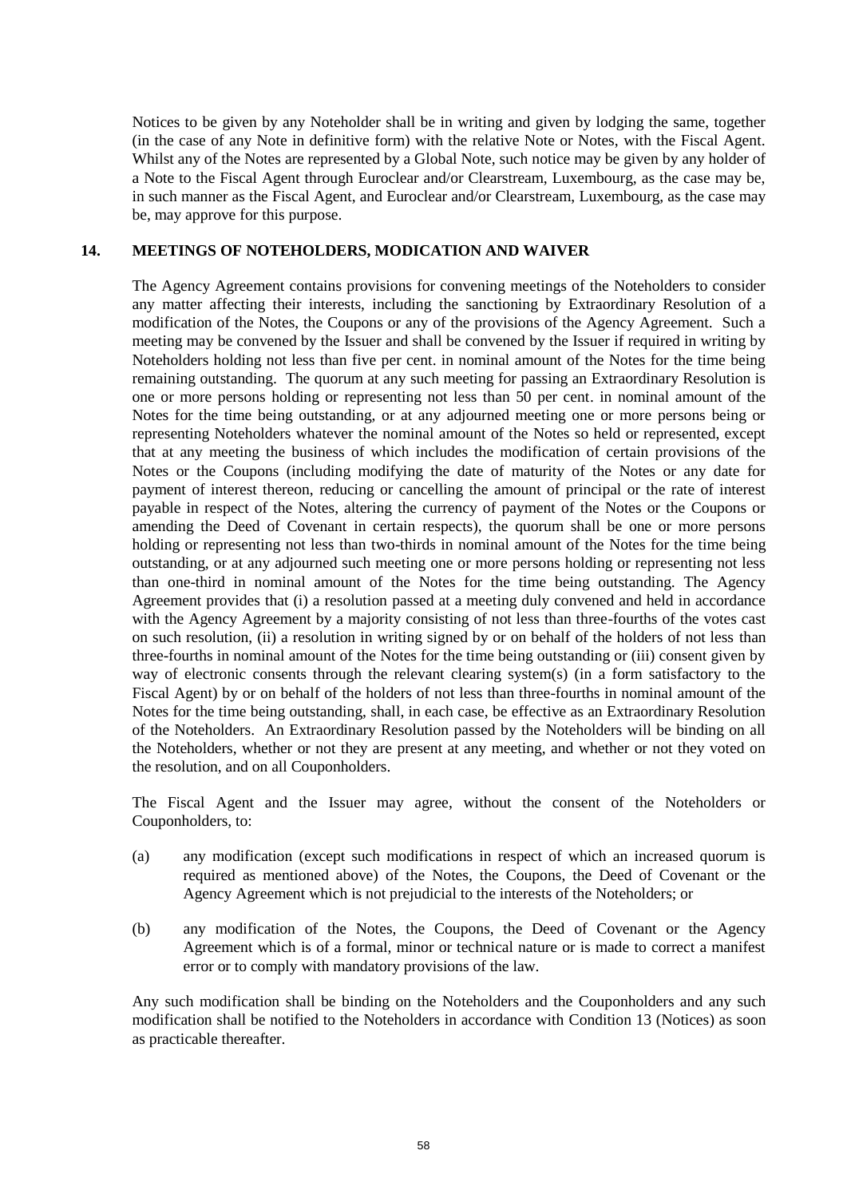Notices to be given by any Noteholder shall be in writing and given by lodging the same, together (in the case of any Note in definitive form) with the relative Note or Notes, with the Fiscal Agent. Whilst any of the Notes are represented by a Global Note, such notice may be given by any holder of a Note to the Fiscal Agent through Euroclear and/or Clearstream, Luxembourg, as the case may be, in such manner as the Fiscal Agent, and Euroclear and/or Clearstream, Luxembourg, as the case may be, may approve for this purpose.

## 14. MEETINGS OF NOTEHOLDERS, MODICATION AND WAIVER

The Agency Agreement contains provisions for convening meetings of the Noteholders to consider any matter affecting their interests, including the sanctioning by Extraordinary Resolution of a modification of the Notes, the Coupons or any of the provisions of the Agency Agreement. Such a meeting may be convened by the Issuer and shall be convened by the Issuer if required in writing by Noteholders holding not less than five per cent. in nominal amount of the Notes for the time being remaining outstanding. The quorum at any such meeting for passing an Extraordinary Resolution is one or more persons holding or representing not less than 50 per cent. in nominal amount of the Notes for the time being outstanding, or at any adjourned meeting one or more persons being or representing Noteholders whatever the nominal amount of the Notes so held or represented, except that at any meeting the business of which includes the modification of certain provisions of the Notes or the Coupons (including modifying the date of maturity of the Notes or any date for payment of interest thereon, reducing or cancelling the amount of principal or the rate of interest payable in respect of the Notes, altering the currency of payment of the Notes or the Coupons or amending the Deed of Covenant in certain respects), the quorum shall be one or more persons holding or representing not less than two-thirds in nominal amount of the Notes for the time being outstanding, or at any adjourned such meeting one or more persons holding or representing not less than one-third in nominal amount of the Notes for the time being outstanding. The Agency Agreement provides that (i) a resolution passed at a meeting duly convened and held in accordance with the Agency Agreement by a majority consisting of not less than three-fourths of the votes cast on such resolution, (ii) a resolution in writing signed by or on behalf of the holders of not less than three-fourths in nominal amount of the Notes for the time being outstanding or (iii) consent given by way of electronic consents through the relevant clearing system(s) (in a form satisfactory to the Fiscal Agent) by or on behalf of the holders of not less than three-fourths in nominal amount of the Notes for the time being outstanding, shall, in each case, be effective as an Extraordinary Resolution of the Noteholders. An Extraordinary Resolution passed by the Noteholders will be binding on all the Noteholders, whether or not they are present at any meeting, and whether or not they voted on the resolution, and on all Couponholders.

The Fiscal Agent and the Issuer may agree, without the consent of the Noteholders or Couponholders, to:

(a) any modification (except such modifications in respect of which an increased quorum is required as mentioned above) of the Notes, the Coupons, the Deed of Covenant or the Agency Agreement which is not prejudicial to the interests of the Noteholders; or

(b) any modification of the Notes, the Coupons, the Deed of Covenant or the Agency Agreement which is of a formal, minor or technical nature or is made to correct a manifest error or to comply with mandatory provisions of the law.

Any such modification shall be binding on the Noteholders and the Couponholders and any such modification shall be notified to the Noteholders in accordance with Condition 13 (Notices) as soon as practicable thereafter.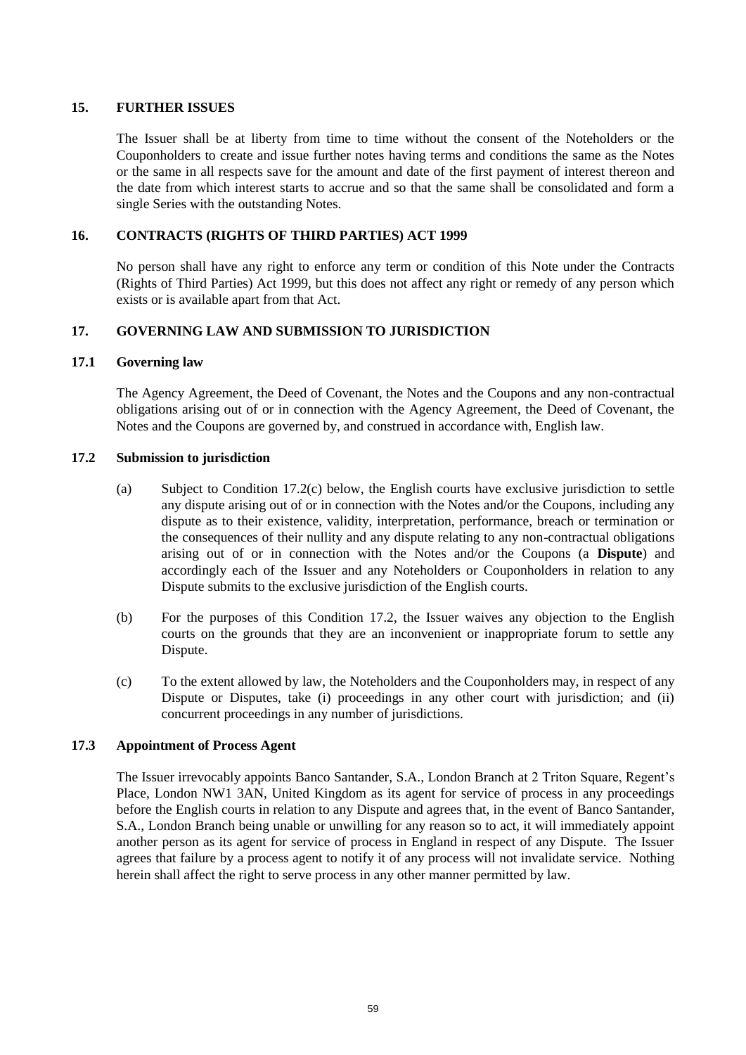## 15. FURTHER ISSUES

The Issuer shall be at liberty from time to time without the consent of the Noteholders or the Couponholders to create and issue further notes having terms and conditions the same as the Notes or the same in all respects save for the amount and date of the first payment of interest thereon and the date from which interest starts to accrue and so that the same shall be consolidated and form a single Series with the outstanding Notes.

## 16. CONTRACTS (RIGHTS OF THIRD PARTIES) ACT 1999

No person shall have any right to enforce any term or condition of this Note under the Contracts (Rights of Third Parties) Act 1999, but this does not affect any right or remedy of any person which exists or is available apart from that Act.

## 17. GOVERNING LAW AND SUBMISSION TO JURISDICTION

### 17.1 Governing law

The Agency Agreement, the Deed of Covenant, the Notes and the Coupons and any non-contractual obligations arising out of or in connection with the Agency Agreement, the Deed of Covenant, the Notes and the Coupons are governed by, and construed in accordance with, English law.

### 17.2 Submission to jurisdiction

(a) Subject to Condition 17.2(c) below, the English courts have exclusive jurisdiction to settle any dispute arising out of or in connection with the Notes and/or the Coupons, including any dispute as to their existence, validity, interpretation, performance, breach or termination or the consequences of their nullity and any dispute relating to any non-contractual obligations arising out of or in connection with the Notes and/or the Coupons (a **Dispute**) and accordingly each of the Issuer and any Noteholders or Couponholders in relation to any Dispute submits to the exclusive jurisdiction of the English courts.

(b) For the purposes of this Condition 17.2, the Issuer waives any objection to the English courts on the grounds that they are an inconvenient or inappropriate forum to settle any Dispute.

(c) To the extent allowed by law, the Noteholders and the Couponholders may, in respect of any Dispute or Disputes, take (i) proceedings in any other court with jurisdiction; and (ii) concurrent proceedings in any number of jurisdictions.

### 17.3 Appointment of Process Agent

The Issuer irrevocably appoints Banco Santander, S.A., London Branch at 2 Triton Square, Regent's Place, London NW1 3AN, United Kingdom as its agent for service of process in any proceedings before the English courts in relation to any Dispute and agrees that, in the event of Banco Santander, S.A., London Branch being unable or unwilling for any reason so to act, it will immediately appoint another person as its agent for service of process in England in respect of any Dispute. The Issuer agrees that failure by a process agent to notify it of any process will not invalidate service. Nothing herein shall affect the right to serve process in any other manner permitted by law.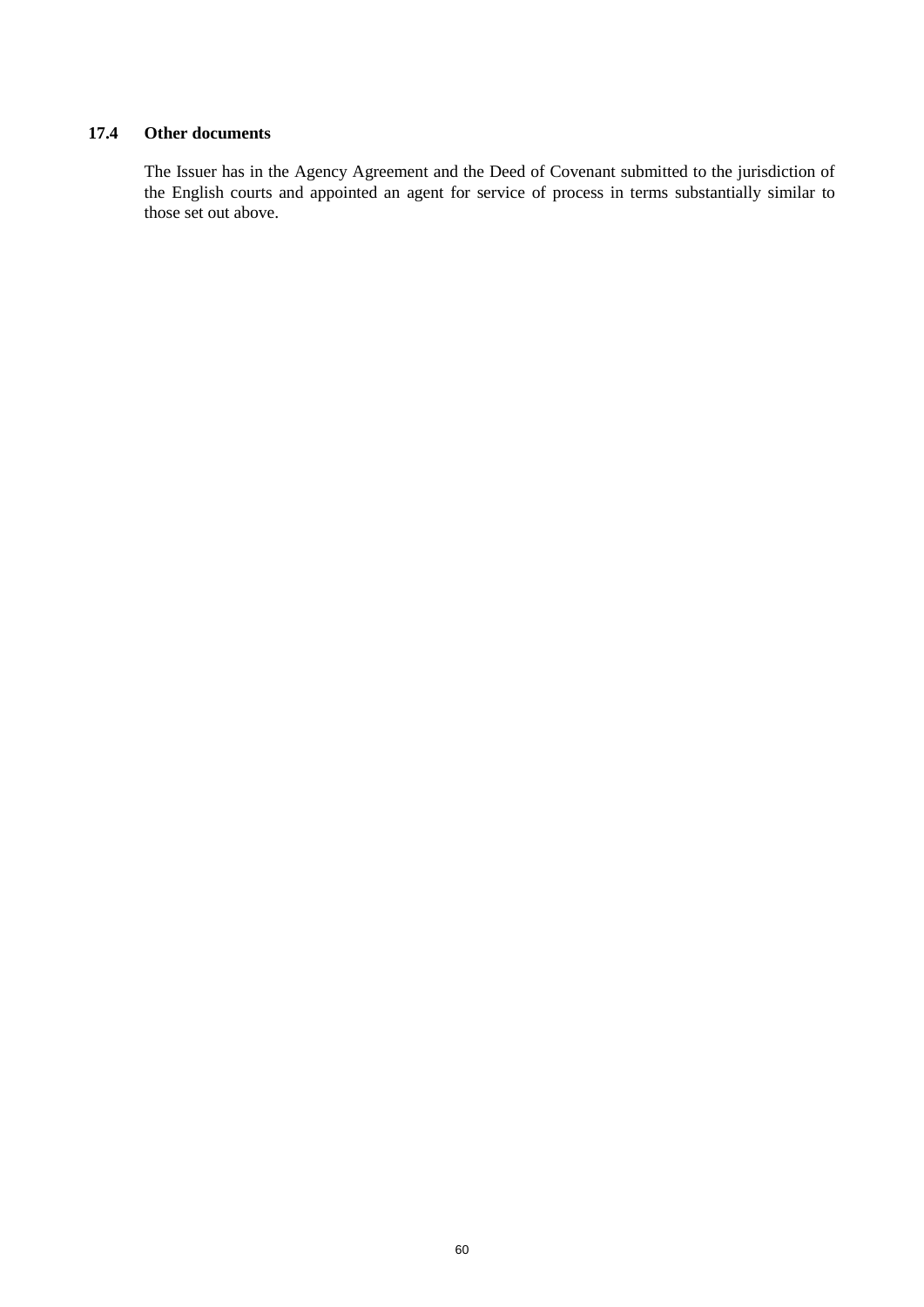### 17.4 Other documents

The Issuer has in the Agency Agreement and the Deed of Covenant submitted to the jurisdiction of the English courts and appointed an agent for service of process in terms substantially similar to those set out above.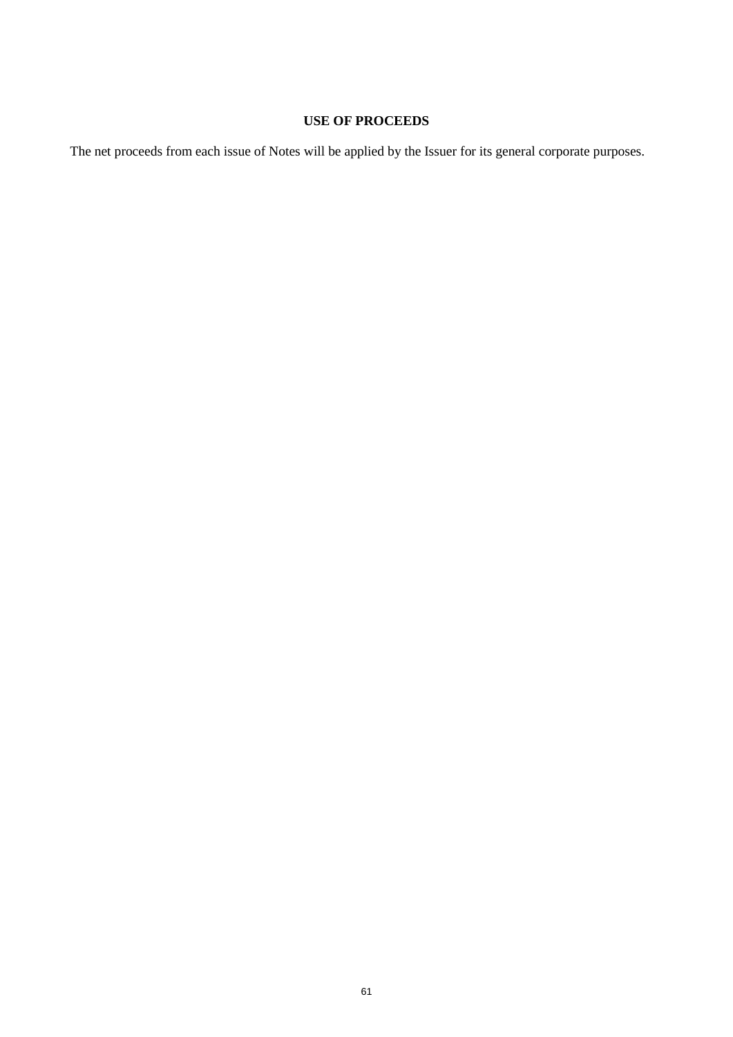# USE OF PROCEEDS

The net proceeds from each issue of Notes will be applied by the Issuer for its general corporate purposes.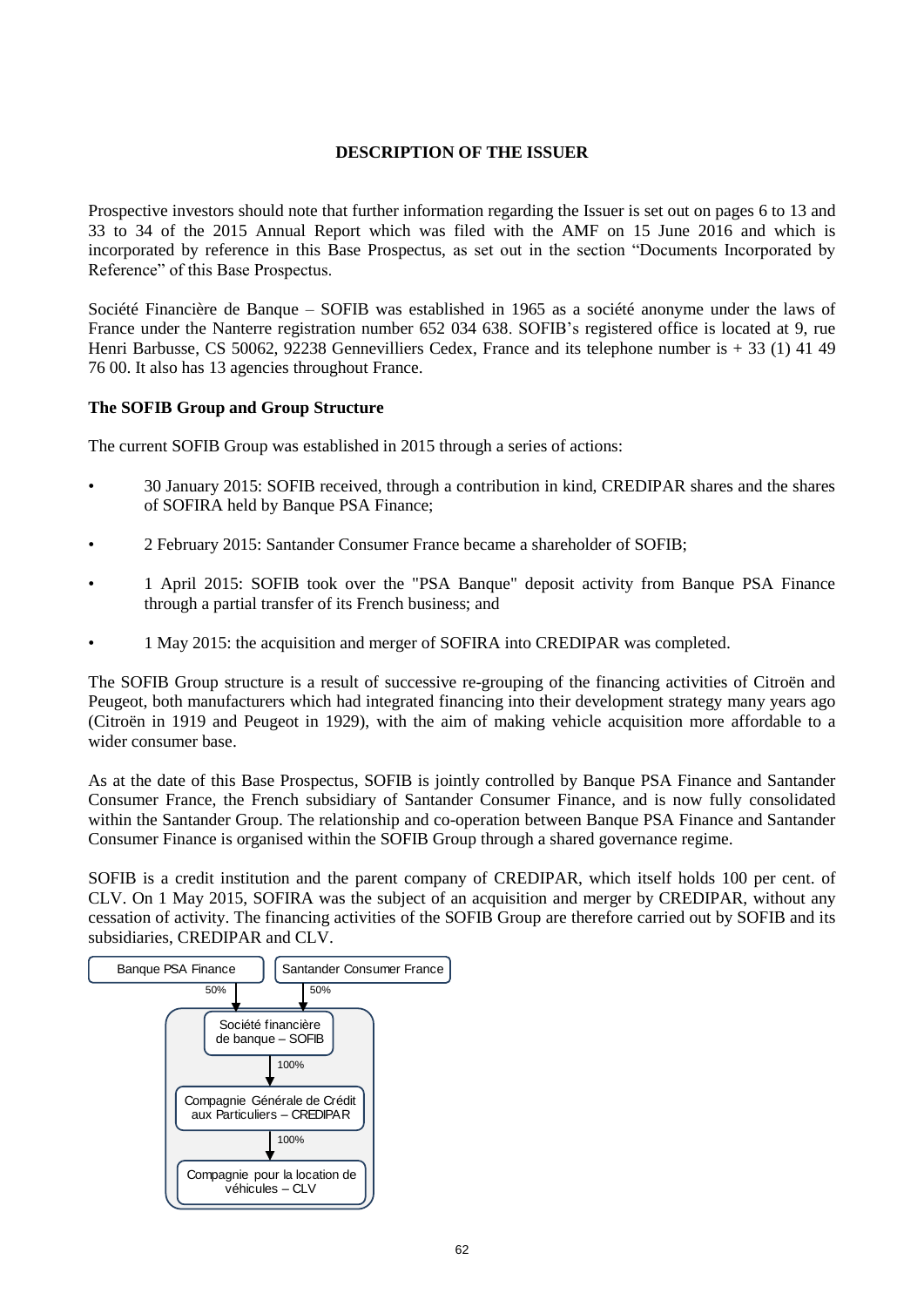# DESCRIPTION OF THE ISSUER

Prospective investors should note that further information regarding the Issuer is set out on pages 6 to 13 and 33 to 34 of the 2015 Annual Report which was filed with the AMF on 15 June 2016 and which is incorporated by reference in this Base Prospectus, as set out in the section "Documents Incorporated by Reference" of this Base Prospectus.

Société Financière de Banque – SOFIB was established in 1965 as a société anonyme under the laws of France under the Nanterre registration number 652 034 638. SOFIB's registered office is located at 9, rue Henri Barbusse, CS 50062, 92238 Gennevilliers Cedex, France and its telephone number is + 33 (1) 41 49 76 00. It also has 13 agencies throughout France.

## The SOFIB Group and Group Structure

The current SOFIB Group was established in 2015 through a series of actions:

- 30 January 2015: SOFIB received, through a contribution in kind, CREDIPAR shares and the shares of SOFIRA held by Banque PSA Finance;
- 2 February 2015: Santander Consumer France became a shareholder of SOFIB;
- 1 April 2015: SOFIB took over the "PSA Banque" deposit activity from Banque PSA Finance through a partial transfer of its French business; and
- 1 May 2015: the acquisition and merger of SOFIRA into CREDIPAR was completed.

The SOFIB Group structure is a result of successive re-grouping of the financing activities of Citroën and Peugeot, both manufacturers which had integrated financing into their development strategy many years ago (Citroën in 1919 and Peugeot in 1929), with the aim of making vehicle acquisition more affordable to a wider consumer base.

As at the date of this Base Prospectus, SOFIB is jointly controlled by Banque PSA Finance and Santander Consumer France, the French subsidiary of Santander Consumer Finance, and is now fully consolidated within the Santander Group. The relationship and co-operation between Banque PSA Finance and Santander Consumer Finance is organised within the SOFIB Group through a shared governance regime.

SOFIB is a credit institution and the parent company of CREDIPAR, which itself holds 100 per cent. of CLV. On 1 May 2015, SOFIRA was the subject of an acquisition and merger by CREDIPAR, without any cessation of activity. The financing activities of the SOFIB Group are therefore carried out by SOFIB and its subsidiaries, CREDIPAR and CLV.

Banque PSA Finance — 50% → Société financière de banque – SOFIB
Santander Consumer France — 50% → Société financière de banque – SOFIB
Société financière de banque – SOFIB — 100% → Compagnie Générale de Crédit aux Particuliers – CREDIPAR
Compagnie Générale de Crédit aux Particuliers – CREDIPAR — 100% → Compagnie pour la location de véhicules – CLV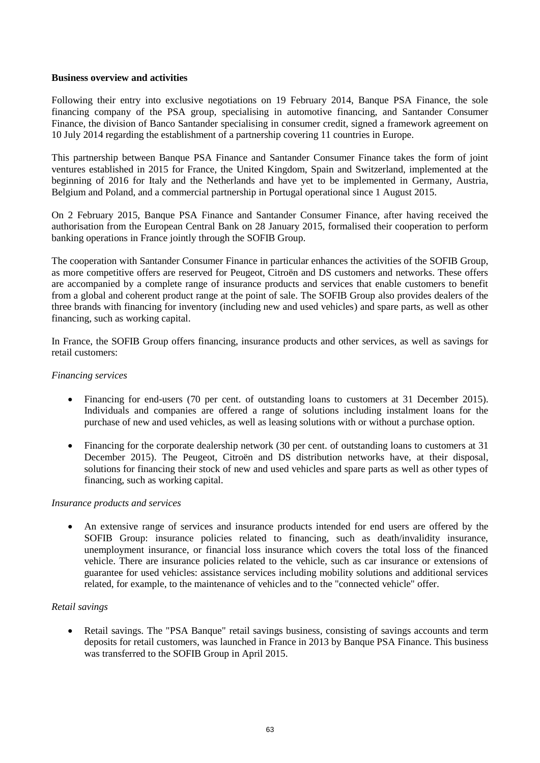**Business overview and activities**

Following their entry into exclusive negotiations on 19 February 2014, Banque PSA Finance, the sole financing company of the PSA group, specialising in automotive financing, and Santander Consumer Finance, the division of Banco Santander specialising in consumer credit, signed a framework agreement on 10 July 2014 regarding the establishment of a partnership covering 11 countries in Europe.

This partnership between Banque PSA Finance and Santander Consumer Finance takes the form of joint ventures established in 2015 for France, the United Kingdom, Spain and Switzerland, implemented at the beginning of 2016 for Italy and the Netherlands and have yet to be implemented in Germany, Austria, Belgium and Poland, and a commercial partnership in Portugal operational since 1 August 2015.

On 2 February 2015, Banque PSA Finance and Santander Consumer Finance, after having received the authorisation from the European Central Bank on 28 January 2015, formalised their cooperation to perform banking operations in France jointly through the SOFIB Group.

The cooperation with Santander Consumer Finance in particular enhances the activities of the SOFIB Group, as more competitive offers are reserved for Peugeot, Citroën and DS customers and networks. These offers are accompanied by a complete range of insurance products and services that enable customers to benefit from a global and coherent product range at the point of sale. The SOFIB Group also provides dealers of the three brands with financing for inventory (including new and used vehicles) and spare parts, as well as other financing, such as working capital.

In France, the SOFIB Group offers financing, insurance products and other services, as well as savings for retail customers:

*Financing services*

- Financing for end-users (70 per cent. of outstanding loans to customers at 31 December 2015). Individuals and companies are offered a range of solutions including instalment loans for the purchase of new and used vehicles, as well as leasing solutions with or without a purchase option.

- Financing for the corporate dealership network (30 per cent. of outstanding loans to customers at 31 December 2015). The Peugeot, Citroën and DS distribution networks have, at their disposal, solutions for financing their stock of new and used vehicles and spare parts as well as other types of financing, such as working capital.

*Insurance products and services*

- An extensive range of services and insurance products intended for end users are offered by the SOFIB Group: insurance policies related to financing, such as death/invalidity insurance, unemployment insurance, or financial loss insurance which covers the total loss of the financed vehicle. There are insurance policies related to the vehicle, such as car insurance or extensions of guarantee for used vehicles: assistance services including mobility solutions and additional services related, for example, to the maintenance of vehicles and to the "connected vehicle" offer.

*Retail savings*

- Retail savings. The "PSA Banque" retail savings business, consisting of savings accounts and term deposits for retail customers, was launched in France in 2013 by Banque PSA Finance. This business was transferred to the SOFIB Group in April 2015.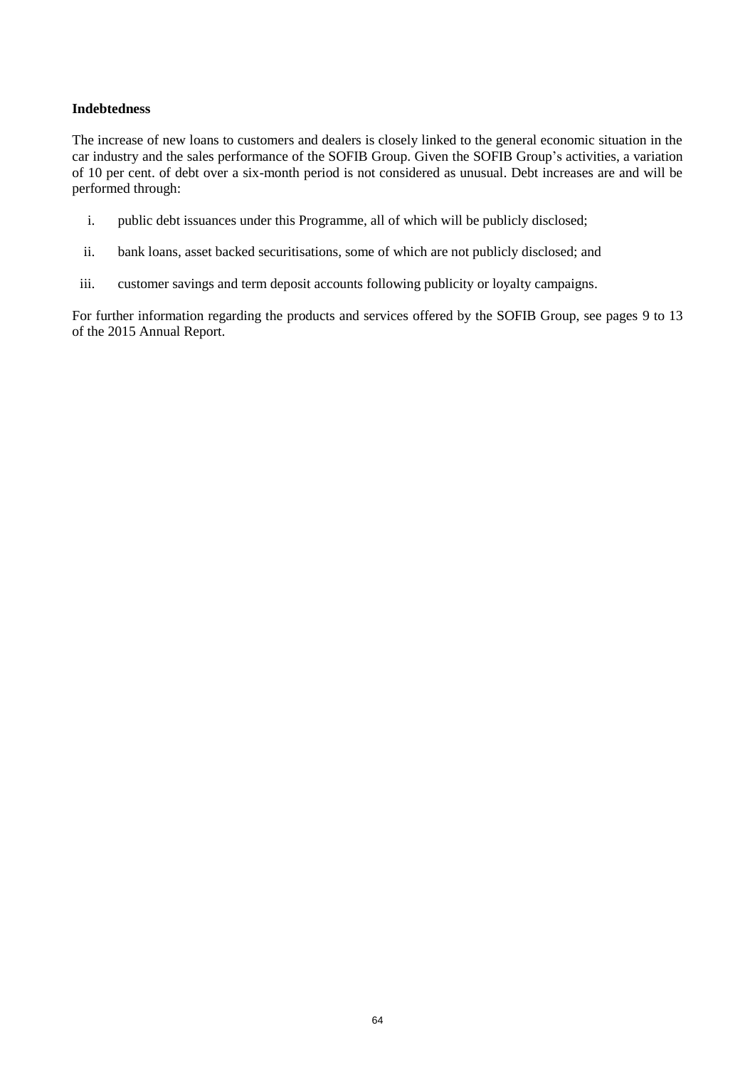**Indebtedness**

The increase of new loans to customers and dealers is closely linked to the general economic situation in the car industry and the sales performance of the SOFIB Group. Given the SOFIB Group's activities, a variation of 10 per cent. of debt over a six-month period is not considered as unusual. Debt increases are and will be performed through:

i. public debt issuances under this Programme, all of which will be publicly disclosed;

ii. bank loans, asset backed securitisations, some of which are not publicly disclosed; and

iii. customer savings and term deposit accounts following publicity or loyalty campaigns.

For further information regarding the products and services offered by the SOFIB Group, see pages 9 to 13 of the 2015 Annual Report.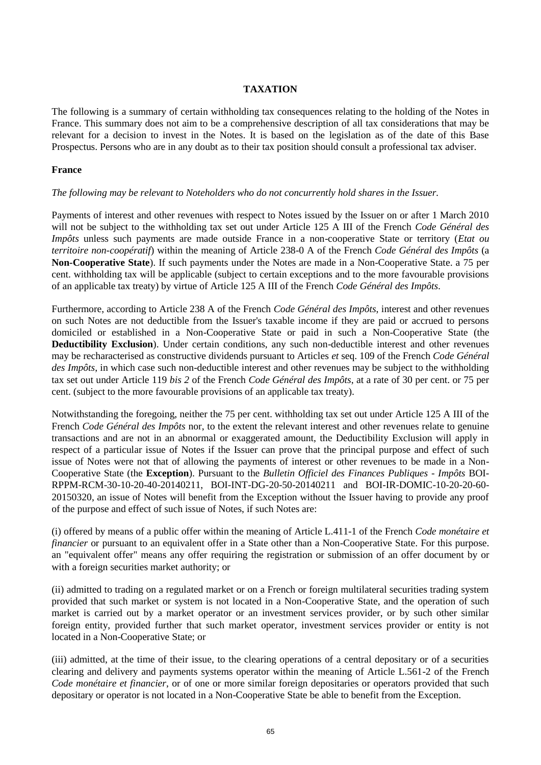# TAXATION

The following is a summary of certain withholding tax consequences relating to the holding of the Notes in France. This summary does not aim to be a comprehensive description of all tax considerations that may be relevant for a decision to invest in the Notes. It is based on the legislation as of the date of this Base Prospectus. Persons who are in any doubt as to their tax position should consult a professional tax adviser.

## France

*The following may be relevant to Noteholders who do not concurrently hold shares in the Issuer.*

Payments of interest and other revenues with respect to Notes issued by the Issuer on or after 1 March 2010 will not be subject to the withholding tax set out under Article 125 A III of the French *Code Général des Impôts* unless such payments are made outside France in a non-cooperative State or territory (*Etat ou territoire non-coopératif*) within the meaning of Article 238-0 A of the French *Code Général des Impôts* (a **Non-Cooperative State**). If such payments under the Notes are made in a Non-Cooperative State. a 75 per cent. withholding tax will be applicable (subject to certain exceptions and to the more favourable provisions of an applicable tax treaty) by virtue of Article 125 A III of the French *Code Général des Impôts*.

Furthermore, according to Article 238 A of the French *Code Général des Impôts*, interest and other revenues on such Notes are not deductible from the Issuer's taxable income if they are paid or accrued to persons domiciled or established in a Non-Cooperative State or paid in such a Non-Cooperative State (the **Deductibility Exclusion**). Under certain conditions, any such non-deductible interest and other revenues may be recharacterised as constructive dividends pursuant to Articles *et* seq. 109 of the French *Code Général des Impôts*, in which case such non-deductible interest and other revenues may be subject to the withholding tax set out under Article 119 *bis 2* of the French *Code Général des Impôts*, at a rate of 30 per cent. or 75 per cent. (subject to the more favourable provisions of an applicable tax treaty).

Notwithstanding the foregoing, neither the 75 per cent. withholding tax set out under Article 125 A III of the French *Code Général des Impôts* nor, to the extent the relevant interest and other revenues relate to genuine transactions and are not in an abnormal or exaggerated amount, the Deductibility Exclusion will apply in respect of a particular issue of Notes if the Issuer can prove that the principal purpose and effect of such issue of Notes were not that of allowing the payments of interest or other revenues to be made in a Non-Cooperative State (the **Exception**). Pursuant to the *Bulletin Officiel des Finances Publiques - Impôts* BOI-RPPM-RCM-30-10-20-40-20140211, BOI-INT-DG-20-50-20140211 and BOI-IR-DOMIC-10-20-20-60-20150320, an issue of Notes will benefit from the Exception without the Issuer having to provide any proof of the purpose and effect of such issue of Notes, if such Notes are:

(i) offered by means of a public offer within the meaning of Article L.411-1 of the French *Code monétaire et financier* or pursuant to an equivalent offer in a State other than a Non-Cooperative State. For this purpose. an "equivalent offer" means any offer requiring the registration or submission of an offer document by or with a foreign securities market authority; or

(ii) admitted to trading on a regulated market or on a French or foreign multilateral securities trading system provided that such market or system is not located in a Non-Cooperative State, and the operation of such market is carried out by a market operator or an investment services provider, or by such other similar foreign entity, provided further that such market operator, investment services provider or entity is not located in a Non-Cooperative State; or

(iii) admitted, at the time of their issue, to the clearing operations of a central depositary or of a securities clearing and delivery and payments systems operator within the meaning of Article L.561-2 of the French *Code monétaire et financier*, or of one or more similar foreign depositaries or operators provided that such depositary or operator is not located in a Non-Cooperative State be able to benefit from the Exception.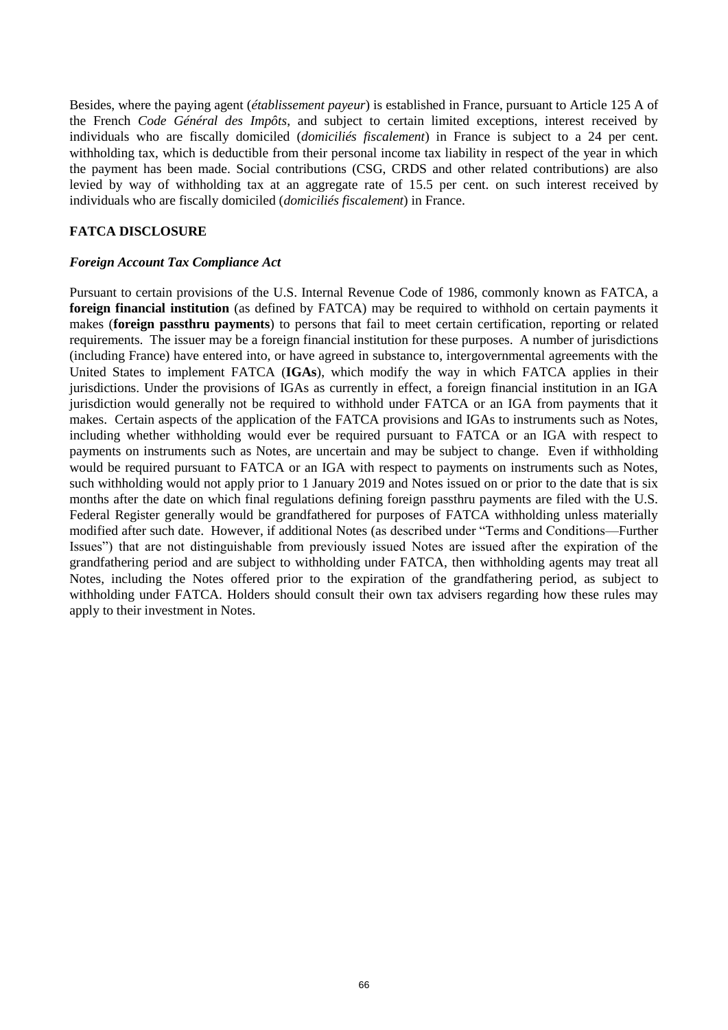Besides, where the paying agent (*établissement payeur*) is established in France, pursuant to Article 125 A of the French *Code Général des Impôts*, and subject to certain limited exceptions, interest received by individuals who are fiscally domiciled (*domiciliés fiscalement*) in France is subject to a 24 per cent. withholding tax, which is deductible from their personal income tax liability in respect of the year in which the payment has been made. Social contributions (CSG, CRDS and other related contributions) are also levied by way of withholding tax at an aggregate rate of 15.5 per cent. on such interest received by individuals who are fiscally domiciled (*domiciliés fiscalement*) in France.

## FATCA DISCLOSURE

### *Foreign Account Tax Compliance Act*

Pursuant to certain provisions of the U.S. Internal Revenue Code of 1986, commonly known as FATCA, a **foreign financial institution** (as defined by FATCA) may be required to withhold on certain payments it makes (**foreign passthru payments**) to persons that fail to meet certain certification, reporting or related requirements. The issuer may be a foreign financial institution for these purposes. A number of jurisdictions (including France) have entered into, or have agreed in substance to, intergovernmental agreements with the United States to implement FATCA (**IGAs**), which modify the way in which FATCA applies in their jurisdictions. Under the provisions of IGAs as currently in effect, a foreign financial institution in an IGA jurisdiction would generally not be required to withhold under FATCA or an IGA from payments that it makes. Certain aspects of the application of the FATCA provisions and IGAs to instruments such as Notes, including whether withholding would ever be required pursuant to FATCA or an IGA with respect to payments on instruments such as Notes, are uncertain and may be subject to change. Even if withholding would be required pursuant to FATCA or an IGA with respect to payments on instruments such as Notes, such withholding would not apply prior to 1 January 2019 and Notes issued on or prior to the date that is six months after the date on which final regulations defining foreign passthru payments are filed with the U.S. Federal Register generally would be grandfathered for purposes of FATCA withholding unless materially modified after such date. However, if additional Notes (as described under "Terms and Conditions—Further Issues") that are not distinguishable from previously issued Notes are issued after the expiration of the grandfathering period and are subject to withholding under FATCA, then withholding agents may treat all Notes, including the Notes offered prior to the expiration of the grandfathering period, as subject to withholding under FATCA. Holders should consult their own tax advisers regarding how these rules may apply to their investment in Notes.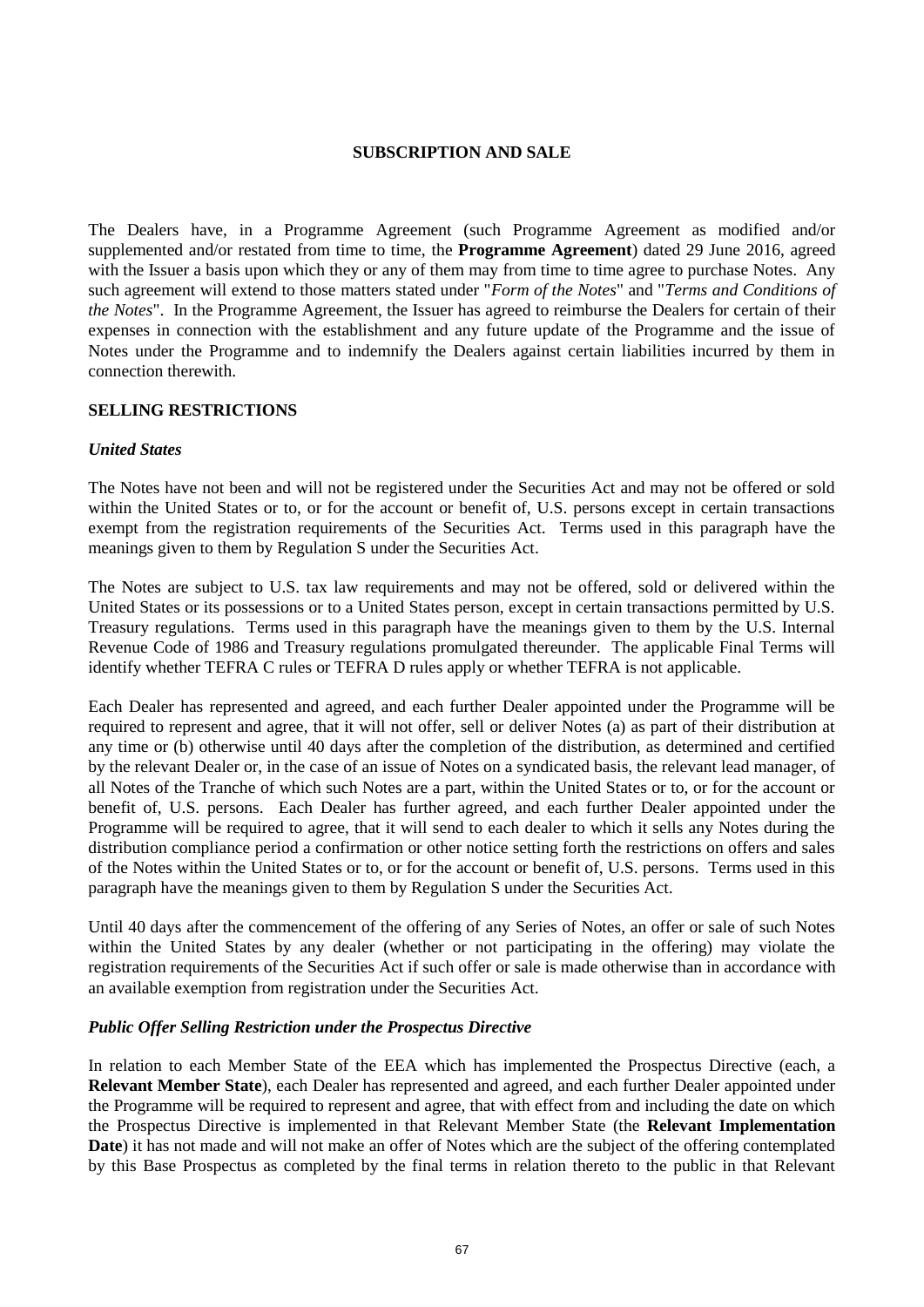## SUBSCRIPTION AND SALE

The Dealers have, in a Programme Agreement (such Programme Agreement as modified and/or supplemented and/or restated from time to time, the **Programme Agreement**) dated 29 June 2016, agreed with the Issuer a basis upon which they or any of them may from time to time agree to purchase Notes. Any such agreement will extend to those matters stated under "*Form of the Notes*" and "*Terms and Conditions of the Notes*". In the Programme Agreement, the Issuer has agreed to reimburse the Dealers for certain of their expenses in connection with the establishment and any future update of the Programme and the issue of Notes under the Programme and to indemnify the Dealers against certain liabilities incurred by them in connection therewith.

### SELLING RESTRICTIONS

#### *United States*

The Notes have not been and will not be registered under the Securities Act and may not be offered or sold within the United States or to, or for the account or benefit of, U.S. persons except in certain transactions exempt from the registration requirements of the Securities Act. Terms used in this paragraph have the meanings given to them by Regulation S under the Securities Act.

The Notes are subject to U.S. tax law requirements and may not be offered, sold or delivered within the United States or its possessions or to a United States person, except in certain transactions permitted by U.S. Treasury regulations. Terms used in this paragraph have the meanings given to them by the U.S. Internal Revenue Code of 1986 and Treasury regulations promulgated thereunder. The applicable Final Terms will identify whether TEFRA C rules or TEFRA D rules apply or whether TEFRA is not applicable.

Each Dealer has represented and agreed, and each further Dealer appointed under the Programme will be required to represent and agree, that it will not offer, sell or deliver Notes (a) as part of their distribution at any time or (b) otherwise until 40 days after the completion of the distribution, as determined and certified by the relevant Dealer or, in the case of an issue of Notes on a syndicated basis, the relevant lead manager, of all Notes of the Tranche of which such Notes are a part, within the United States or to, or for the account or benefit of, U.S. persons. Each Dealer has further agreed, and each further Dealer appointed under the Programme will be required to agree, that it will send to each dealer to which it sells any Notes during the distribution compliance period a confirmation or other notice setting forth the restrictions on offers and sales of the Notes within the United States or to, or for the account or benefit of, U.S. persons. Terms used in this paragraph have the meanings given to them by Regulation S under the Securities Act.

Until 40 days after the commencement of the offering of any Series of Notes, an offer or sale of such Notes within the United States by any dealer (whether or not participating in the offering) may violate the registration requirements of the Securities Act if such offer or sale is made otherwise than in accordance with an available exemption from registration under the Securities Act.

#### *Public Offer Selling Restriction under the Prospectus Directive*

In relation to each Member State of the EEA which has implemented the Prospectus Directive (each, a **Relevant Member State**), each Dealer has represented and agreed, and each further Dealer appointed under the Programme will be required to represent and agree, that with effect from and including the date on which the Prospectus Directive is implemented in that Relevant Member State (the **Relevant Implementation Date**) it has not made and will not make an offer of Notes which are the subject of the offering contemplated by this Base Prospectus as completed by the final terms in relation thereto to the public in that Relevant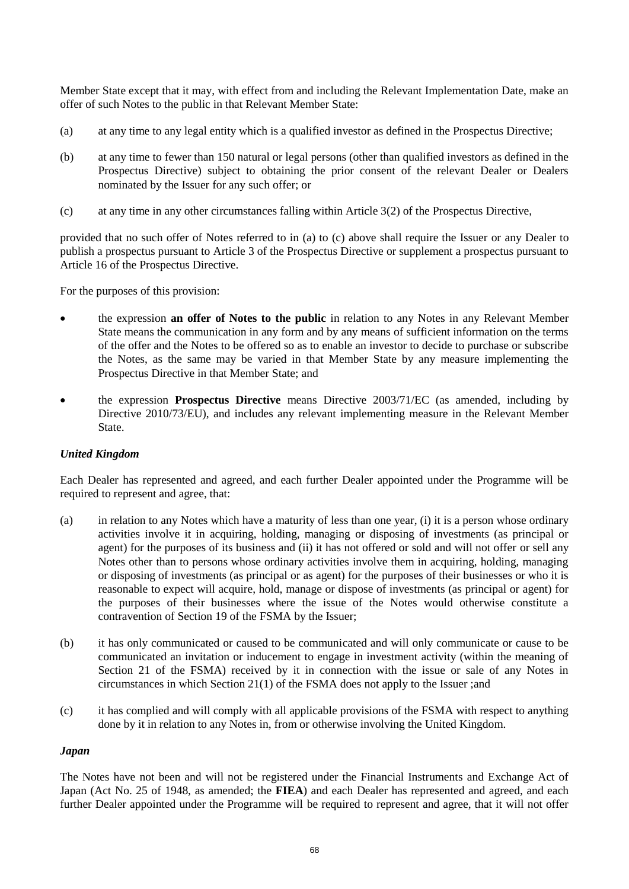Member State except that it may, with effect from and including the Relevant Implementation Date, make an offer of such Notes to the public in that Relevant Member State:

(a) at any time to any legal entity which is a qualified investor as defined in the Prospectus Directive;

(b) at any time to fewer than 150 natural or legal persons (other than qualified investors as defined in the Prospectus Directive) subject to obtaining the prior consent of the relevant Dealer or Dealers nominated by the Issuer for any such offer; or

(c) at any time in any other circumstances falling within Article 3(2) of the Prospectus Directive,

provided that no such offer of Notes referred to in (a) to (c) above shall require the Issuer or any Dealer to publish a prospectus pursuant to Article 3 of the Prospectus Directive or supplement a prospectus pursuant to Article 16 of the Prospectus Directive.

For the purposes of this provision:

- the expression **an offer of Notes to the public** in relation to any Notes in any Relevant Member State means the communication in any form and by any means of sufficient information on the terms of the offer and the Notes to be offered so as to enable an investor to decide to purchase or subscribe the Notes, as the same may be varied in that Member State by any measure implementing the Prospectus Directive in that Member State; and
- the expression **Prospectus Directive** means Directive 2003/71/EC (as amended, including by Directive 2010/73/EU), and includes any relevant implementing measure in the Relevant Member State.

***United Kingdom***

Each Dealer has represented and agreed, and each further Dealer appointed under the Programme will be required to represent and agree, that:

(a) in relation to any Notes which have a maturity of less than one year, (i) it is a person whose ordinary activities involve it in acquiring, holding, managing or disposing of investments (as principal or agent) for the purposes of its business and (ii) it has not offered or sold and will not offer or sell any Notes other than to persons whose ordinary activities involve them in acquiring, holding, managing or disposing of investments (as principal or as agent) for the purposes of their businesses or who it is reasonable to expect will acquire, hold, manage or dispose of investments (as principal or agent) for the purposes of their businesses where the issue of the Notes would otherwise constitute a contravention of Section 19 of the FSMA by the Issuer;

(b) it has only communicated or caused to be communicated and will only communicate or cause to be communicated an invitation or inducement to engage in investment activity (within the meaning of Section 21 of the FSMA) received by it in connection with the issue or sale of any Notes in circumstances in which Section 21(1) of the FSMA does not apply to the Issuer ;and

(c) it has complied and will comply with all applicable provisions of the FSMA with respect to anything done by it in relation to any Notes in, from or otherwise involving the United Kingdom.

***Japan***

The Notes have not been and will not be registered under the Financial Instruments and Exchange Act of Japan (Act No. 25 of 1948, as amended; the **FIEA**) and each Dealer has represented and agreed, and each further Dealer appointed under the Programme will be required to represent and agree, that it will not offer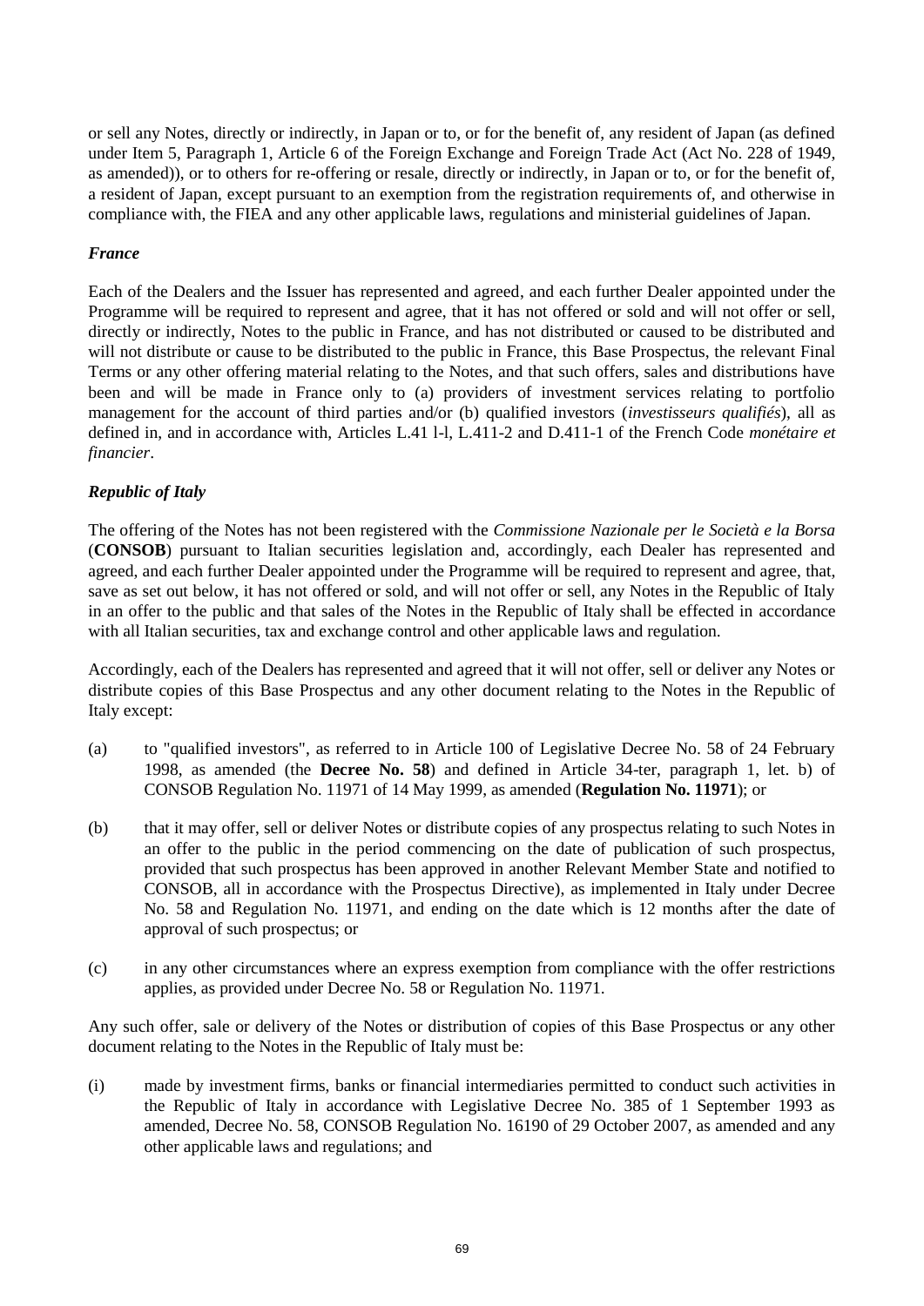or sell any Notes, directly or indirectly, in Japan or to, or for the benefit of, any resident of Japan (as defined under Item 5, Paragraph 1, Article 6 of the Foreign Exchange and Foreign Trade Act (Act No. 228 of 1949, as amended)), or to others for re-offering or resale, directly or indirectly, in Japan or to, or for the benefit of, a resident of Japan, except pursuant to an exemption from the registration requirements of, and otherwise in compliance with, the FIEA and any other applicable laws, regulations and ministerial guidelines of Japan.

***France***

Each of the Dealers and the Issuer has represented and agreed, and each further Dealer appointed under the Programme will be required to represent and agree, that it has not offered or sold and will not offer or sell, directly or indirectly, Notes to the public in France, and has not distributed or caused to be distributed and will not distribute or cause to be distributed to the public in France, this Base Prospectus, the relevant Final Terms or any other offering material relating to the Notes, and that such offers, sales and distributions have been and will be made in France only to (a) providers of investment services relating to portfolio management for the account of third parties and/or (b) qualified investors (*investisseurs qualifiés*), all as defined in, and in accordance with, Articles L.41 l-l, L.411-2 and D.411-1 of the French Code *monétaire et financier*.

***Republic of Italy***

The offering of the Notes has not been registered with the *Commissione Nazionale per le Società e la Borsa* (**CONSOB**) pursuant to Italian securities legislation and, accordingly, each Dealer has represented and agreed, and each further Dealer appointed under the Programme will be required to represent and agree, that, save as set out below, it has not offered or sold, and will not offer or sell, any Notes in the Republic of Italy in an offer to the public and that sales of the Notes in the Republic of Italy shall be effected in accordance with all Italian securities, tax and exchange control and other applicable laws and regulation.

Accordingly, each of the Dealers has represented and agreed that it will not offer, sell or deliver any Notes or distribute copies of this Base Prospectus and any other document relating to the Notes in the Republic of Italy except:

(a) to "qualified investors", as referred to in Article 100 of Legislative Decree No. 58 of 24 February 1998, as amended (the **Decree No. 58**) and defined in Article 34-ter, paragraph 1, let. b) of CONSOB Regulation No. 11971 of 14 May 1999, as amended (**Regulation No. 11971**); or

(b) that it may offer, sell or deliver Notes or distribute copies of any prospectus relating to such Notes in an offer to the public in the period commencing on the date of publication of such prospectus, provided that such prospectus has been approved in another Relevant Member State and notified to CONSOB, all in accordance with the Prospectus Directive), as implemented in Italy under Decree No. 58 and Regulation No. 11971, and ending on the date which is 12 months after the date of approval of such prospectus; or

(c) in any other circumstances where an express exemption from compliance with the offer restrictions applies, as provided under Decree No. 58 or Regulation No. 11971.

Any such offer, sale or delivery of the Notes or distribution of copies of this Base Prospectus or any other document relating to the Notes in the Republic of Italy must be:

(i) made by investment firms, banks or financial intermediaries permitted to conduct such activities in the Republic of Italy in accordance with Legislative Decree No. 385 of 1 September 1993 as amended, Decree No. 58, CONSOB Regulation No. 16190 of 29 October 2007, as amended and any other applicable laws and regulations; and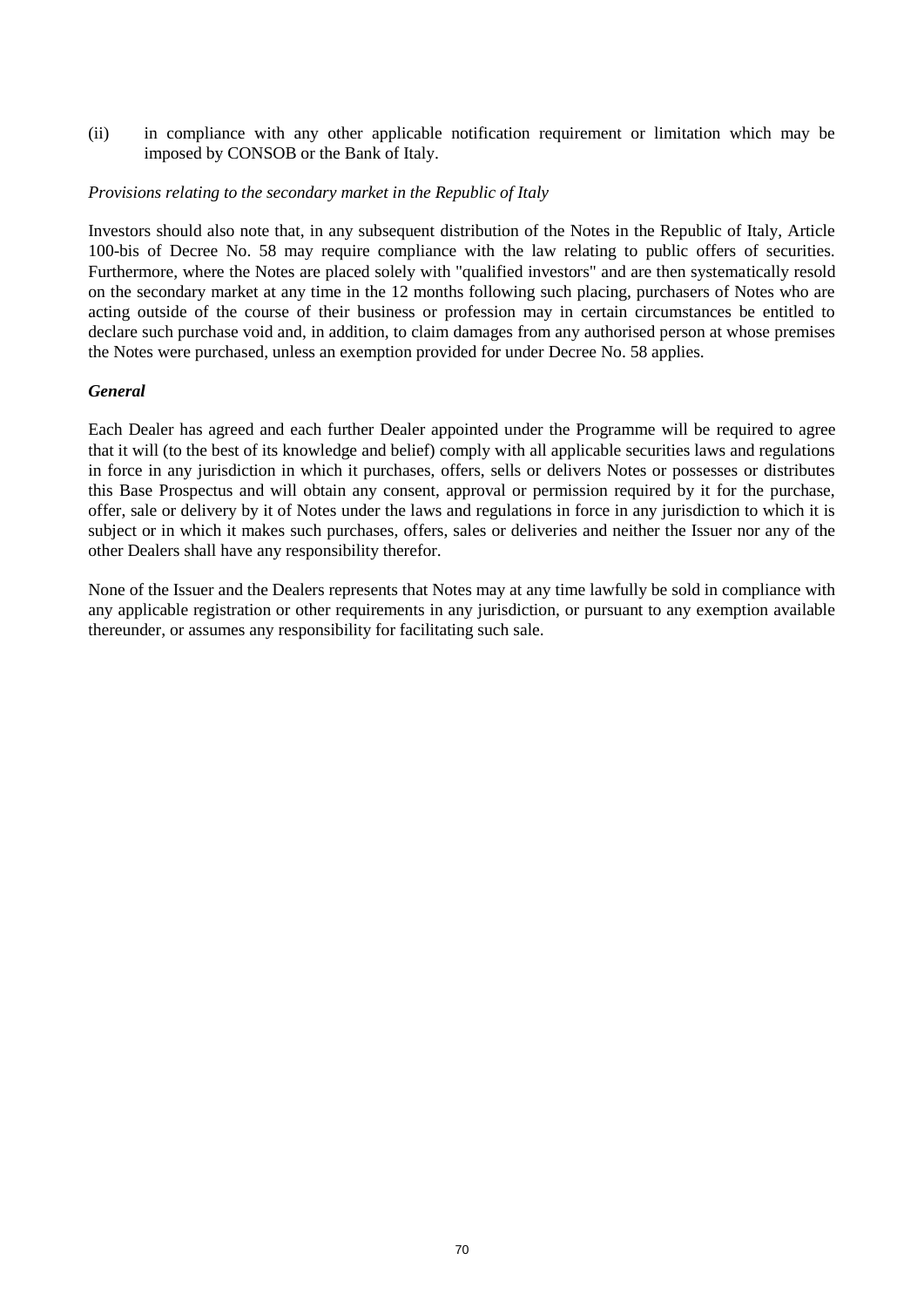(ii) in compliance with any other applicable notification requirement or limitation which may be imposed by CONSOB or the Bank of Italy.

*Provisions relating to the secondary market in the Republic of Italy*

Investors should also note that, in any subsequent distribution of the Notes in the Republic of Italy, Article 100-bis of Decree No. 58 may require compliance with the law relating to public offers of securities. Furthermore, where the Notes are placed solely with "qualified investors" and are then systematically resold on the secondary market at any time in the 12 months following such placing, purchasers of Notes who are acting outside of the course of their business or profession may in certain circumstances be entitled to declare such purchase void and, in addition, to claim damages from any authorised person at whose premises the Notes were purchased, unless an exemption provided for under Decree No. 58 applies.

***General***

Each Dealer has agreed and each further Dealer appointed under the Programme will be required to agree that it will (to the best of its knowledge and belief) comply with all applicable securities laws and regulations in force in any jurisdiction in which it purchases, offers, sells or delivers Notes or possesses or distributes this Base Prospectus and will obtain any consent, approval or permission required by it for the purchase, offer, sale or delivery by it of Notes under the laws and regulations in force in any jurisdiction to which it is subject or in which it makes such purchases, offers, sales or deliveries and neither the Issuer nor any of the other Dealers shall have any responsibility therefor.

None of the Issuer and the Dealers represents that Notes may at any time lawfully be sold in compliance with any applicable registration or other requirements in any jurisdiction, or pursuant to any exemption available thereunder, or assumes any responsibility for facilitating such sale.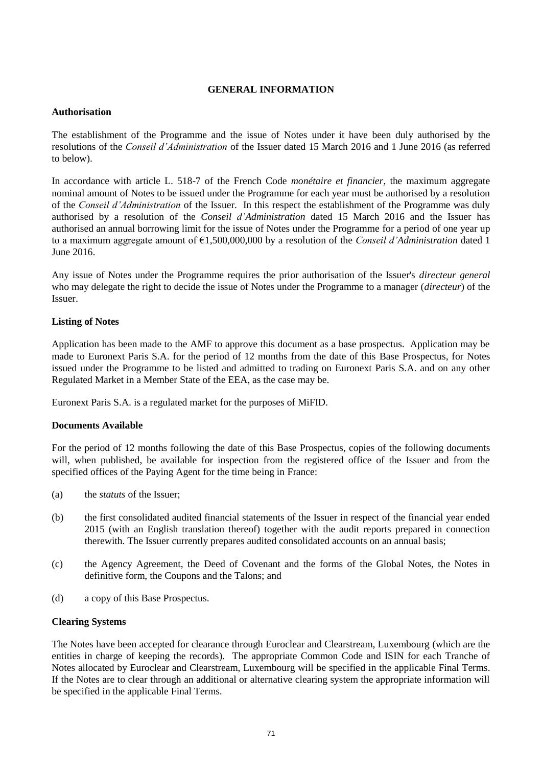## GENERAL INFORMATION

### Authorisation

The establishment of the Programme and the issue of Notes under it have been duly authorised by the resolutions of the *Conseil d'Administration* of the Issuer dated 15 March 2016 and 1 June 2016 (as referred to below).

In accordance with article L. 518-7 of the French Code *monétaire et financier*, the maximum aggregate nominal amount of Notes to be issued under the Programme for each year must be authorised by a resolution of the *Conseil d'Administration* of the Issuer. In this respect the establishment of the Programme was duly authorised by a resolution of the *Conseil d'Administration* dated 15 March 2016 and the Issuer has authorised an annual borrowing limit for the issue of Notes under the Programme for a period of one year up to a maximum aggregate amount of €1,500,000,000 by a resolution of the *Conseil d'Administration* dated 1 June 2016.

Any issue of Notes under the Programme requires the prior authorisation of the Issuer's *directeur general* who may delegate the right to decide the issue of Notes under the Programme to a manager (*directeur*) of the Issuer.

### Listing of Notes

Application has been made to the AMF to approve this document as a base prospectus. Application may be made to Euronext Paris S.A. for the period of 12 months from the date of this Base Prospectus, for Notes issued under the Programme to be listed and admitted to trading on Euronext Paris S.A. and on any other Regulated Market in a Member State of the EEA, as the case may be.

Euronext Paris S.A. is a regulated market for the purposes of MiFID.

### Documents Available

For the period of 12 months following the date of this Base Prospectus, copies of the following documents will, when published, be available for inspection from the registered office of the Issuer and from the specified offices of the Paying Agent for the time being in France:

(a) the *statuts* of the Issuer;

(b) the first consolidated audited financial statements of the Issuer in respect of the financial year ended 2015 (with an English translation thereof) together with the audit reports prepared in connection therewith. The Issuer currently prepares audited consolidated accounts on an annual basis;

(c) the Agency Agreement, the Deed of Covenant and the forms of the Global Notes, the Notes in definitive form, the Coupons and the Talons; and

(d) a copy of this Base Prospectus.

### Clearing Systems

The Notes have been accepted for clearance through Euroclear and Clearstream, Luxembourg (which are the entities in charge of keeping the records). The appropriate Common Code and ISIN for each Tranche of Notes allocated by Euroclear and Clearstream, Luxembourg will be specified in the applicable Final Terms. If the Notes are to clear through an additional or alternative clearing system the appropriate information will be specified in the applicable Final Terms.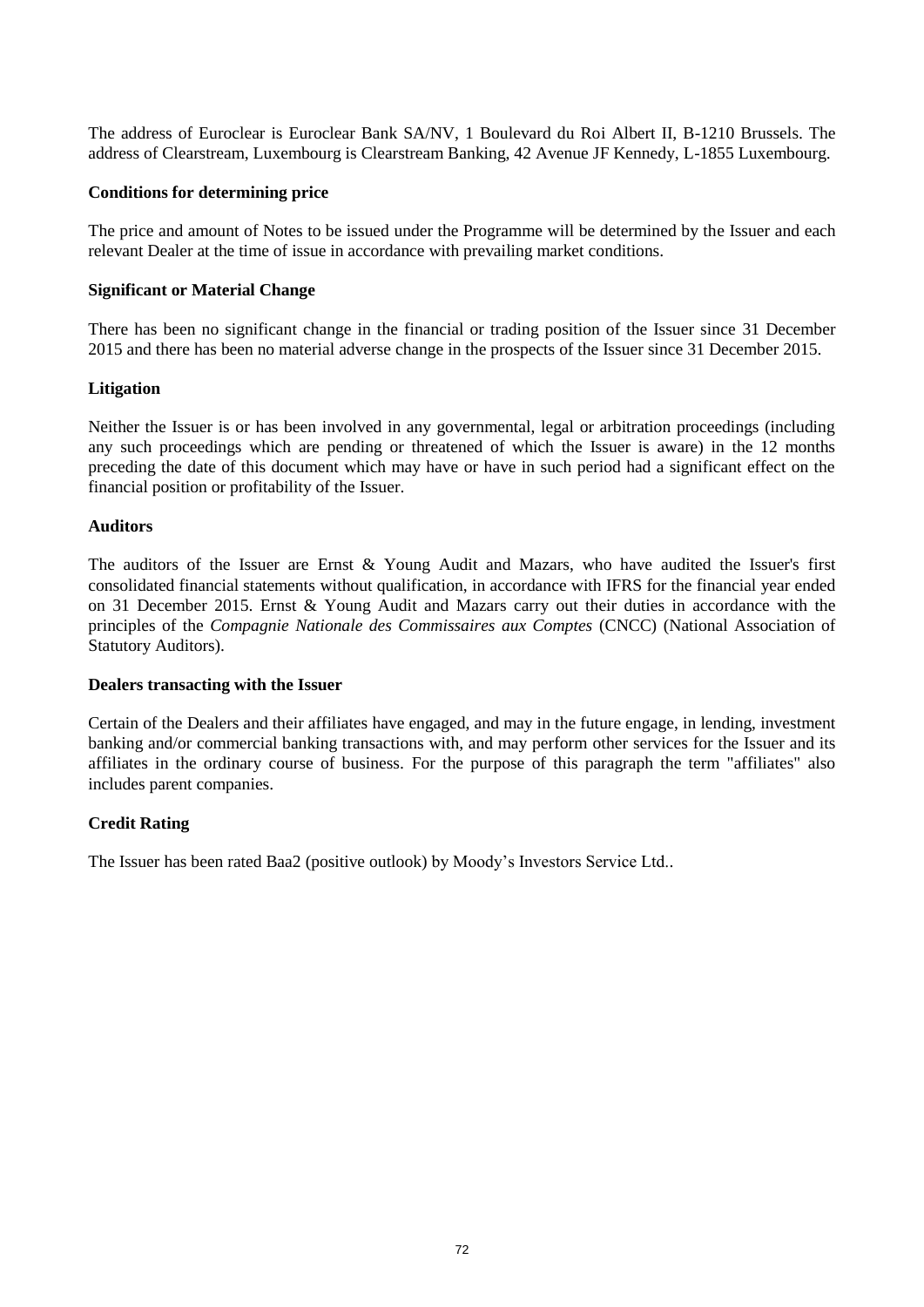The address of Euroclear is Euroclear Bank SA/NV, 1 Boulevard du Roi Albert II, B-1210 Brussels. The address of Clearstream, Luxembourg is Clearstream Banking, 42 Avenue JF Kennedy, L-1855 Luxembourg.

**Conditions for determining price**

The price and amount of Notes to be issued under the Programme will be determined by the Issuer and each relevant Dealer at the time of issue in accordance with prevailing market conditions.

**Significant or Material Change**

There has been no significant change in the financial or trading position of the Issuer since 31 December 2015 and there has been no material adverse change in the prospects of the Issuer since 31 December 2015.

**Litigation**

Neither the Issuer is or has been involved in any governmental, legal or arbitration proceedings (including any such proceedings which are pending or threatened of which the Issuer is aware) in the 12 months preceding the date of this document which may have or have in such period had a significant effect on the financial position or profitability of the Issuer.

**Auditors**

The auditors of the Issuer are Ernst & Young Audit and Mazars, who have audited the Issuer's first consolidated financial statements without qualification, in accordance with IFRS for the financial year ended on 31 December 2015. Ernst & Young Audit and Mazars carry out their duties in accordance with the principles of the *Compagnie Nationale des Commissaires aux Comptes* (CNCC) (National Association of Statutory Auditors).

**Dealers transacting with the Issuer**

Certain of the Dealers and their affiliates have engaged, and may in the future engage, in lending, investment banking and/or commercial banking transactions with, and may perform other services for the Issuer and its affiliates in the ordinary course of business. For the purpose of this paragraph the term "affiliates" also includes parent companies.

**Credit Rating**

The Issuer has been rated Baa2 (positive outlook) by Moody's Investors Service Ltd..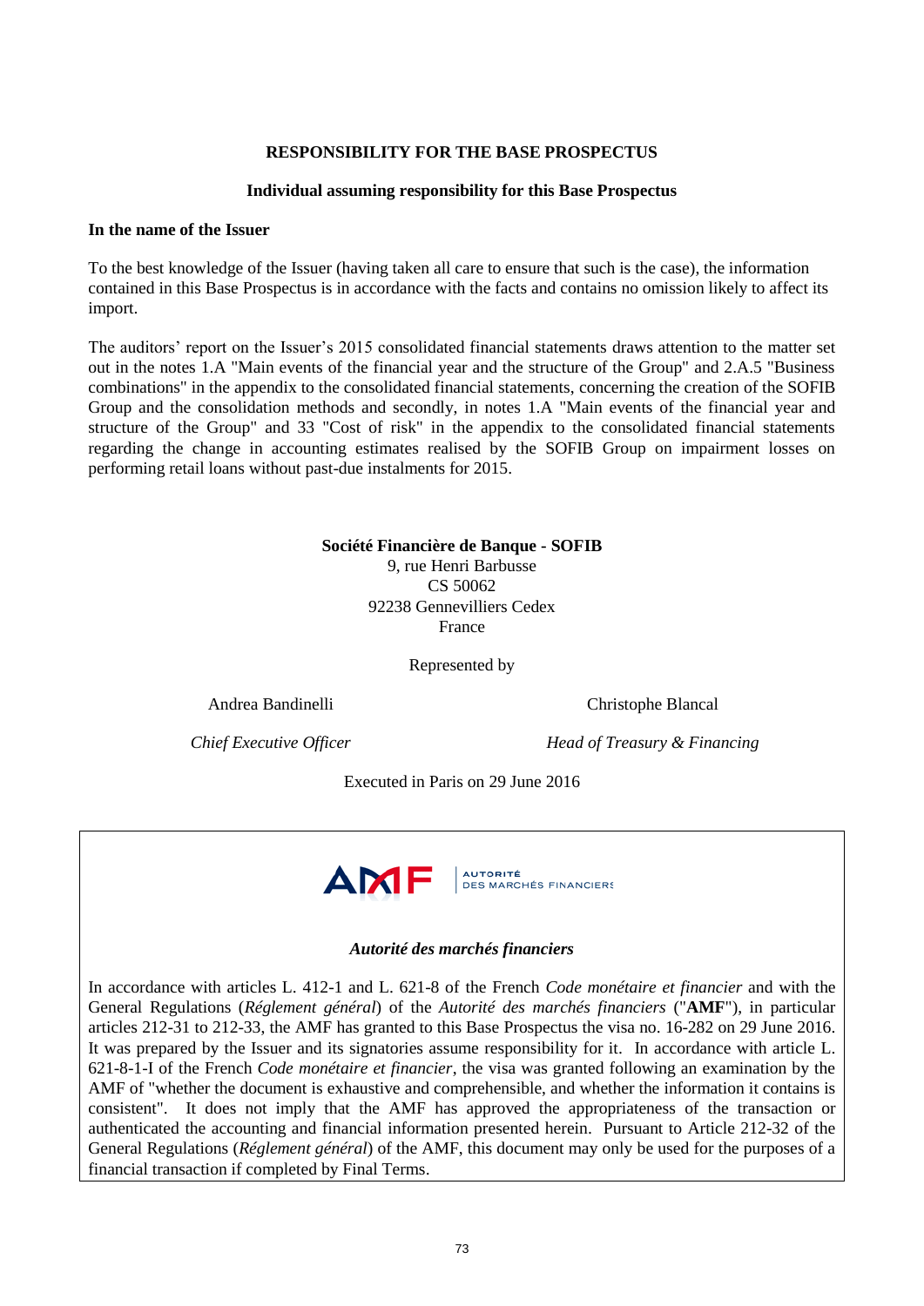# RESPONSIBILITY FOR THE BASE PROSPECTUS

## Individual assuming responsibility for this Base Prospectus

**In the name of the Issuer**

To the best knowledge of the Issuer (having taken all care to ensure that such is the case), the information contained in this Base Prospectus is in accordance with the facts and contains no omission likely to affect its import.

The auditors' report on the Issuer's 2015 consolidated financial statements draws attention to the matter set out in the notes 1.A "Main events of the financial year and the structure of the Group" and 2.A.5 "Business combinations" in the appendix to the consolidated financial statements, concerning the creation of the SOFIB Group and the consolidation methods and secondly, in notes 1.A "Main events of the financial year and structure of the Group" and 33 "Cost of risk" in the appendix to the consolidated financial statements regarding the change in accounting estimates realised by the SOFIB Group on impairment losses on performing retail loans without past-due instalments for 2015.

**Société Financière de Banque - SOFIB**
9, rue Henri Barbusse
CS 50062
92238 Gennevilliers Cedex
France

Represented by

Andrea Bandinelli

*Chief Executive Officer*

Christophe Blancal

*Head of Treasury & Financing*

Executed in Paris on 29 June 2016

AMF | AUTORITÉ DES MARCHÉS FINANCIERS

***Autorité des marchés financiers***

In accordance with articles L. 412-1 and L. 621-8 of the French *Code monétaire et financier* and with the General Regulations (*Réglement général*) of the *Autorité des marchés financiers* ("**AMF**"), in particular articles 212-31 to 212-33, the AMF has granted to this Base Prospectus the visa no. 16-282 on 29 June 2016. It was prepared by the Issuer and its signatories assume responsibility for it. In accordance with article L. 621-8-1-I of the French *Code monétaire et financier*, the visa was granted following an examination by the AMF of "whether the document is exhaustive and comprehensible, and whether the information it contains is consistent". It does not imply that the AMF has approved the appropriateness of the transaction or authenticated the accounting and financial information presented herein. Pursuant to Article 212-32 of the General Regulations (*Réglement général*) of the AMF, this document may only be used for the purposes of a financial transaction if completed by Final Terms.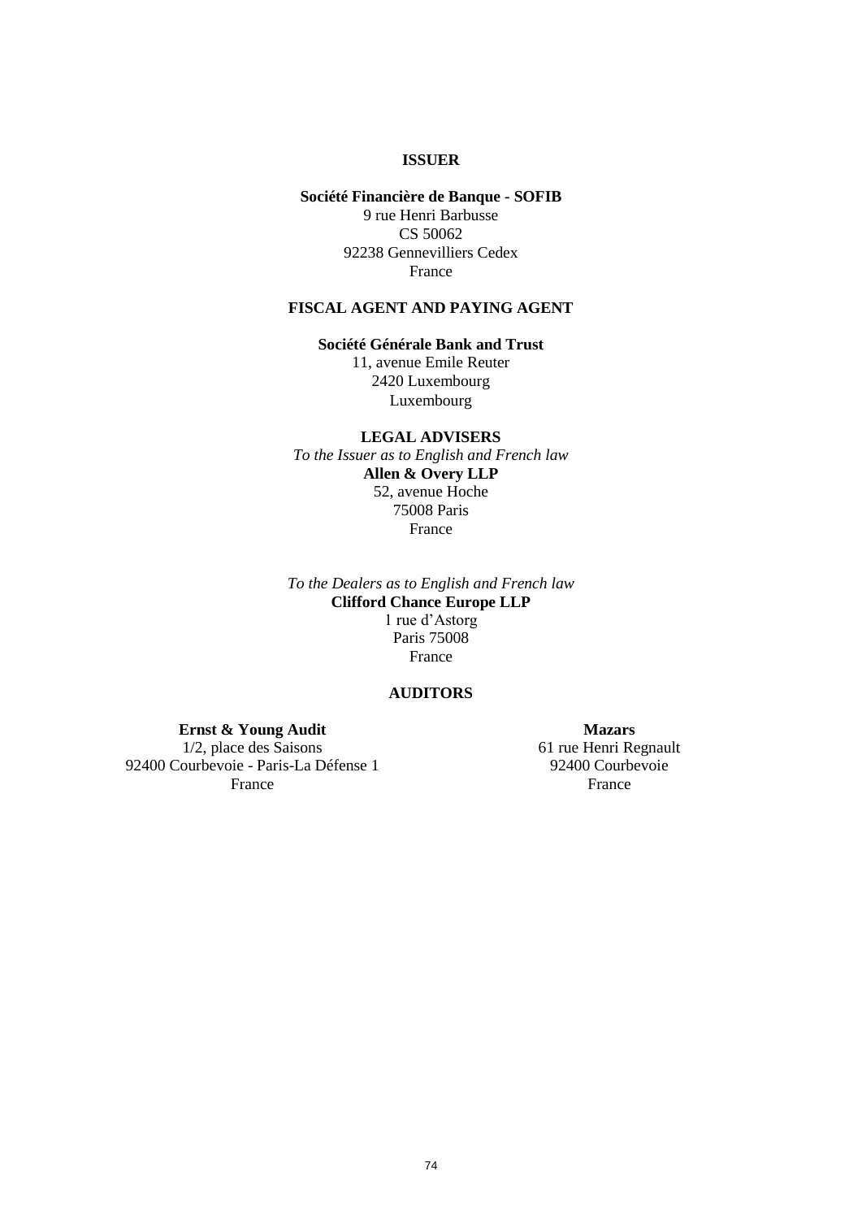**ISSUER**

**Société Financière de Banque - SOFIB**
9 rue Henri Barbusse
CS 50062
92238 Gennevilliers Cedex
France

**FISCAL AGENT AND PAYING AGENT**

**Société Générale Bank and Trust**
11, avenue Emile Reuter
2420 Luxembourg
Luxembourg

**LEGAL ADVISERS**

*To the Issuer as to English and French law*
**Allen & Overy LLP**
52, avenue Hoche
75008 Paris
France

*To the Dealers as to English and French law*
**Clifford Chance Europe LLP**
1 rue d'Astorg
Paris 75008
France

**AUDITORS**

**Ernst & Young Audit**
1/2, place des Saisons
92400 Courbevoie - Paris-La Défense 1
France

**Mazars**
61 rue Henri Regnault
92400 Courbevoie
France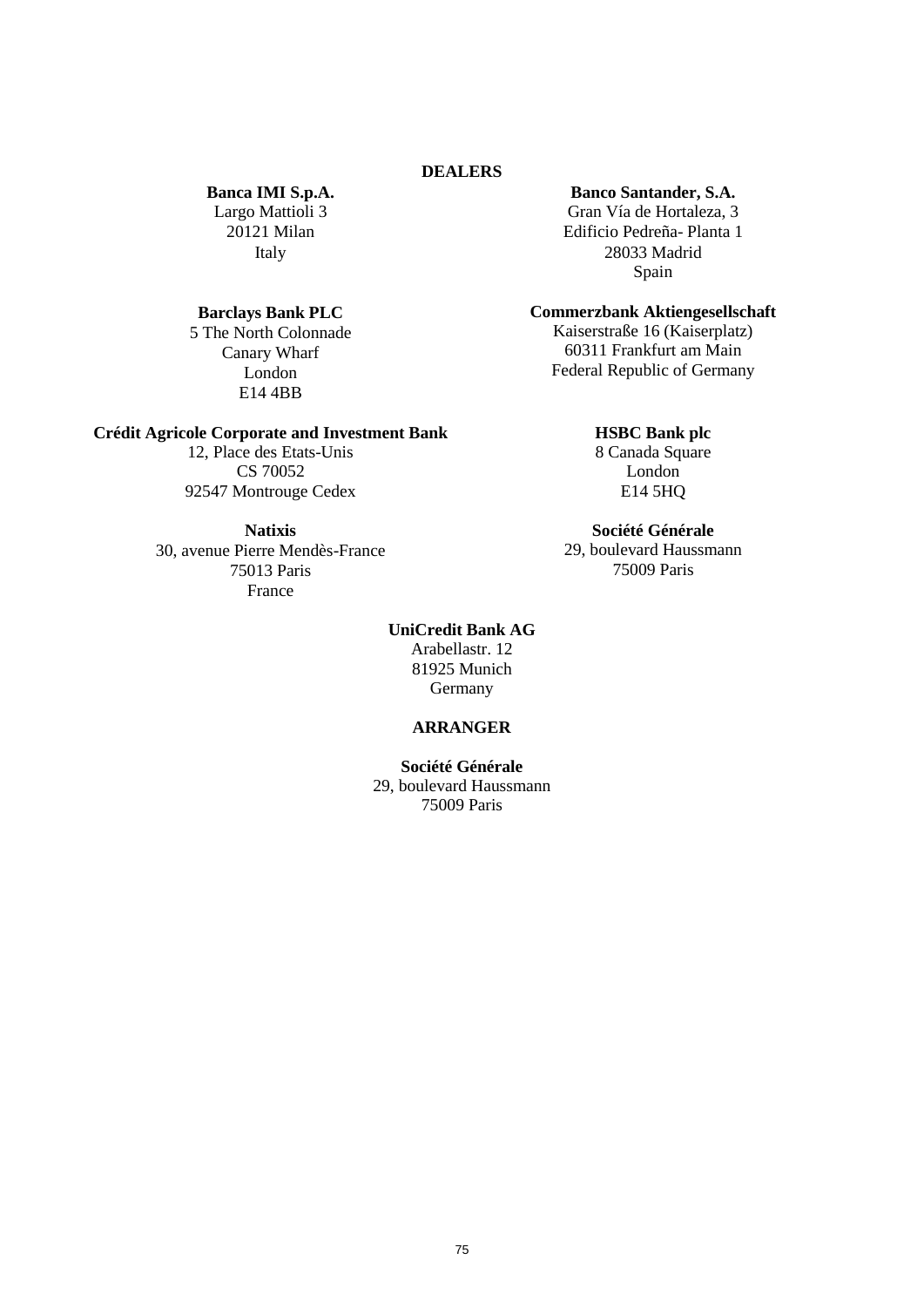## DEALERS

**Banca IMI S.p.A.**
Largo Mattioli 3
20121 Milan
Italy

**Banco Santander, S.A.**
Gran Vía de Hortaleza, 3
Edificio Pedreña- Planta 1
28033 Madrid
Spain

**Barclays Bank PLC**
5 The North Colonnade
Canary Wharf
London
E14 4BB

**Commerzbank Aktiengesellschaft**
Kaiserstraße 16 (Kaiserplatz)
60311 Frankfurt am Main
Federal Republic of Germany

**Crédit Agricole Corporate and Investment Bank**
12, Place des Etats-Unis
CS 70052
92547 Montrouge Cedex

**HSBC Bank plc**
8 Canada Square
London
E14 5HQ

**Natixis**
30, avenue Pierre Mendès-France
75013 Paris
France

**Société Générale**
29, boulevard Haussmann
75009 Paris

**UniCredit Bank AG**
Arabellastr. 12
81925 Munich
Germany

## ARRANGER

**Société Générale**
29, boulevard Haussmann
75009 Paris